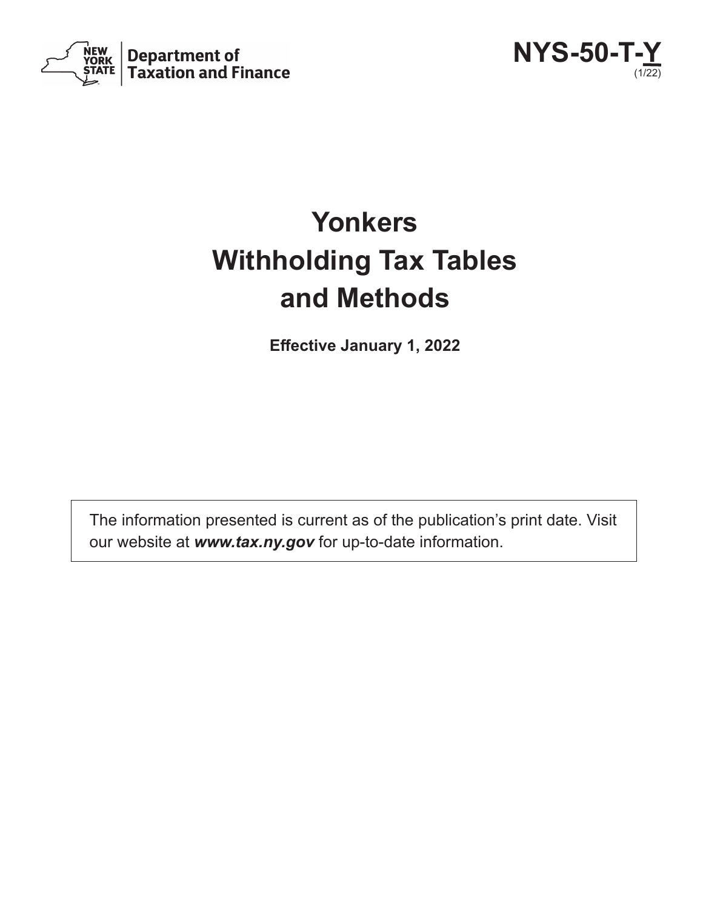Department of Taxation and Finance

**NYS-50-T-Y** (1/22)

# Yonkers Withholding Tax Tables and Methods

**Effective January 1, 2022**

The information presented is current as of the publication's print date. Visit our website at ***www.tax.ny.gov*** for up-to-date information.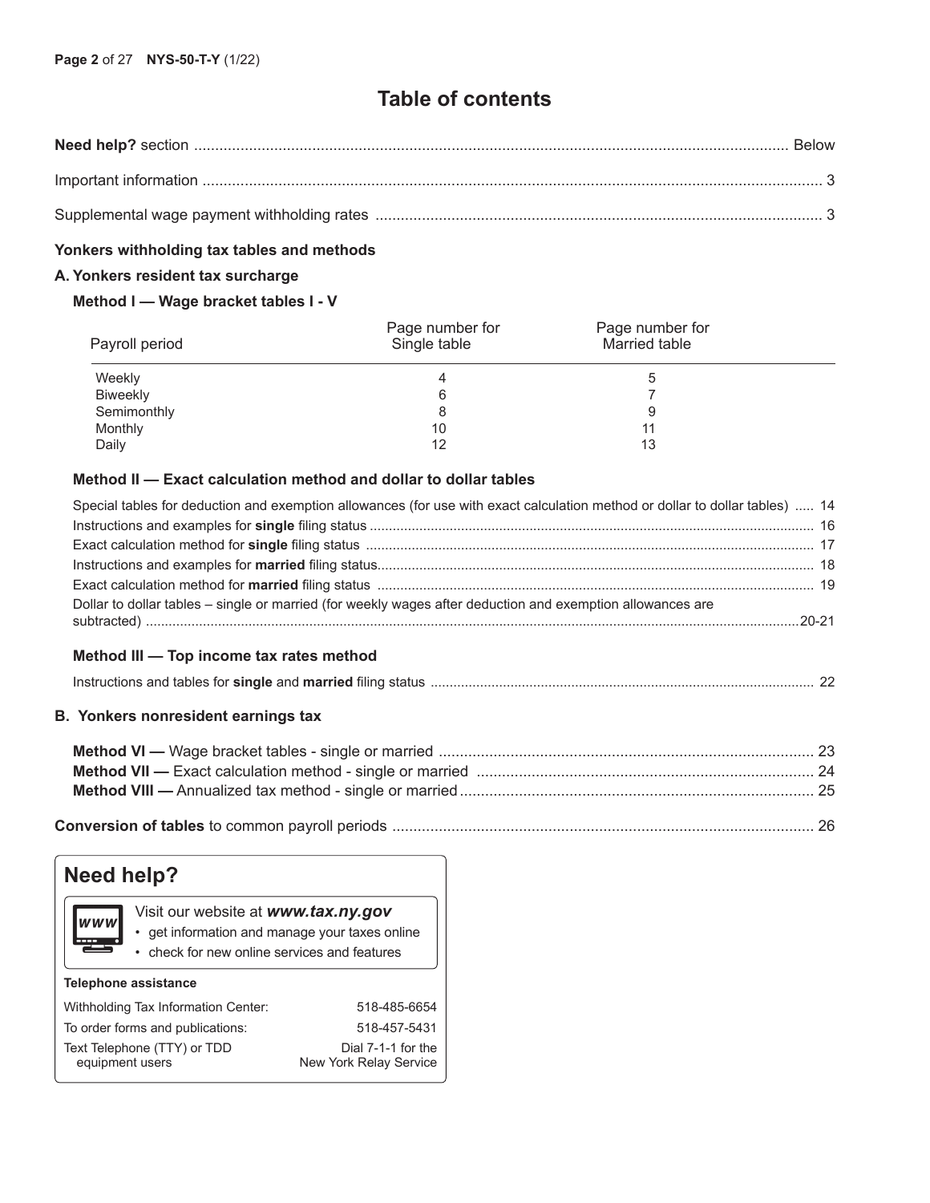# Table of contents

| | |
|---|---|
| **Need help?** section | Below |
| Important information | 3 |
| Supplemental wage payment withholding rates | 3 |

## Yonkers withholding tax tables and methods

### A. Yonkers resident tax surcharge

#### Method I — Wage bracket tables I - V

| Payroll period | Page number for Single table | Page number for Married table |
|---|---|---|
| Weekly | 4 | 5 |
| Biweekly | 6 | 7 |
| Semimonthly | 8 | 9 |
| Monthly | 10 | 11 |
| Daily | 12 | 13 |

#### Method II — Exact calculation method and dollar to dollar tables

| | |
|---|---|
| Special tables for deduction and exemption allowances (for use with exact calculation method or dollar to dollar tables) | 14 |
| Instructions and examples for **single** filing status | 16 |
| Exact calculation method for **single** filing status | 17 |
| Instructions and examples for **married** filing status | 18 |
| Exact calculation method for **married** filing status | 19 |
| Dollar to dollar tables – single or married (for weekly wages after deduction and exemption allowances are subtracted) | 20-21 |

#### Method III — Top income tax rates method

| | |
|---|---|
| Instructions and tables for **single** and **married** filing status | 22 |

### B. Yonkers nonresident earnings tax

| | |
|---|---|
| **Method VI —** Wage bracket tables - single or married | 23 |
| **Method VII —** Exact calculation method - single or married | 24 |
| **Method VIII —** Annualized tax method - single or married | 25 |

| | |
|---|---|
| **Conversion of tables** to common payroll periods | 26 |

## Need help?

Visit our website at ***www.tax.ny.gov***
- get information and manage your taxes online
- check for new online services and features

**Telephone assistance**

| | |
|---|---|
| Withholding Tax Information Center: | 518-485-6654 |
| To order forms and publications: | 518-457-5431 |
| Text Telephone (TTY) or TDD equipment users | Dial 7-1-1 for the New York Relay Service |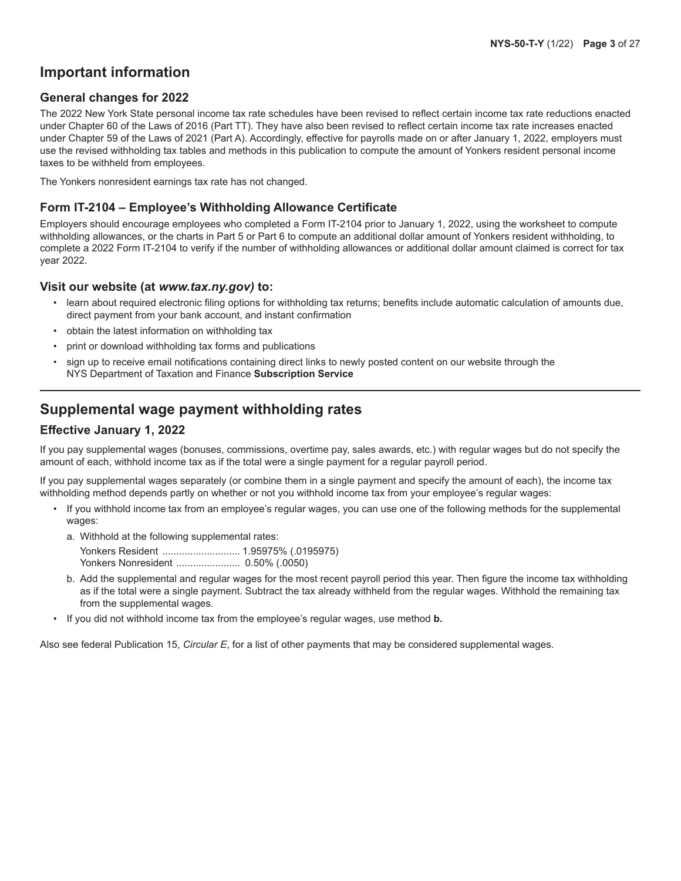## Important information

### General changes for 2022

The 2022 New York State personal income tax rate schedules have been revised to reflect certain income tax rate reductions enacted under Chapter 60 of the Laws of 2016 (Part TT). They have also been revised to reflect certain income tax rate increases enacted under Chapter 59 of the Laws of 2021 (Part A). Accordingly, effective for payrolls made on or after January 1, 2022, employers must use the revised withholding tax tables and methods in this publication to compute the amount of Yonkers resident personal income taxes to be withheld from employees.

The Yonkers nonresident earnings tax rate has not changed.

### Form IT-2104 – Employee's Withholding Allowance Certificate

Employers should encourage employees who completed a Form IT-2104 prior to January 1, 2022, using the worksheet to compute withholding allowances, or the charts in Part 5 or Part 6 to compute an additional dollar amount of Yonkers resident withholding, to complete a 2022 Form IT-2104 to verify if the number of withholding allowances or additional dollar amount claimed is correct for tax year 2022.

### Visit our website (at *www.tax.ny.gov)* to:

- learn about required electronic filing options for withholding tax returns; benefits include automatic calculation of amounts due, direct payment from your bank account, and instant confirmation
- obtain the latest information on withholding tax
- print or download withholding tax forms and publications
- sign up to receive email notifications containing direct links to newly posted content on our website through the NYS Department of Taxation and Finance **Subscription Service**

---

## Supplemental wage payment withholding rates

### Effective January 1, 2022

If you pay supplemental wages (bonuses, commissions, overtime pay, sales awards, etc.) with regular wages but do not specify the amount of each, withhold income tax as if the total were a single payment for a regular payroll period.

If you pay supplemental wages separately (or combine them in a single payment and specify the amount of each), the income tax withholding method depends partly on whether or not you withhold income tax from your employee's regular wages:

- If you withhold income tax from an employee's regular wages, you can use one of the following methods for the supplemental wages:
  a. Withhold at the following supplemental rates:
     Yonkers Resident ............................ 1.95975% (.0195975)
     Yonkers Nonresident ....................... 0.50% (.0050)
  b. Add the supplemental and regular wages for the most recent payroll period this year. Then figure the income tax withholding as if the total were a single payment. Subtract the tax already withheld from the regular wages. Withhold the remaining tax from the supplemental wages.
- If you did not withhold income tax from the employee's regular wages, use method **b.**

Also see federal Publication 15, *Circular E*, for a list of other payments that may be considered supplemental wages.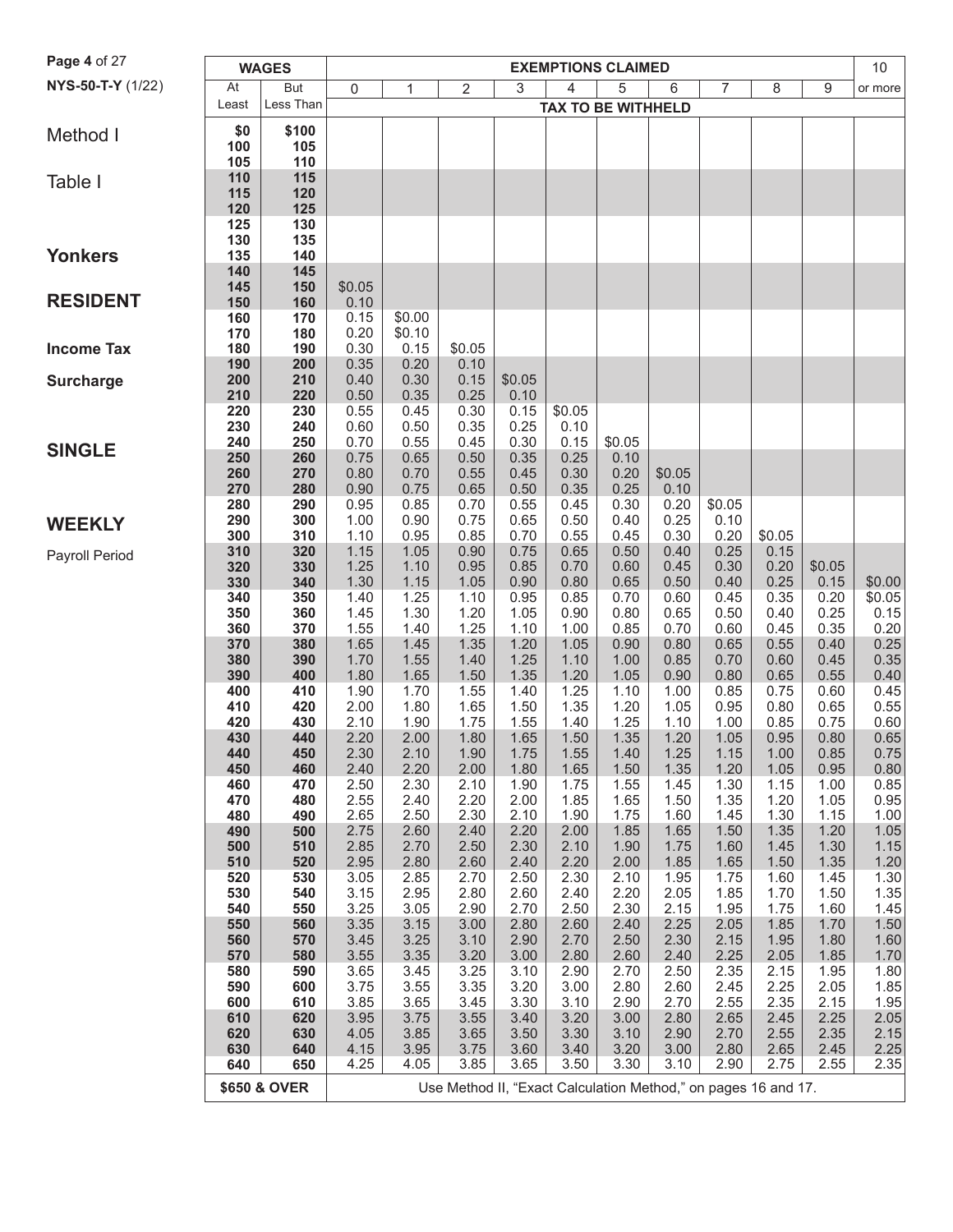NYS-50-T-Y (1/22)

# Method I

## Table I

## Yonkers

## RESIDENT

**Income Tax**

**Surcharge**

## SINGLE

## WEEKLY

Payroll Period

| WAGES | | EXEMPTIONS CLAIMED | | | | | | | | | | 10 |
|---|---|---|---|---|---|---|---|---|---|---|---|---|
| At Least | But Less Than | 0 | 1 | 2 | 3 | 4 | 5 | 6 | 7 | 8 | 9 | or more |
| | | TAX TO BE WITHHELD | | | | | | | | | | |
| $0 | $100 | | | | | | | | | | | |
| 100 | 105 | | | | | | | | | | | |
| 105 | 110 | | | | | | | | | | | |
| 110 | 115 | | | | | | | | | | | |
| 115 | 120 | | | | | | | | | | | |
| 120 | 125 | | | | | | | | | | | |
| 125 | 130 | | | | | | | | | | | |
| 130 | 135 | | | | | | | | | | | |
| 135 | 140 | | | | | | | | | | | |
| 140 | 145 | | | | | | | | | | | |
| 145 | 150 | $0.05 | | | | | | | | | | |
| 150 | 160 | 0.10 | | | | | | | | | | |
| 160 | 170 | 0.15 | $0.00 | | | | | | | | | |
| 170 | 180 | 0.20 | $0.10 | | | | | | | | | |
| 180 | 190 | 0.30 | 0.15 | $0.05 | | | | | | | | |
| 190 | 200 | 0.35 | 0.20 | 0.10 | | | | | | | | |
| 200 | 210 | 0.40 | 0.30 | 0.15 | $0.05 | | | | | | | |
| 210 | 220 | 0.50 | 0.35 | 0.25 | 0.10 | | | | | | | |
| 220 | 230 | 0.55 | 0.45 | 0.30 | 0.15 | $0.05 | | | | | | |
| 230 | 240 | 0.60 | 0.50 | 0.35 | 0.25 | 0.10 | | | | | | |
| 240 | 250 | 0.70 | 0.55 | 0.45 | 0.30 | 0.15 | $0.05 | | | | | |
| 250 | 260 | 0.75 | 0.65 | 0.50 | 0.35 | 0.25 | 0.10 | | | | | |
| 260 | 270 | 0.80 | 0.70 | 0.55 | 0.45 | 0.30 | 0.20 | $0.05 | | | | |
| 270 | 280 | 0.90 | 0.75 | 0.65 | 0.50 | 0.35 | 0.25 | 0.10 | | | | |
| 280 | 290 | 0.95 | 0.85 | 0.70 | 0.55 | 0.45 | 0.30 | 0.20 | $0.05 | | | |
| 290 | 300 | 1.00 | 0.90 | 0.75 | 0.65 | 0.50 | 0.40 | 0.25 | 0.10 | | | |
| 300 | 310 | 1.10 | 0.95 | 0.85 | 0.70 | 0.55 | 0.45 | 0.30 | 0.20 | $0.05 | | |
| 310 | 320 | 1.15 | 1.05 | 0.90 | 0.75 | 0.65 | 0.50 | 0.40 | 0.25 | 0.15 | | |
| 320 | 330 | 1.25 | 1.10 | 0.95 | 0.85 | 0.70 | 0.60 | 0.45 | 0.30 | 0.20 | $0.05 | |
| 330 | 340 | 1.30 | 1.15 | 1.05 | 0.90 | 0.80 | 0.65 | 0.50 | 0.40 | 0.25 | 0.15 | $0.00 |
| 340 | 350 | 1.40 | 1.25 | 1.10 | 0.95 | 0.85 | 0.70 | 0.60 | 0.45 | 0.35 | 0.20 | $0.05 |
| 350 | 360 | 1.45 | 1.30 | 1.20 | 1.05 | 0.90 | 0.80 | 0.65 | 0.50 | 0.40 | 0.25 | 0.15 |
| 360 | 370 | 1.55 | 1.40 | 1.25 | 1.10 | 1.00 | 0.85 | 0.70 | 0.60 | 0.45 | 0.35 | 0.20 |
| 370 | 380 | 1.65 | 1.45 | 1.35 | 1.20 | 1.05 | 0.90 | 0.80 | 0.65 | 0.55 | 0.40 | 0.25 |
| 380 | 390 | 1.70 | 1.55 | 1.40 | 1.25 | 1.10 | 1.00 | 0.85 | 0.70 | 0.60 | 0.45 | 0.35 |
| 390 | 400 | 1.80 | 1.65 | 1.50 | 1.35 | 1.20 | 1.05 | 0.90 | 0.80 | 0.65 | 0.55 | 0.40 |
| 400 | 410 | 1.90 | 1.70 | 1.55 | 1.40 | 1.25 | 1.10 | 1.00 | 0.85 | 0.75 | 0.60 | 0.45 |
| 410 | 420 | 2.00 | 1.80 | 1.65 | 1.50 | 1.35 | 1.20 | 1.05 | 0.95 | 0.80 | 0.65 | 0.55 |
| 420 | 430 | 2.10 | 1.90 | 1.75 | 1.55 | 1.40 | 1.25 | 1.10 | 1.00 | 0.85 | 0.75 | 0.60 |
| 430 | 440 | 2.20 | 2.00 | 1.80 | 1.65 | 1.50 | 1.35 | 1.20 | 1.05 | 0.95 | 0.80 | 0.65 |
| 440 | 450 | 2.30 | 2.10 | 1.90 | 1.75 | 1.55 | 1.40 | 1.25 | 1.15 | 1.00 | 0.85 | 0.75 |
| 450 | 460 | 2.40 | 2.20 | 2.00 | 1.80 | 1.65 | 1.50 | 1.35 | 1.20 | 1.05 | 0.95 | 0.80 |
| 460 | 470 | 2.50 | 2.30 | 2.10 | 1.90 | 1.75 | 1.55 | 1.45 | 1.30 | 1.15 | 1.00 | 0.85 |
| 470 | 480 | 2.55 | 2.40 | 2.20 | 2.00 | 1.85 | 1.65 | 1.50 | 1.35 | 1.20 | 1.05 | 0.95 |
| 480 | 490 | 2.65 | 2.50 | 2.30 | 2.10 | 1.90 | 1.75 | 1.60 | 1.45 | 1.30 | 1.15 | 1.00 |
| 490 | 500 | 2.75 | 2.60 | 2.40 | 2.20 | 2.00 | 1.85 | 1.65 | 1.50 | 1.35 | 1.20 | 1.05 |
| 500 | 510 | 2.85 | 2.70 | 2.50 | 2.30 | 2.10 | 1.90 | 1.75 | 1.60 | 1.45 | 1.30 | 1.15 |
| 510 | 520 | 2.95 | 2.80 | 2.60 | 2.40 | 2.20 | 2.00 | 1.85 | 1.65 | 1.50 | 1.35 | 1.20 |
| 520 | 530 | 3.05 | 2.85 | 2.70 | 2.50 | 2.30 | 2.10 | 1.95 | 1.75 | 1.60 | 1.45 | 1.30 |
| 530 | 540 | 3.15 | 2.95 | 2.80 | 2.60 | 2.40 | 2.20 | 2.05 | 1.85 | 1.70 | 1.50 | 1.35 |
| 540 | 550 | 3.25 | 3.05 | 2.90 | 2.70 | 2.50 | 2.30 | 2.15 | 1.95 | 1.75 | 1.60 | 1.45 |
| 550 | 560 | 3.35 | 3.15 | 3.00 | 2.80 | 2.60 | 2.40 | 2.25 | 2.05 | 1.85 | 1.70 | 1.50 |
| 560 | 570 | 3.45 | 3.25 | 3.10 | 2.90 | 2.70 | 2.50 | 2.30 | 2.15 | 1.95 | 1.80 | 1.60 |
| 570 | 580 | 3.55 | 3.35 | 3.20 | 3.00 | 2.80 | 2.60 | 2.40 | 2.25 | 2.05 | 1.85 | 1.70 |
| 580 | 590 | 3.65 | 3.45 | 3.25 | 3.10 | 2.90 | 2.70 | 2.50 | 2.35 | 2.15 | 1.95 | 1.80 |
| 590 | 600 | 3.75 | 3.55 | 3.35 | 3.20 | 3.00 | 2.80 | 2.60 | 2.45 | 2.25 | 2.05 | 1.85 |
| 600 | 610 | 3.85 | 3.65 | 3.45 | 3.30 | 3.10 | 2.90 | 2.70 | 2.55 | 2.35 | 2.15 | 1.95 |
| 610 | 620 | 3.95 | 3.75 | 3.55 | 3.40 | 3.20 | 3.00 | 2.80 | 2.65 | 2.45 | 2.25 | 2.05 |
| 620 | 630 | 4.05 | 3.85 | 3.65 | 3.50 | 3.30 | 3.10 | 2.90 | 2.70 | 2.55 | 2.35 | 2.15 |
| 630 | 640 | 4.15 | 3.95 | 3.75 | 3.60 | 3.40 | 3.20 | 3.00 | 2.80 | 2.65 | 2.45 | 2.25 |
| 640 | 650 | 4.25 | 4.05 | 3.85 | 3.65 | 3.50 | 3.30 | 3.10 | 2.90 | 2.75 | 2.55 | 2.35 |
| $650 & OVER | | Use Method II, "Exact Calculation Method," on pages 16 and 17. | | | | | | | | | | |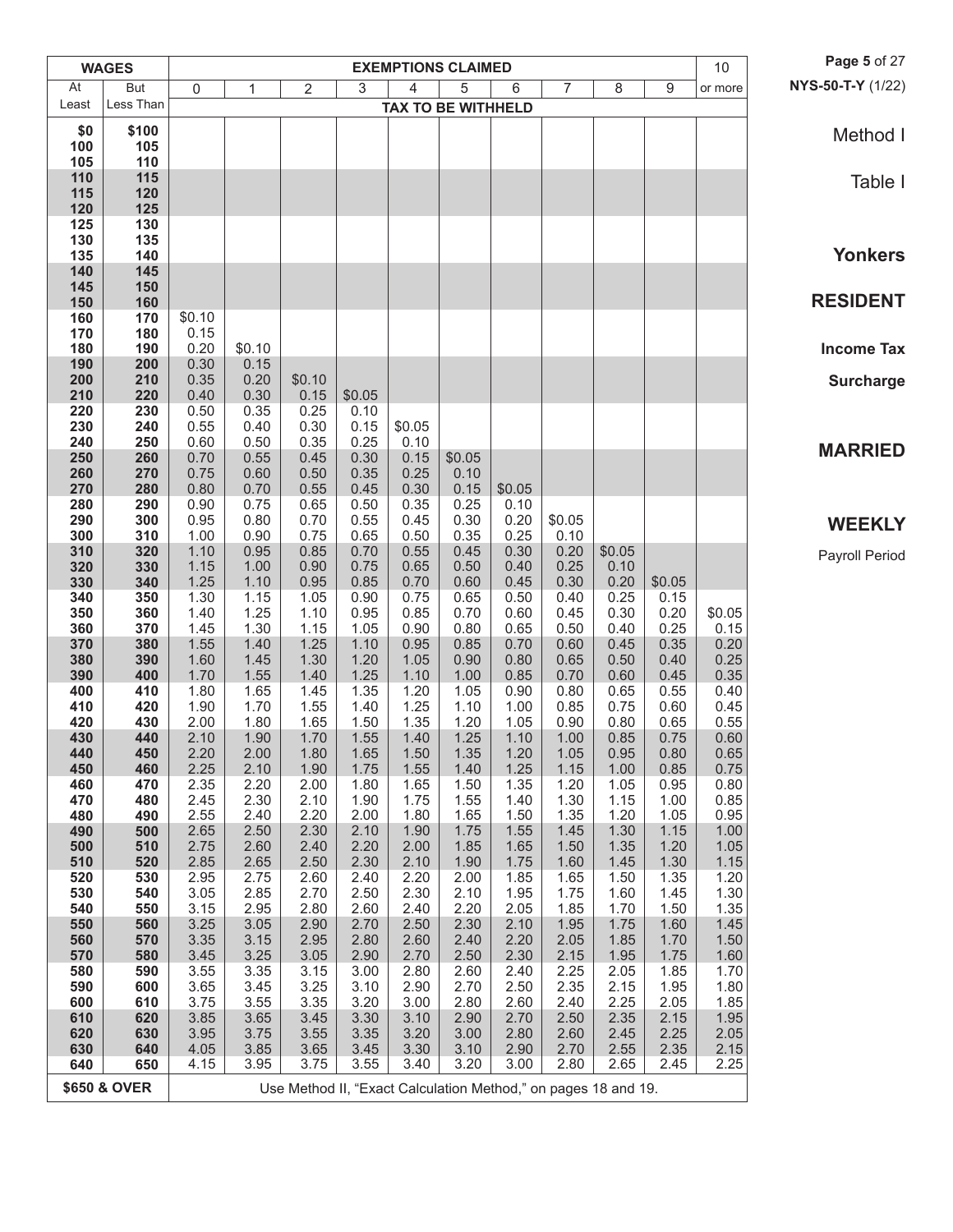Method I

Table I

**Yonkers**

**RESIDENT**

**Income Tax**

**Surcharge**

**MARRIED**

**WEEKLY**

Payroll Period

| WAGES | | EXEMPTIONS CLAIMED | | | | | | | | | | 10 |
|---|---|---|---|---|---|---|---|---|---|---|---|---|
| At Least | But Less Than | 0 | 1 | 2 | 3 | 4 | 5 | 6 | 7 | 8 | 9 | or more |
| | | TAX TO BE WITHHELD | | | | | | | | | | |
| $0 | $100 | | | | | | | | | | | |
| 100 | 105 | | | | | | | | | | | |
| 105 | 110 | | | | | | | | | | | |
| 110 | 115 | | | | | | | | | | | |
| 115 | 120 | | | | | | | | | | | |
| 120 | 125 | | | | | | | | | | | |
| 125 | 130 | | | | | | | | | | | |
| 130 | 135 | | | | | | | | | | | |
| 135 | 140 | | | | | | | | | | | |
| 140 | 145 | | | | | | | | | | | |
| 145 | 150 | | | | | | | | | | | |
| 150 | 160 | | | | | | | | | | | |
| 160 | 170 | $0.10 | | | | | | | | | | |
| 170 | 180 | 0.15 | | | | | | | | | | |
| 180 | 190 | 0.20 | $0.10 | | | | | | | | | |
| 190 | 200 | 0.30 | 0.15 | | | | | | | | | |
| 200 | 210 | 0.35 | 0.20 | $0.10 | | | | | | | | |
| 210 | 220 | 0.40 | 0.30 | 0.15 | $0.05 | | | | | | | |
| 220 | 230 | 0.50 | 0.35 | 0.25 | 0.10 | | | | | | | |
| 230 | 240 | 0.55 | 0.40 | 0.30 | 0.15 | $0.05 | | | | | | |
| 240 | 250 | 0.60 | 0.50 | 0.35 | 0.25 | 0.10 | | | | | | |
| 250 | 260 | 0.70 | 0.55 | 0.45 | 0.30 | 0.15 | $0.05 | | | | | |
| 260 | 270 | 0.75 | 0.60 | 0.50 | 0.35 | 0.25 | 0.10 | | | | | |
| 270 | 280 | 0.80 | 0.70 | 0.55 | 0.45 | 0.30 | 0.15 | $0.05 | | | | |
| 280 | 290 | 0.90 | 0.75 | 0.65 | 0.50 | 0.35 | 0.25 | 0.10 | | | | |
| 290 | 300 | 0.95 | 0.80 | 0.70 | 0.55 | 0.45 | 0.30 | 0.20 | $0.05 | | | |
| 300 | 310 | 1.00 | 0.90 | 0.75 | 0.65 | 0.50 | 0.35 | 0.25 | 0.10 | | | |
| 310 | 320 | 1.10 | 0.95 | 0.85 | 0.70 | 0.55 | 0.45 | 0.30 | 0.20 | $0.05 | | |
| 320 | 330 | 1.15 | 1.00 | 0.90 | 0.75 | 0.65 | 0.50 | 0.40 | 0.25 | 0.10 | | |
| 330 | 340 | 1.25 | 1.10 | 0.95 | 0.85 | 0.70 | 0.60 | 0.45 | 0.30 | 0.20 | $0.05 | |
| 340 | 350 | 1.30 | 1.15 | 1.05 | 0.90 | 0.75 | 0.65 | 0.50 | 0.40 | 0.25 | 0.15 | |
| 350 | 360 | 1.40 | 1.25 | 1.10 | 0.95 | 0.85 | 0.70 | 0.60 | 0.45 | 0.30 | 0.20 | $0.05 |
| 360 | 370 | 1.45 | 1.30 | 1.15 | 1.05 | 0.90 | 0.80 | 0.65 | 0.50 | 0.40 | 0.25 | 0.15 |
| 370 | 380 | 1.55 | 1.40 | 1.25 | 1.10 | 0.95 | 0.85 | 0.70 | 0.60 | 0.45 | 0.35 | 0.20 |
| 380 | 390 | 1.60 | 1.45 | 1.30 | 1.20 | 1.05 | 0.90 | 0.80 | 0.65 | 0.50 | 0.40 | 0.25 |
| 390 | 400 | 1.70 | 1.55 | 1.40 | 1.25 | 1.10 | 1.00 | 0.85 | 0.70 | 0.60 | 0.45 | 0.35 |
| 400 | 410 | 1.80 | 1.65 | 1.45 | 1.35 | 1.20 | 1.05 | 0.90 | 0.80 | 0.65 | 0.55 | 0.40 |
| 410 | 420 | 1.90 | 1.70 | 1.55 | 1.40 | 1.25 | 1.10 | 1.00 | 0.85 | 0.75 | 0.60 | 0.45 |
| 420 | 430 | 2.00 | 1.80 | 1.65 | 1.50 | 1.35 | 1.20 | 1.05 | 0.90 | 0.80 | 0.65 | 0.55 |
| 430 | 440 | 2.10 | 1.90 | 1.70 | 1.55 | 1.40 | 1.25 | 1.10 | 1.00 | 0.85 | 0.75 | 0.60 |
| 440 | 450 | 2.20 | 2.00 | 1.80 | 1.65 | 1.50 | 1.35 | 1.20 | 1.05 | 0.95 | 0.80 | 0.65 |
| 450 | 460 | 2.25 | 2.10 | 1.90 | 1.75 | 1.55 | 1.40 | 1.25 | 1.15 | 1.00 | 0.85 | 0.75 |
| 460 | 470 | 2.35 | 2.20 | 2.00 | 1.80 | 1.65 | 1.50 | 1.35 | 1.20 | 1.05 | 0.95 | 0.80 |
| 470 | 480 | 2.45 | 2.30 | 2.10 | 1.90 | 1.75 | 1.55 | 1.40 | 1.30 | 1.15 | 1.00 | 0.85 |
| 480 | 490 | 2.55 | 2.40 | 2.20 | 2.00 | 1.80 | 1.65 | 1.50 | 1.35 | 1.20 | 1.05 | 0.95 |
| 490 | 500 | 2.65 | 2.50 | 2.30 | 2.10 | 1.90 | 1.75 | 1.55 | 1.45 | 1.30 | 1.15 | 1.00 |
| 500 | 510 | 2.75 | 2.60 | 2.40 | 2.20 | 2.00 | 1.85 | 1.65 | 1.50 | 1.35 | 1.20 | 1.05 |
| 510 | 520 | 2.85 | 2.65 | 2.50 | 2.30 | 2.10 | 1.90 | 1.75 | 1.60 | 1.45 | 1.30 | 1.15 |
| 520 | 530 | 2.95 | 2.75 | 2.60 | 2.40 | 2.20 | 2.00 | 1.85 | 1.65 | 1.50 | 1.35 | 1.20 |
| 530 | 540 | 3.05 | 2.85 | 2.70 | 2.50 | 2.30 | 2.10 | 1.95 | 1.75 | 1.60 | 1.45 | 1.30 |
| 540 | 550 | 3.15 | 2.95 | 2.80 | 2.60 | 2.40 | 2.20 | 2.05 | 1.85 | 1.70 | 1.50 | 1.35 |
| 550 | 560 | 3.25 | 3.05 | 2.90 | 2.70 | 2.50 | 2.30 | 2.10 | 1.95 | 1.75 | 1.60 | 1.45 |
| 560 | 570 | 3.35 | 3.15 | 2.95 | 2.80 | 2.60 | 2.40 | 2.20 | 2.05 | 1.85 | 1.70 | 1.50 |
| 570 | 580 | 3.45 | 3.25 | 3.05 | 2.90 | 2.70 | 2.50 | 2.30 | 2.15 | 1.95 | 1.75 | 1.60 |
| 580 | 590 | 3.55 | 3.35 | 3.15 | 3.00 | 2.80 | 2.60 | 2.40 | 2.25 | 2.05 | 1.85 | 1.70 |
| 590 | 600 | 3.65 | 3.45 | 3.25 | 3.10 | 2.90 | 2.70 | 2.50 | 2.35 | 2.15 | 1.95 | 1.80 |
| 600 | 610 | 3.75 | 3.55 | 3.35 | 3.20 | 3.00 | 2.80 | 2.60 | 2.40 | 2.25 | 2.05 | 1.85 |
| 610 | 620 | 3.85 | 3.65 | 3.45 | 3.30 | 3.10 | 2.90 | 2.70 | 2.50 | 2.35 | 2.15 | 1.95 |
| 620 | 630 | 3.95 | 3.75 | 3.55 | 3.35 | 3.20 | 3.00 | 2.80 | 2.60 | 2.45 | 2.25 | 2.05 |
| 630 | 640 | 4.05 | 3.85 | 3.65 | 3.45 | 3.30 | 3.10 | 2.90 | 2.70 | 2.55 | 2.35 | 2.15 |
| 640 | 650 | 4.15 | 3.95 | 3.75 | 3.55 | 3.40 | 3.20 | 3.00 | 2.80 | 2.65 | 2.45 | 2.25 |
| $650 & OVER | | Use Method II, "Exact Calculation Method," on pages 18 and 19. | | | | | | | | | | |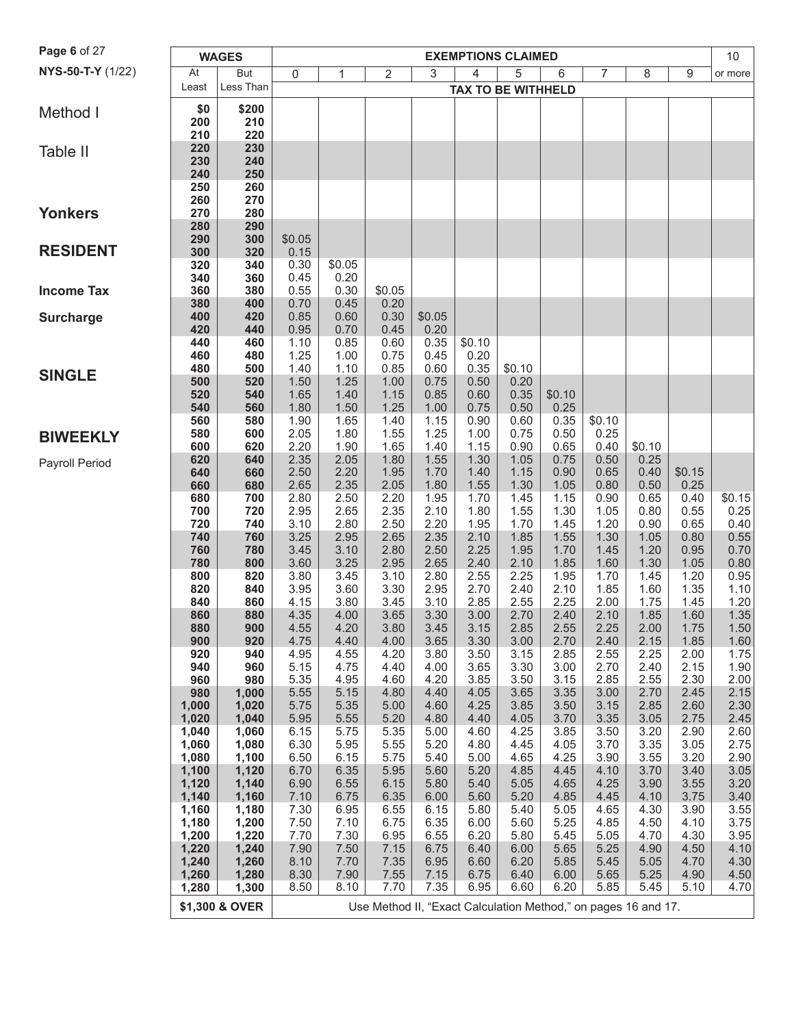Method I

Table II

**Yonkers**

**RESIDENT**

**Income Tax**

**Surcharge**

**SINGLE**

**BIWEEKLY**

Payroll Period

| WAGES | | EXEMPTIONS CLAIMED | | | | | | | | | | 10 |
|---|---|---|---|---|---|---|---|---|---|---|---|---|
| At Least | But Less Than | 0 | 1 | 2 | 3 | 4 | 5 | 6 | 7 | 8 | 9 | or more |
| | | TAX TO BE WITHHELD | | | | | | | | | | |
| $0 | $200 | | | | | | | | | | | |
| 200 | 210 | | | | | | | | | | | |
| 210 | 220 | | | | | | | | | | | |
| 220 | 230 | | | | | | | | | | | |
| 230 | 240 | | | | | | | | | | | |
| 240 | 250 | | | | | | | | | | | |
| 250 | 260 | | | | | | | | | | | |
| 260 | 270 | | | | | | | | | | | |
| 270 | 280 | | | | | | | | | | | |
| 280 | 290 | | | | | | | | | | | |
| 290 | 300 | $0.05 | | | | | | | | | | |
| 300 | 320 | 0.15 | | | | | | | | | | |
| 320 | 340 | 0.30 | $0.05 | | | | | | | | | |
| 340 | 360 | 0.45 | 0.20 | | | | | | | | | |
| 360 | 380 | 0.55 | 0.30 | $0.05 | | | | | | | | |
| 380 | 400 | 0.70 | 0.45 | 0.20 | | | | | | | | |
| 400 | 420 | 0.85 | 0.60 | 0.30 | $0.05 | | | | | | | |
| 420 | 440 | 0.95 | 0.70 | 0.45 | 0.20 | | | | | | | |
| 440 | 460 | 1.10 | 0.85 | 0.60 | 0.35 | $0.10 | | | | | | |
| 460 | 480 | 1.25 | 1.00 | 0.75 | 0.45 | 0.20 | | | | | | |
| 480 | 500 | 1.40 | 1.10 | 0.85 | 0.60 | 0.35 | $0.10 | | | | | |
| 500 | 520 | 1.50 | 1.25 | 1.00 | 0.75 | 0.50 | 0.20 | | | | | |
| 520 | 540 | 1.65 | 1.40 | 1.15 | 0.85 | 0.60 | 0.35 | $0.10 | | | | |
| 540 | 560 | 1.80 | 1.50 | 1.25 | 1.00 | 0.75 | 0.50 | 0.25 | | | | |
| 560 | 580 | 1.90 | 1.65 | 1.40 | 1.15 | 0.90 | 0.60 | 0.35 | $0.10 | | | |
| 580 | 600 | 2.05 | 1.80 | 1.55 | 1.25 | 1.00 | 0.75 | 0.50 | 0.25 | | | |
| 600 | 620 | 2.20 | 1.90 | 1.65 | 1.40 | 1.15 | 0.90 | 0.65 | 0.40 | $0.10 | | |
| 620 | 640 | 2.35 | 2.05 | 1.80 | 1.55 | 1.30 | 1.05 | 0.75 | 0.50 | 0.25 | | |
| 640 | 660 | 2.50 | 2.20 | 1.95 | 1.70 | 1.40 | 1.15 | 0.90 | 0.65 | 0.40 | $0.15 | |
| 660 | 680 | 2.65 | 2.35 | 2.05 | 1.80 | 1.55 | 1.30 | 1.05 | 0.80 | 0.50 | 0.25 | |
| 680 | 700 | 2.80 | 2.50 | 2.20 | 1.95 | 1.70 | 1.45 | 1.15 | 0.90 | 0.65 | 0.40 | $0.15 |
| 700 | 720 | 2.95 | 2.65 | 2.35 | 2.10 | 1.80 | 1.55 | 1.30 | 1.05 | 0.80 | 0.55 | 0.25 |
| 720 | 740 | 3.10 | 2.80 | 2.50 | 2.20 | 1.95 | 1.70 | 1.45 | 1.20 | 0.90 | 0.65 | 0.40 |
| 740 | 760 | 3.25 | 2.95 | 2.65 | 2.35 | 2.10 | 1.85 | 1.55 | 1.30 | 1.05 | 0.80 | 0.55 |
| 760 | 780 | 3.45 | 3.10 | 2.80 | 2.50 | 2.25 | 1.95 | 1.70 | 1.45 | 1.20 | 0.95 | 0.70 |
| 780 | 800 | 3.60 | 3.25 | 2.95 | 2.65 | 2.40 | 2.10 | 1.85 | 1.60 | 1.30 | 1.05 | 0.80 |
| 800 | 820 | 3.80 | 3.45 | 3.10 | 2.80 | 2.55 | 2.25 | 1.95 | 1.70 | 1.45 | 1.20 | 0.95 |
| 820 | 840 | 3.95 | 3.60 | 3.30 | 2.95 | 2.70 | 2.40 | 2.10 | 1.85 | 1.60 | 1.35 | 1.10 |
| 840 | 860 | 4.15 | 3.80 | 3.45 | 3.10 | 2.85 | 2.55 | 2.25 | 2.00 | 1.75 | 1.45 | 1.20 |
| 860 | 880 | 4.35 | 4.00 | 3.65 | 3.30 | 3.00 | 2.70 | 2.40 | 2.10 | 1.85 | 1.60 | 1.35 |
| 880 | 900 | 4.55 | 4.20 | 3.80 | 3.45 | 3.15 | 2.85 | 2.55 | 2.25 | 2.00 | 1.75 | 1.50 |
| 900 | 920 | 4.75 | 4.40 | 4.00 | 3.65 | 3.30 | 3.00 | 2.70 | 2.40 | 2.15 | 1.85 | 1.60 |
| 920 | 940 | 4.95 | 4.55 | 4.20 | 3.80 | 3.50 | 3.15 | 2.85 | 2.55 | 2.25 | 2.00 | 1.75 |
| 940 | 960 | 5.15 | 4.75 | 4.40 | 4.00 | 3.65 | 3.30 | 3.00 | 2.70 | 2.40 | 2.15 | 1.90 |
| 960 | 980 | 5.35 | 4.95 | 4.60 | 4.20 | 3.85 | 3.50 | 3.15 | 2.85 | 2.55 | 2.30 | 2.00 |
| 980 | 1,000 | 5.55 | 5.15 | 4.80 | 4.40 | 4.05 | 3.65 | 3.35 | 3.00 | 2.70 | 2.45 | 2.15 |
| 1,000 | 1,020 | 5.75 | 5.35 | 5.00 | 4.60 | 4.25 | 3.85 | 3.50 | 3.15 | 2.85 | 2.60 | 2.30 |
| 1,020 | 1,040 | 5.95 | 5.55 | 5.20 | 4.80 | 4.40 | 4.05 | 3.70 | 3.35 | 3.05 | 2.75 | 2.45 |
| 1,040 | 1,060 | 6.15 | 5.75 | 5.35 | 5.00 | 4.60 | 4.25 | 3.85 | 3.50 | 3.20 | 2.90 | 2.60 |
| 1,060 | 1,080 | 6.30 | 5.95 | 5.55 | 5.20 | 4.80 | 4.45 | 4.05 | 3.70 | 3.35 | 3.05 | 2.75 |
| 1,080 | 1,100 | 6.50 | 6.15 | 5.75 | 5.40 | 5.00 | 4.65 | 4.25 | 3.90 | 3.55 | 3.20 | 2.90 |
| 1,100 | 1,120 | 6.70 | 6.35 | 5.95 | 5.60 | 5.20 | 4.85 | 4.45 | 4.10 | 3.70 | 3.40 | 3.05 |
| 1,120 | 1,140 | 6.90 | 6.55 | 6.15 | 5.80 | 5.40 | 5.05 | 4.65 | 4.25 | 3.90 | 3.55 | 3.20 |
| 1,140 | 1,160 | 7.10 | 6.75 | 6.35 | 6.00 | 5.60 | 5.20 | 4.85 | 4.45 | 4.10 | 3.75 | 3.40 |
| 1,160 | 1,180 | 7.30 | 6.95 | 6.55 | 6.15 | 5.80 | 5.40 | 5.05 | 4.65 | 4.30 | 3.90 | 3.55 |
| 1,180 | 1,200 | 7.50 | 7.10 | 6.75 | 6.35 | 6.00 | 5.60 | 5.25 | 4.85 | 4.50 | 4.10 | 3.75 |
| 1,200 | 1,220 | 7.70 | 7.30 | 6.95 | 6.55 | 6.20 | 5.80 | 5.45 | 5.05 | 4.70 | 4.30 | 3.95 |
| 1,220 | 1,240 | 7.90 | 7.50 | 7.15 | 6.75 | 6.40 | 6.00 | 5.65 | 5.25 | 4.90 | 4.50 | 4.10 |
| 1,240 | 1,260 | 8.10 | 7.70 | 7.35 | 6.95 | 6.60 | 6.20 | 5.85 | 5.45 | 5.05 | 4.70 | 4.30 |
| 1,260 | 1,280 | 8.30 | 7.90 | 7.55 | 7.15 | 6.75 | 6.40 | 6.00 | 5.65 | 5.25 | 4.90 | 4.50 |
| 1,280 | 1,300 | 8.50 | 8.10 | 7.70 | 7.35 | 6.95 | 6.60 | 6.20 | 5.85 | 5.45 | 5.10 | 4.70 |
| $1,300 & OVER | | Use Method II, "Exact Calculation Method," on pages 16 and 17. | | | | | | | | | | |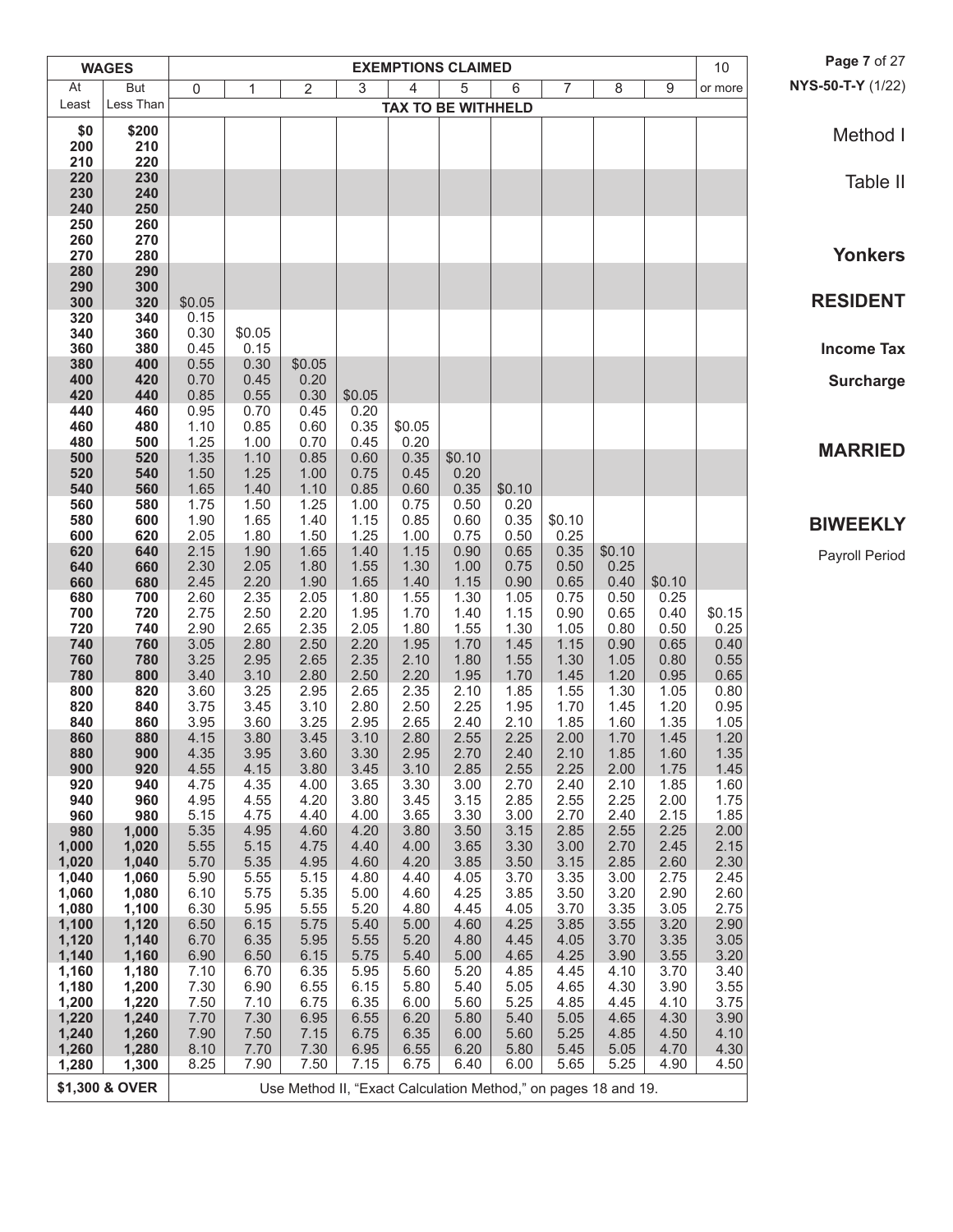# Method I

## Table II

## Yonkers

## RESIDENT

**Income Tax**

**Surcharge**

## MARRIED

## BIWEEKLY

Payroll Period

| WAGES | | EXEMPTIONS CLAIMED | | | | | | | | | | 10 |
|---|---|---|---|---|---|---|---|---|---|---|---|---|
| At Least | But Less Than | 0 | 1 | 2 | 3 | 4 | 5 | 6 | 7 | 8 | 9 | or more |
| | | TAX TO BE WITHHELD | | | | | | | | | | |
| $0 | $200 | | | | | | | | | | | |
| 200 | 210 | | | | | | | | | | | |
| 210 | 220 | | | | | | | | | | | |
| 220 | 230 | | | | | | | | | | | |
| 230 | 240 | | | | | | | | | | | |
| 240 | 250 | | | | | | | | | | | |
| 250 | 260 | | | | | | | | | | | |
| 260 | 270 | | | | | | | | | | | |
| 270 | 280 | | | | | | | | | | | |
| 280 | 290 | | | | | | | | | | | |
| 290 | 300 | | | | | | | | | | | |
| 300 | 320 | $0.05 | | | | | | | | | | |
| 320 | 340 | 0.15 | | | | | | | | | | |
| 340 | 360 | 0.30 | $0.05 | | | | | | | | | |
| 360 | 380 | 0.45 | 0.15 | | | | | | | | | |
| 380 | 400 | 0.55 | 0.30 | $0.05 | | | | | | | | |
| 400 | 420 | 0.70 | 0.45 | 0.20 | | | | | | | | |
| 420 | 440 | 0.85 | 0.55 | 0.30 | $0.05 | | | | | | | |
| 440 | 460 | 0.95 | 0.70 | 0.45 | 0.20 | | | | | | | |
| 460 | 480 | 1.10 | 0.85 | 0.60 | 0.35 | $0.05 | | | | | | |
| 480 | 500 | 1.25 | 1.00 | 0.70 | 0.45 | 0.20 | | | | | | |
| 500 | 520 | 1.35 | 1.10 | 0.85 | 0.60 | 0.35 | $0.10 | | | | | |
| 520 | 540 | 1.50 | 1.25 | 1.00 | 0.75 | 0.45 | 0.20 | | | | | |
| 540 | 560 | 1.65 | 1.40 | 1.10 | 0.85 | 0.60 | 0.35 | $0.10 | | | | |
| 560 | 580 | 1.75 | 1.50 | 1.25 | 1.00 | 0.75 | 0.50 | 0.20 | | | | |
| 580 | 600 | 1.90 | 1.65 | 1.40 | 1.15 | 0.85 | 0.60 | 0.35 | $0.10 | | | |
| 600 | 620 | 2.05 | 1.80 | 1.50 | 1.25 | 1.00 | 0.75 | 0.50 | 0.25 | | | |
| 620 | 640 | 2.15 | 1.90 | 1.65 | 1.40 | 1.15 | 0.90 | 0.65 | 0.35 | $0.10 | | |
| 640 | 660 | 2.30 | 2.05 | 1.80 | 1.55 | 1.30 | 1.00 | 0.75 | 0.50 | 0.25 | | |
| 660 | 680 | 2.45 | 2.20 | 1.90 | 1.65 | 1.40 | 1.15 | 0.90 | 0.65 | 0.40 | $0.10 | |
| 680 | 700 | 2.60 | 2.35 | 2.05 | 1.80 | 1.55 | 1.30 | 1.05 | 0.75 | 0.50 | 0.25 | |
| 700 | 720 | 2.75 | 2.50 | 2.20 | 1.95 | 1.70 | 1.40 | 1.15 | 0.90 | 0.65 | 0.40 | $0.15 |
| 720 | 740 | 2.90 | 2.65 | 2.35 | 2.05 | 1.80 | 1.55 | 1.30 | 1.05 | 0.80 | 0.50 | 0.25 |
| 740 | 760 | 3.05 | 2.80 | 2.50 | 2.20 | 1.95 | 1.70 | 1.45 | 1.15 | 0.90 | 0.65 | 0.40 |
| 760 | 780 | 3.25 | 2.95 | 2.65 | 2.35 | 2.10 | 1.80 | 1.55 | 1.30 | 1.05 | 0.80 | 0.55 |
| 780 | 800 | 3.40 | 3.10 | 2.80 | 2.50 | 2.20 | 1.95 | 1.70 | 1.45 | 1.20 | 0.95 | 0.65 |
| 800 | 820 | 3.60 | 3.25 | 2.95 | 2.65 | 2.35 | 2.10 | 1.85 | 1.55 | 1.30 | 1.05 | 0.80 |
| 820 | 840 | 3.75 | 3.45 | 3.10 | 2.80 | 2.50 | 2.25 | 1.95 | 1.70 | 1.45 | 1.20 | 0.95 |
| 840 | 860 | 3.95 | 3.60 | 3.25 | 2.95 | 2.65 | 2.40 | 2.10 | 1.85 | 1.60 | 1.35 | 1.05 |
| 860 | 880 | 4.15 | 3.80 | 3.45 | 3.10 | 2.80 | 2.55 | 2.25 | 2.00 | 1.70 | 1.45 | 1.20 |
| 880 | 900 | 4.35 | 3.95 | 3.60 | 3.30 | 2.95 | 2.70 | 2.40 | 2.10 | 1.85 | 1.60 | 1.35 |
| 900 | 920 | 4.55 | 4.15 | 3.80 | 3.45 | 3.10 | 2.85 | 2.55 | 2.25 | 2.00 | 1.75 | 1.45 |
| 920 | 940 | 4.75 | 4.35 | 4.00 | 3.65 | 3.30 | 3.00 | 2.70 | 2.40 | 2.10 | 1.85 | 1.60 |
| 940 | 960 | 4.95 | 4.55 | 4.20 | 3.80 | 3.45 | 3.15 | 2.85 | 2.55 | 2.25 | 2.00 | 1.75 |
| 960 | 980 | 5.15 | 4.75 | 4.40 | 4.00 | 3.65 | 3.30 | 3.00 | 2.70 | 2.40 | 2.15 | 1.85 |
| 980 | 1,000 | 5.35 | 4.95 | 4.60 | 4.20 | 3.80 | 3.50 | 3.15 | 2.85 | 2.55 | 2.25 | 2.00 |
| 1,000 | 1,020 | 5.55 | 5.15 | 4.75 | 4.40 | 4.00 | 3.65 | 3.30 | 3.00 | 2.70 | 2.45 | 2.15 |
| 1,020 | 1,040 | 5.70 | 5.35 | 4.95 | 4.60 | 4.20 | 3.85 | 3.50 | 3.15 | 2.85 | 2.60 | 2.30 |
| 1,040 | 1,060 | 5.90 | 5.55 | 5.15 | 4.80 | 4.40 | 4.05 | 3.70 | 3.35 | 3.00 | 2.75 | 2.45 |
| 1,060 | 1,080 | 6.10 | 5.75 | 5.35 | 5.00 | 4.60 | 4.25 | 3.85 | 3.50 | 3.20 | 2.90 | 2.60 |
| 1,080 | 1,100 | 6.30 | 5.95 | 5.55 | 5.20 | 4.80 | 4.45 | 4.05 | 3.70 | 3.35 | 3.05 | 2.75 |
| 1,100 | 1,120 | 6.50 | 6.15 | 5.75 | 5.40 | 5.00 | 4.60 | 4.25 | 3.85 | 3.55 | 3.20 | 2.90 |
| 1,120 | 1,140 | 6.70 | 6.35 | 5.95 | 5.55 | 5.20 | 4.80 | 4.45 | 4.05 | 3.70 | 3.35 | 3.05 |
| 1,140 | 1,160 | 6.90 | 6.50 | 6.15 | 5.75 | 5.40 | 5.00 | 4.65 | 4.25 | 3.90 | 3.55 | 3.20 |
| 1,160 | 1,180 | 7.10 | 6.70 | 6.35 | 5.95 | 5.60 | 5.20 | 4.85 | 4.45 | 4.10 | 3.70 | 3.40 |
| 1,180 | 1,200 | 7.30 | 6.90 | 6.55 | 6.15 | 5.80 | 5.40 | 5.05 | 4.65 | 4.30 | 3.90 | 3.55 |
| 1,200 | 1,220 | 7.50 | 7.10 | 6.75 | 6.35 | 6.00 | 5.60 | 5.25 | 4.85 | 4.45 | 4.10 | 3.75 |
| 1,220 | 1,240 | 7.70 | 7.30 | 6.95 | 6.55 | 6.20 | 5.80 | 5.40 | 5.05 | 4.65 | 4.30 | 3.90 |
| 1,240 | 1,260 | 7.90 | 7.50 | 7.15 | 6.75 | 6.35 | 6.00 | 5.60 | 5.25 | 4.85 | 4.50 | 4.10 |
| 1,260 | 1,280 | 8.10 | 7.70 | 7.30 | 6.95 | 6.55 | 6.20 | 5.80 | 5.45 | 5.05 | 4.70 | 4.30 |
| 1,280 | 1,300 | 8.25 | 7.90 | 7.50 | 7.15 | 6.75 | 6.40 | 6.00 | 5.65 | 5.25 | 4.90 | 4.50 |
| $1,300 & OVER | | Use Method II, "Exact Calculation Method," on pages 18 and 19. | | | | | | | | | | |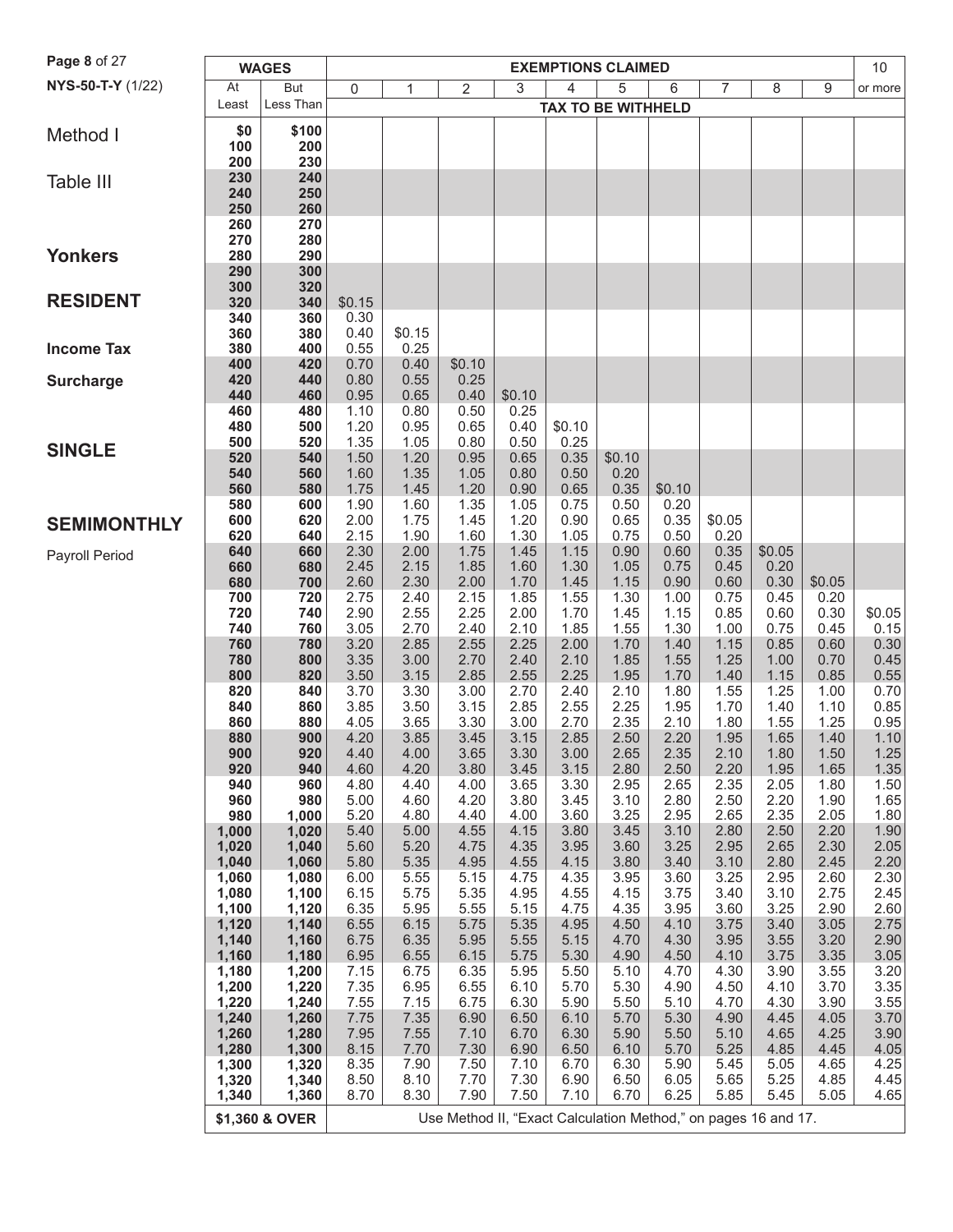NYS-50-T-Y (1/22)

# Method I

## Table III

## Yonkers

## RESIDENT

**Income Tax**

**Surcharge**

## SINGLE

## SEMIMONTHLY

Payroll Period

| WAGES | | EXEMPTIONS CLAIMED | | | | | | | | | | |
|---|---|---|---|---|---|---|---|---|---|---|---|---|
| At Least | But Less Than | 0 | 1 | 2 | 3 | 4 | 5 | 6 | 7 | 8 | 9 | 10 or more |
| | | TAX TO BE WITHHELD | | | | | | | | | | |
| $0 | $100 | | | | | | | | | | | |
| 100 | 200 | | | | | | | | | | | |
| 200 | 230 | | | | | | | | | | | |
| 230 | 240 | | | | | | | | | | | |
| 240 | 250 | | | | | | | | | | | |
| 250 | 260 | | | | | | | | | | | |
| 260 | 270 | | | | | | | | | | | |
| 270 | 280 | | | | | | | | | | | |
| 280 | 290 | | | | | | | | | | | |
| 290 | 300 | | | | | | | | | | | |
| 300 | 320 | | | | | | | | | | | |
| 320 | 340 | $0.15 | | | | | | | | | | |
| 340 | 360 | 0.30 | | | | | | | | | | |
| 360 | 380 | 0.40 | $0.15 | | | | | | | | | |
| 380 | 400 | 0.55 | 0.25 | | | | | | | | | |
| 400 | 420 | 0.70 | 0.40 | $0.10 | | | | | | | | |
| 420 | 440 | 0.80 | 0.55 | 0.25 | | | | | | | | |
| 440 | 460 | 0.95 | 0.65 | 0.40 | $0.10 | | | | | | | |
| 460 | 480 | 1.10 | 0.80 | 0.50 | 0.25 | | | | | | | |
| 480 | 500 | 1.20 | 0.95 | 0.65 | 0.40 | $0.10 | | | | | | |
| 500 | 520 | 1.35 | 1.05 | 0.80 | 0.50 | 0.25 | | | | | | |
| 520 | 540 | 1.50 | 1.20 | 0.95 | 0.65 | 0.35 | $0.10 | | | | | |
| 540 | 560 | 1.60 | 1.35 | 1.05 | 0.80 | 0.50 | 0.20 | | | | | |
| 560 | 580 | 1.75 | 1.45 | 1.20 | 0.90 | 0.65 | 0.35 | $0.10 | | | | |
| 580 | 600 | 1.90 | 1.60 | 1.35 | 1.05 | 0.75 | 0.50 | 0.20 | | | | |
| 600 | 620 | 2.00 | 1.75 | 1.45 | 1.20 | 0.90 | 0.65 | 0.35 | $0.05 | | | |
| 620 | 640 | 2.15 | 1.90 | 1.60 | 1.30 | 1.05 | 0.75 | 0.50 | 0.20 | | | |
| 640 | 660 | 2.30 | 2.00 | 1.75 | 1.45 | 1.15 | 0.90 | 0.60 | 0.35 | $0.05 | | |
| 660 | 680 | 2.45 | 2.15 | 1.85 | 1.60 | 1.30 | 1.05 | 0.75 | 0.45 | 0.20 | | |
| 680 | 700 | 2.60 | 2.30 | 2.00 | 1.70 | 1.45 | 1.15 | 0.90 | 0.60 | 0.30 | $0.05 | |
| 700 | 720 | 2.75 | 2.40 | 2.15 | 1.85 | 1.55 | 1.30 | 1.00 | 0.75 | 0.45 | 0.20 | |
| 720 | 740 | 2.90 | 2.55 | 2.25 | 2.00 | 1.70 | 1.45 | 1.15 | 0.85 | 0.60 | 0.30 | $0.05 |
| 740 | 760 | 3.05 | 2.70 | 2.40 | 2.10 | 1.85 | 1.55 | 1.30 | 1.00 | 0.75 | 0.45 | 0.15 |
| 760 | 780 | 3.20 | 2.85 | 2.55 | 2.25 | 2.00 | 1.70 | 1.40 | 1.15 | 0.85 | 0.60 | 0.30 |
| 780 | 800 | 3.35 | 3.00 | 2.70 | 2.40 | 2.10 | 1.85 | 1.55 | 1.25 | 1.00 | 0.70 | 0.45 |
| 800 | 820 | 3.50 | 3.15 | 2.85 | 2.55 | 2.25 | 1.95 | 1.70 | 1.40 | 1.15 | 0.85 | 0.55 |
| 820 | 840 | 3.70 | 3.30 | 3.00 | 2.70 | 2.40 | 2.10 | 1.80 | 1.55 | 1.25 | 1.00 | 0.70 |
| 840 | 860 | 3.85 | 3.50 | 3.15 | 2.85 | 2.55 | 2.25 | 1.95 | 1.70 | 1.40 | 1.10 | 0.85 |
| 860 | 880 | 4.05 | 3.65 | 3.30 | 3.00 | 2.70 | 2.35 | 2.10 | 1.80 | 1.55 | 1.25 | 0.95 |
| 880 | 900 | 4.20 | 3.85 | 3.45 | 3.15 | 2.85 | 2.50 | 2.20 | 1.95 | 1.65 | 1.40 | 1.10 |
| 900 | 920 | 4.40 | 4.00 | 3.65 | 3.30 | 3.00 | 2.65 | 2.35 | 2.10 | 1.80 | 1.50 | 1.25 |
| 920 | 940 | 4.60 | 4.20 | 3.80 | 3.45 | 3.15 | 2.80 | 2.50 | 2.20 | 1.95 | 1.65 | 1.35 |
| 940 | 960 | 4.80 | 4.40 | 4.00 | 3.65 | 3.30 | 2.95 | 2.65 | 2.35 | 2.05 | 1.80 | 1.50 |
| 960 | 980 | 5.00 | 4.60 | 4.20 | 3.80 | 3.45 | 3.10 | 2.80 | 2.50 | 2.20 | 1.90 | 1.65 |
| 980 | 1,000 | 5.20 | 4.80 | 4.40 | 4.00 | 3.60 | 3.25 | 2.95 | 2.65 | 2.35 | 2.05 | 1.80 |
| 1,000 | 1,020 | 5.40 | 5.00 | 4.55 | 4.15 | 3.80 | 3.45 | 3.10 | 2.80 | 2.50 | 2.20 | 1.90 |
| 1,020 | 1,040 | 5.60 | 5.20 | 4.75 | 4.35 | 3.95 | 3.60 | 3.25 | 2.95 | 2.65 | 2.30 | 2.05 |
| 1,040 | 1,060 | 5.80 | 5.35 | 4.95 | 4.55 | 4.15 | 3.80 | 3.40 | 3.10 | 2.80 | 2.45 | 2.20 |
| 1,060 | 1,080 | 6.00 | 5.55 | 5.15 | 4.75 | 4.35 | 3.95 | 3.60 | 3.25 | 2.95 | 2.60 | 2.30 |
| 1,080 | 1,100 | 6.15 | 5.75 | 5.35 | 4.95 | 4.55 | 4.15 | 3.75 | 3.40 | 3.10 | 2.75 | 2.45 |
| 1,100 | 1,120 | 6.35 | 5.95 | 5.55 | 5.15 | 4.75 | 4.35 | 3.95 | 3.60 | 3.25 | 2.90 | 2.60 |
| 1,120 | 1,140 | 6.55 | 6.15 | 5.75 | 5.35 | 4.95 | 4.50 | 4.10 | 3.75 | 3.40 | 3.05 | 2.75 |
| 1,140 | 1,160 | 6.75 | 6.35 | 5.95 | 5.55 | 5.15 | 4.70 | 4.30 | 3.95 | 3.55 | 3.20 | 2.90 |
| 1,160 | 1,180 | 6.95 | 6.55 | 6.15 | 5.75 | 5.30 | 4.90 | 4.50 | 4.10 | 3.75 | 3.35 | 3.05 |
| 1,180 | 1,200 | 7.15 | 6.75 | 6.35 | 5.95 | 5.50 | 5.10 | 4.70 | 4.30 | 3.90 | 3.55 | 3.20 |
| 1,200 | 1,220 | 7.35 | 6.95 | 6.55 | 6.10 | 5.70 | 5.30 | 4.90 | 4.50 | 4.10 | 3.70 | 3.35 |
| 1,220 | 1,240 | 7.55 | 7.15 | 6.75 | 6.30 | 5.90 | 5.50 | 5.10 | 4.70 | 4.30 | 3.90 | 3.55 |
| 1,240 | 1,260 | 7.75 | 7.35 | 6.90 | 6.50 | 6.10 | 5.70 | 5.30 | 4.90 | 4.45 | 4.05 | 3.70 |
| 1,260 | 1,280 | 7.95 | 7.55 | 7.10 | 6.70 | 6.30 | 5.90 | 5.50 | 5.10 | 4.65 | 4.25 | 3.90 |
| 1,280 | 1,300 | 8.15 | 7.70 | 7.30 | 6.90 | 6.50 | 6.10 | 5.70 | 5.25 | 4.85 | 4.45 | 4.05 |
| 1,300 | 1,320 | 8.35 | 7.90 | 7.50 | 7.10 | 6.70 | 6.30 | 5.90 | 5.45 | 5.05 | 4.65 | 4.25 |
| 1,320 | 1,340 | 8.50 | 8.10 | 7.70 | 7.30 | 6.90 | 6.50 | 6.05 | 5.65 | 5.25 | 4.85 | 4.45 |
| 1,340 | 1,360 | 8.70 | 8.30 | 7.90 | 7.50 | 7.10 | 6.70 | 6.25 | 5.85 | 5.45 | 5.05 | 4.65 |
| $1,360 & OVER | | Use Method II, "Exact Calculation Method," on pages 16 and 17. | | | | | | | | | | |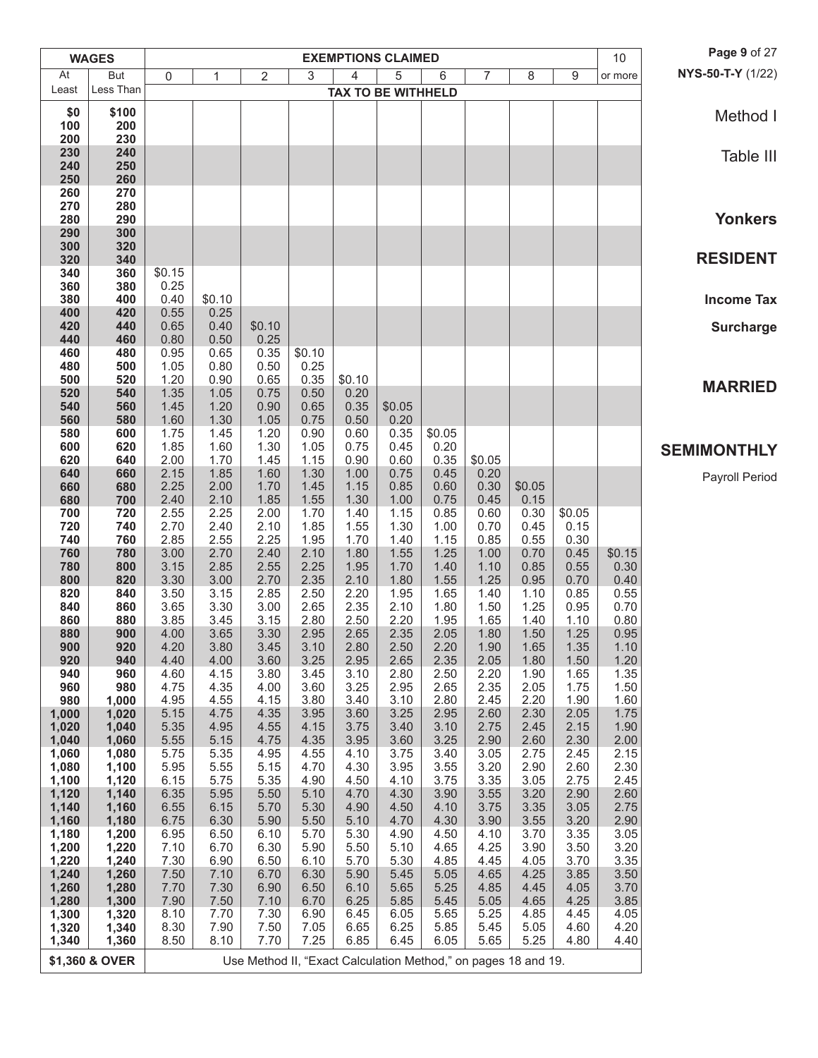Method I

Table III

**Yonkers**

**RESIDENT**

**Income Tax**

**Surcharge**

**MARRIED**

**SEMIMONTHLY**

Payroll Period

| WAGES | | EXEMPTIONS CLAIMED | | | | | | | | | | 10 |
|---|---|---|---|---|---|---|---|---|---|---|---|---|
| At Least | But Less Than | 0 | 1 | 2 | 3 | 4 | 5 | 6 | 7 | 8 | 9 | or more |
| | | TAX TO BE WITHHELD | | | | | | | | | | |
| $0 | $100 | | | | | | | | | | | |
| 100 | 200 | | | | | | | | | | | |
| 200 | 230 | | | | | | | | | | | |
| 230 | 240 | | | | | | | | | | | |
| 240 | 250 | | | | | | | | | | | |
| 250 | 260 | | | | | | | | | | | |
| 260 | 270 | | | | | | | | | | | |
| 270 | 280 | | | | | | | | | | | |
| 280 | 290 | | | | | | | | | | | |
| 290 | 300 | | | | | | | | | | | |
| 300 | 320 | | | | | | | | | | | |
| 320 | 340 | | | | | | | | | | | |
| 340 | 360 | $0.15 | | | | | | | | | | |
| 360 | 380 | 0.25 | | | | | | | | | | |
| 380 | 400 | 0.40 | $0.10 | | | | | | | | | |
| 400 | 420 | 0.55 | 0.25 | | | | | | | | | |
| 420 | 440 | 0.65 | 0.40 | $0.10 | | | | | | | | |
| 440 | 460 | 0.80 | 0.50 | 0.25 | | | | | | | | |
| 460 | 480 | 0.95 | 0.65 | 0.35 | $0.10 | | | | | | | |
| 480 | 500 | 1.05 | 0.80 | 0.50 | 0.25 | | | | | | | |
| 500 | 520 | 1.20 | 0.90 | 0.65 | 0.35 | $0.10 | | | | | | |
| 520 | 540 | 1.35 | 1.05 | 0.75 | 0.50 | 0.20 | | | | | | |
| 540 | 560 | 1.45 | 1.20 | 0.90 | 0.65 | 0.35 | $0.05 | | | | | |
| 560 | 580 | 1.60 | 1.30 | 1.05 | 0.75 | 0.50 | 0.20 | | | | | |
| 580 | 600 | 1.75 | 1.45 | 1.20 | 0.90 | 0.60 | 0.35 | $0.05 | | | | |
| 600 | 620 | 1.85 | 1.60 | 1.30 | 1.05 | 0.75 | 0.45 | 0.20 | | | | |
| 620 | 640 | 2.00 | 1.70 | 1.45 | 1.15 | 0.90 | 0.60 | 0.35 | $0.05 | | | |
| 640 | 660 | 2.15 | 1.85 | 1.60 | 1.30 | 1.00 | 0.75 | 0.45 | 0.20 | | | |
| 660 | 680 | 2.25 | 2.00 | 1.70 | 1.45 | 1.15 | 0.85 | 0.60 | 0.30 | $0.05 | | |
| 680 | 700 | 2.40 | 2.10 | 1.85 | 1.55 | 1.30 | 1.00 | 0.75 | 0.45 | 0.15 | | |
| 700 | 720 | 2.55 | 2.25 | 2.00 | 1.70 | 1.40 | 1.15 | 0.85 | 0.60 | 0.30 | $0.05 | |
| 720 | 740 | 2.70 | 2.40 | 2.10 | 1.85 | 1.55 | 1.30 | 1.00 | 0.70 | 0.45 | 0.15 | |
| 740 | 760 | 2.85 | 2.55 | 2.25 | 1.95 | 1.70 | 1.40 | 1.15 | 0.85 | 0.55 | 0.30 | |
| 760 | 780 | 3.00 | 2.70 | 2.40 | 2.10 | 1.80 | 1.55 | 1.25 | 1.00 | 0.70 | 0.45 | $0.15 |
| 780 | 800 | 3.15 | 2.85 | 2.55 | 2.25 | 1.95 | 1.70 | 1.40 | 1.10 | 0.85 | 0.55 | 0.30 |
| 800 | 820 | 3.30 | 3.00 | 2.70 | 2.35 | 2.10 | 1.80 | 1.55 | 1.25 | 0.95 | 0.70 | 0.40 |
| 820 | 840 | 3.50 | 3.15 | 2.85 | 2.50 | 2.20 | 1.95 | 1.65 | 1.40 | 1.10 | 0.85 | 0.55 |
| 840 | 860 | 3.65 | 3.30 | 3.00 | 2.65 | 2.35 | 2.10 | 1.80 | 1.50 | 1.25 | 0.95 | 0.70 |
| 860 | 880 | 3.85 | 3.45 | 3.15 | 2.80 | 2.50 | 2.20 | 1.95 | 1.65 | 1.40 | 1.10 | 0.80 |
| 880 | 900 | 4.00 | 3.65 | 3.30 | 2.95 | 2.65 | 2.35 | 2.05 | 1.80 | 1.50 | 1.25 | 0.95 |
| 900 | 920 | 4.20 | 3.80 | 3.45 | 3.10 | 2.80 | 2.50 | 2.20 | 1.90 | 1.65 | 1.35 | 1.10 |
| 920 | 940 | 4.40 | 4.00 | 3.60 | 3.25 | 2.95 | 2.65 | 2.35 | 2.05 | 1.80 | 1.50 | 1.20 |
| 940 | 960 | 4.60 | 4.15 | 3.80 | 3.45 | 3.10 | 2.80 | 2.50 | 2.20 | 1.90 | 1.65 | 1.35 |
| 960 | 980 | 4.75 | 4.35 | 4.00 | 3.60 | 3.25 | 2.95 | 2.65 | 2.35 | 2.05 | 1.75 | 1.50 |
| 980 | 1,000 | 4.95 | 4.55 | 4.15 | 3.80 | 3.40 | 3.10 | 2.80 | 2.45 | 2.20 | 1.90 | 1.60 |
| 1,000 | 1,020 | 5.15 | 4.75 | 4.35 | 3.95 | 3.60 | 3.25 | 2.95 | 2.60 | 2.30 | 2.05 | 1.75 |
| 1,020 | 1,040 | 5.35 | 4.95 | 4.55 | 4.15 | 3.75 | 3.40 | 3.10 | 2.75 | 2.45 | 2.15 | 1.90 |
| 1,040 | 1,060 | 5.55 | 5.15 | 4.75 | 4.35 | 3.95 | 3.60 | 3.25 | 2.90 | 2.60 | 2.30 | 2.00 |
| 1,060 | 1,080 | 5.75 | 5.35 | 4.95 | 4.55 | 4.10 | 3.75 | 3.40 | 3.05 | 2.75 | 2.45 | 2.15 |
| 1,080 | 1,100 | 5.95 | 5.55 | 5.15 | 4.70 | 4.30 | 3.95 | 3.55 | 3.20 | 2.90 | 2.60 | 2.30 |
| 1,100 | 1,120 | 6.15 | 5.75 | 5.35 | 4.90 | 4.50 | 4.10 | 3.75 | 3.35 | 3.05 | 2.75 | 2.45 |
| 1,120 | 1,140 | 6.35 | 5.95 | 5.50 | 5.10 | 4.70 | 4.30 | 3.90 | 3.55 | 3.20 | 2.90 | 2.60 |
| 1,140 | 1,160 | 6.55 | 6.15 | 5.70 | 5.30 | 4.90 | 4.50 | 4.10 | 3.75 | 3.35 | 3.05 | 2.75 |
| 1,160 | 1,180 | 6.75 | 6.30 | 5.90 | 5.50 | 5.10 | 4.70 | 4.30 | 3.90 | 3.55 | 3.20 | 2.90 |
| 1,180 | 1,200 | 6.95 | 6.50 | 6.10 | 5.70 | 5.30 | 4.90 | 4.50 | 4.10 | 3.70 | 3.35 | 3.05 |
| 1,200 | 1,220 | 7.10 | 6.70 | 6.30 | 5.90 | 5.50 | 5.10 | 4.65 | 4.25 | 3.90 | 3.50 | 3.20 |
| 1,220 | 1,240 | 7.30 | 6.90 | 6.50 | 6.10 | 5.70 | 5.30 | 4.85 | 4.45 | 4.05 | 3.70 | 3.35 |
| 1,240 | 1,260 | 7.50 | 7.10 | 6.70 | 6.30 | 5.90 | 5.45 | 5.05 | 4.65 | 4.25 | 3.85 | 3.50 |
| 1,260 | 1,280 | 7.70 | 7.30 | 6.90 | 6.50 | 6.10 | 5.65 | 5.25 | 4.85 | 4.45 | 4.05 | 3.70 |
| 1,280 | 1,300 | 7.90 | 7.50 | 7.10 | 6.70 | 6.25 | 5.85 | 5.45 | 5.05 | 4.65 | 4.25 | 3.85 |
| 1,300 | 1,320 | 8.10 | 7.70 | 7.30 | 6.90 | 6.45 | 6.05 | 5.65 | 5.25 | 4.85 | 4.45 | 4.05 |
| 1,320 | 1,340 | 8.30 | 7.90 | 7.50 | 7.05 | 6.65 | 6.25 | 5.85 | 5.45 | 5.05 | 4.60 | 4.20 |
| 1,340 | 1,360 | 8.50 | 8.10 | 7.70 | 7.25 | 6.85 | 6.45 | 6.05 | 5.65 | 5.25 | 4.80 | 4.40 |
| $1,360 & OVER | | Use Method II, "Exact Calculation Method," on pages 18 and 19. | | | | | | | | | | |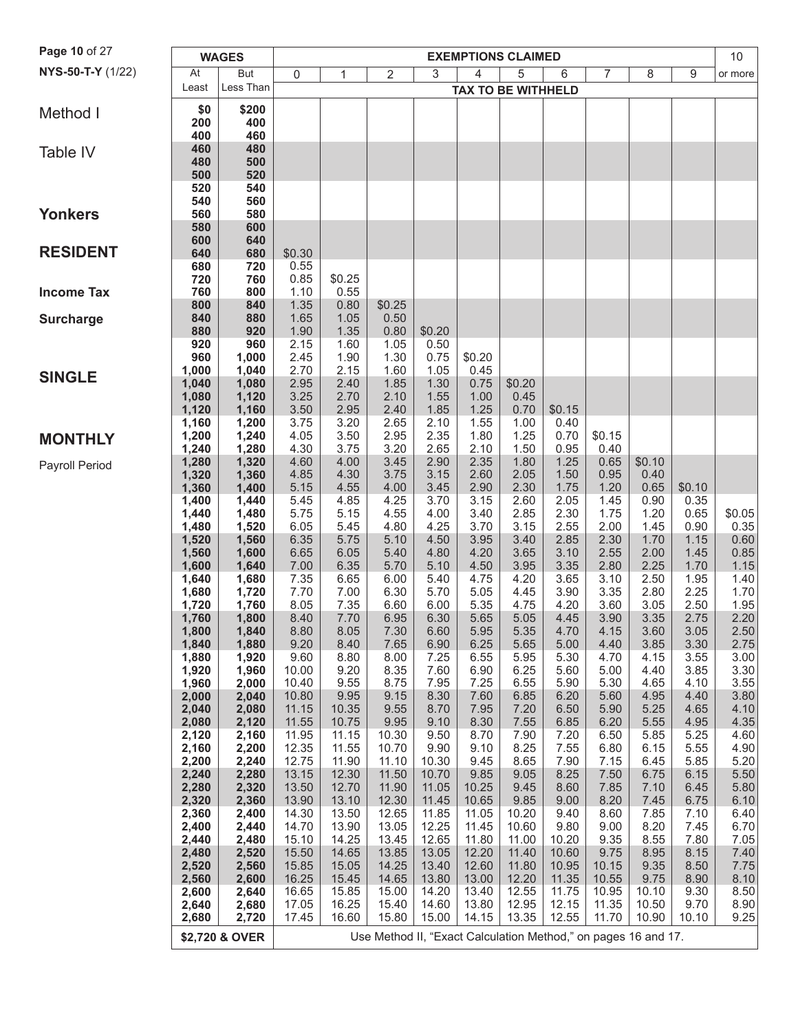NYS-50-T-Y (1/22)

Method I

Table IV

**Yonkers**

**RESIDENT**

**Income Tax**

**Surcharge**

**SINGLE**

**MONTHLY**

Payroll Period

| WAGES | | EXEMPTIONS CLAIMED | | | | | | | | | | |
|---|---|---|---|---|---|---|---|---|---|---|---|---|
| At Least | But Less Than | 0 | 1 | 2 | 3 | 4 | 5 | 6 | 7 | 8 | 9 | 10 or more |
| | | TAX TO BE WITHHELD | | | | | | | | | | |
| $0 | $200 | | | | | | | | | | | |
| 200 | 400 | | | | | | | | | | | |
| 400 | 460 | | | | | | | | | | | |
| 460 | 480 | | | | | | | | | | | |
| 480 | 500 | | | | | | | | | | | |
| 500 | 520 | | | | | | | | | | | |
| 520 | 540 | | | | | | | | | | | |
| 540 | 560 | | | | | | | | | | | |
| 560 | 580 | | | | | | | | | | | |
| 580 | 600 | | | | | | | | | | | |
| 600 | 640 | | | | | | | | | | | |
| 640 | 680 | $0.30 | | | | | | | | | | |
| 680 | 720 | 0.55 | | | | | | | | | | |
| 720 | 760 | 0.85 | $0.25 | | | | | | | | | |
| 760 | 800 | 1.10 | 0.55 | | | | | | | | | |
| 800 | 840 | 1.35 | 0.80 | $0.25 | | | | | | | | |
| 840 | 880 | 1.65 | 1.05 | 0.50 | | | | | | | | |
| 880 | 920 | 1.90 | 1.35 | 0.80 | $0.20 | | | | | | | |
| 920 | 960 | 2.15 | 1.60 | 1.05 | 0.50 | | | | | | | |
| 960 | 1,000 | 2.45 | 1.90 | 1.30 | 0.75 | $0.20 | | | | | | |
| 1,000 | 1,040 | 2.70 | 2.15 | 1.60 | 1.05 | 0.45 | | | | | | |
| 1,040 | 1,080 | 2.95 | 2.40 | 1.85 | 1.30 | 0.75 | $0.20 | | | | | |
| 1,080 | 1,120 | 3.25 | 2.70 | 2.10 | 1.55 | 1.00 | 0.45 | | | | | |
| 1,120 | 1,160 | 3.50 | 2.95 | 2.40 | 1.85 | 1.25 | 0.70 | $0.15 | | | | |
| 1,160 | 1,200 | 3.75 | 3.20 | 2.65 | 2.10 | 1.55 | 1.00 | 0.40 | | | | |
| 1,200 | 1,240 | 4.05 | 3.50 | 2.95 | 2.35 | 1.80 | 1.25 | 0.70 | $0.15 | | | |
| 1,240 | 1,280 | 4.30 | 3.75 | 3.20 | 2.65 | 2.10 | 1.50 | 0.95 | 0.40 | | | |
| 1,280 | 1,320 | 4.60 | 4.00 | 3.45 | 2.90 | 2.35 | 1.80 | 1.25 | 0.65 | $0.10 | | |
| 1,320 | 1,360 | 4.85 | 4.30 | 3.75 | 3.15 | 2.60 | 2.05 | 1.50 | 0.95 | 0.40 | | |
| 1,360 | 1,400 | 5.15 | 4.55 | 4.00 | 3.45 | 2.90 | 2.30 | 1.75 | 1.20 | 0.65 | $0.10 | |
| 1,400 | 1,440 | 5.45 | 4.85 | 4.25 | 3.70 | 3.15 | 2.60 | 2.05 | 1.45 | 0.90 | 0.35 | |
| 1,440 | 1,480 | 5.75 | 5.15 | 4.55 | 4.00 | 3.40 | 2.85 | 2.30 | 1.75 | 1.20 | 0.65 | $0.05 |
| 1,480 | 1,520 | 6.05 | 5.45 | 4.80 | 4.25 | 3.70 | 3.15 | 2.55 | 2.00 | 1.45 | 0.90 | 0.35 |
| 1,520 | 1,560 | 6.35 | 5.75 | 5.10 | 4.50 | 3.95 | 3.40 | 2.85 | 2.30 | 1.70 | 1.15 | 0.60 |
| 1,560 | 1,600 | 6.65 | 6.05 | 5.40 | 4.80 | 4.20 | 3.65 | 3.10 | 2.55 | 2.00 | 1.45 | 0.85 |
| 1,600 | 1,640 | 7.00 | 6.35 | 5.70 | 5.10 | 4.50 | 3.95 | 3.35 | 2.80 | 2.25 | 1.70 | 1.15 |
| 1,640 | 1,680 | 7.35 | 6.65 | 6.00 | 5.40 | 4.75 | 4.20 | 3.65 | 3.10 | 2.50 | 1.95 | 1.40 |
| 1,680 | 1,720 | 7.70 | 7.00 | 6.30 | 5.70 | 5.05 | 4.45 | 3.90 | 3.35 | 2.80 | 2.25 | 1.70 |
| 1,720 | 1,760 | 8.05 | 7.35 | 6.60 | 6.00 | 5.35 | 4.75 | 4.20 | 3.60 | 3.05 | 2.50 | 1.95 |
| 1,760 | 1,800 | 8.40 | 7.70 | 6.95 | 6.30 | 5.65 | 5.05 | 4.45 | 3.90 | 3.35 | 2.75 | 2.20 |
| 1,800 | 1,840 | 8.80 | 8.05 | 7.30 | 6.60 | 5.95 | 5.35 | 4.70 | 4.15 | 3.60 | 3.05 | 2.50 |
| 1,840 | 1,880 | 9.20 | 8.40 | 7.65 | 6.90 | 6.25 | 5.65 | 5.00 | 4.40 | 3.85 | 3.30 | 2.75 |
| 1,880 | 1,920 | 9.60 | 8.80 | 8.00 | 7.25 | 6.55 | 5.95 | 5.30 | 4.70 | 4.15 | 3.55 | 3.00 |
| 1,920 | 1,960 | 10.00 | 9.20 | 8.35 | 7.60 | 6.90 | 6.25 | 5.60 | 5.00 | 4.40 | 3.85 | 3.30 |
| 1,960 | 2,000 | 10.40 | 9.55 | 8.75 | 7.95 | 7.25 | 6.55 | 5.90 | 5.30 | 4.65 | 4.10 | 3.55 |
| 2,000 | 2,040 | 10.80 | 9.95 | 9.15 | 8.30 | 7.60 | 6.85 | 6.20 | 5.60 | 4.95 | 4.40 | 3.80 |
| 2,040 | 2,080 | 11.15 | 10.35 | 9.55 | 8.70 | 7.95 | 7.20 | 6.50 | 5.90 | 5.25 | 4.65 | 4.10 |
| 2,080 | 2,120 | 11.55 | 10.75 | 9.95 | 9.10 | 8.30 | 7.55 | 6.85 | 6.20 | 5.55 | 4.95 | 4.35 |
| 2,120 | 2,160 | 11.95 | 11.15 | 10.30 | 9.50 | 8.70 | 7.90 | 7.20 | 6.50 | 5.85 | 5.25 | 4.60 |
| 2,160 | 2,200 | 12.35 | 11.55 | 10.70 | 9.90 | 9.10 | 8.25 | 7.55 | 6.80 | 6.15 | 5.55 | 4.90 |
| 2,200 | 2,240 | 12.75 | 11.90 | 11.10 | 10.30 | 9.45 | 8.65 | 7.90 | 7.15 | 6.45 | 5.85 | 5.20 |
| 2,240 | 2,280 | 13.15 | 12.30 | 11.50 | 10.70 | 9.85 | 9.05 | 8.25 | 7.50 | 6.75 | 6.15 | 5.50 |
| 2,280 | 2,320 | 13.50 | 12.70 | 11.90 | 11.05 | 10.25 | 9.45 | 8.60 | 7.85 | 7.10 | 6.45 | 5.80 |
| 2,320 | 2,360 | 13.90 | 13.10 | 12.30 | 11.45 | 10.65 | 9.85 | 9.00 | 8.20 | 7.45 | 6.75 | 6.10 |
| 2,360 | 2,400 | 14.30 | 13.50 | 12.65 | 11.85 | 11.05 | 10.20 | 9.40 | 8.60 | 7.85 | 7.10 | 6.40 |
| 2,400 | 2,440 | 14.70 | 13.90 | 13.05 | 12.25 | 11.45 | 10.60 | 9.80 | 9.00 | 8.20 | 7.45 | 6.70 |
| 2,440 | 2,480 | 15.10 | 14.25 | 13.45 | 12.65 | 11.80 | 11.00 | 10.20 | 9.35 | 8.55 | 7.80 | 7.05 |
| 2,480 | 2,520 | 15.50 | 14.65 | 13.85 | 13.05 | 12.20 | 11.40 | 10.60 | 9.75 | 8.95 | 8.15 | 7.40 |
| 2,520 | 2,560 | 15.85 | 15.05 | 14.25 | 13.40 | 12.60 | 11.80 | 10.95 | 10.15 | 9.35 | 8.50 | 7.75 |
| 2,560 | 2,600 | 16.25 | 15.45 | 14.65 | 13.80 | 13.00 | 12.20 | 11.35 | 10.55 | 9.75 | 8.90 | 8.10 |
| 2,600 | 2,640 | 16.65 | 15.85 | 15.00 | 14.20 | 13.40 | 12.55 | 11.75 | 10.95 | 10.10 | 9.30 | 8.50 |
| 2,640 | 2,680 | 17.05 | 16.25 | 15.40 | 14.60 | 13.80 | 12.95 | 12.15 | 11.35 | 10.50 | 9.70 | 8.90 |
| 2,680 | 2,720 | 17.45 | 16.60 | 15.80 | 15.00 | 14.15 | 13.35 | 12.55 | 11.70 | 10.90 | 10.10 | 9.25 |
| $2,720 & OVER | | Use Method II, "Exact Calculation Method," on pages 16 and 17. | | | | | | | | | | |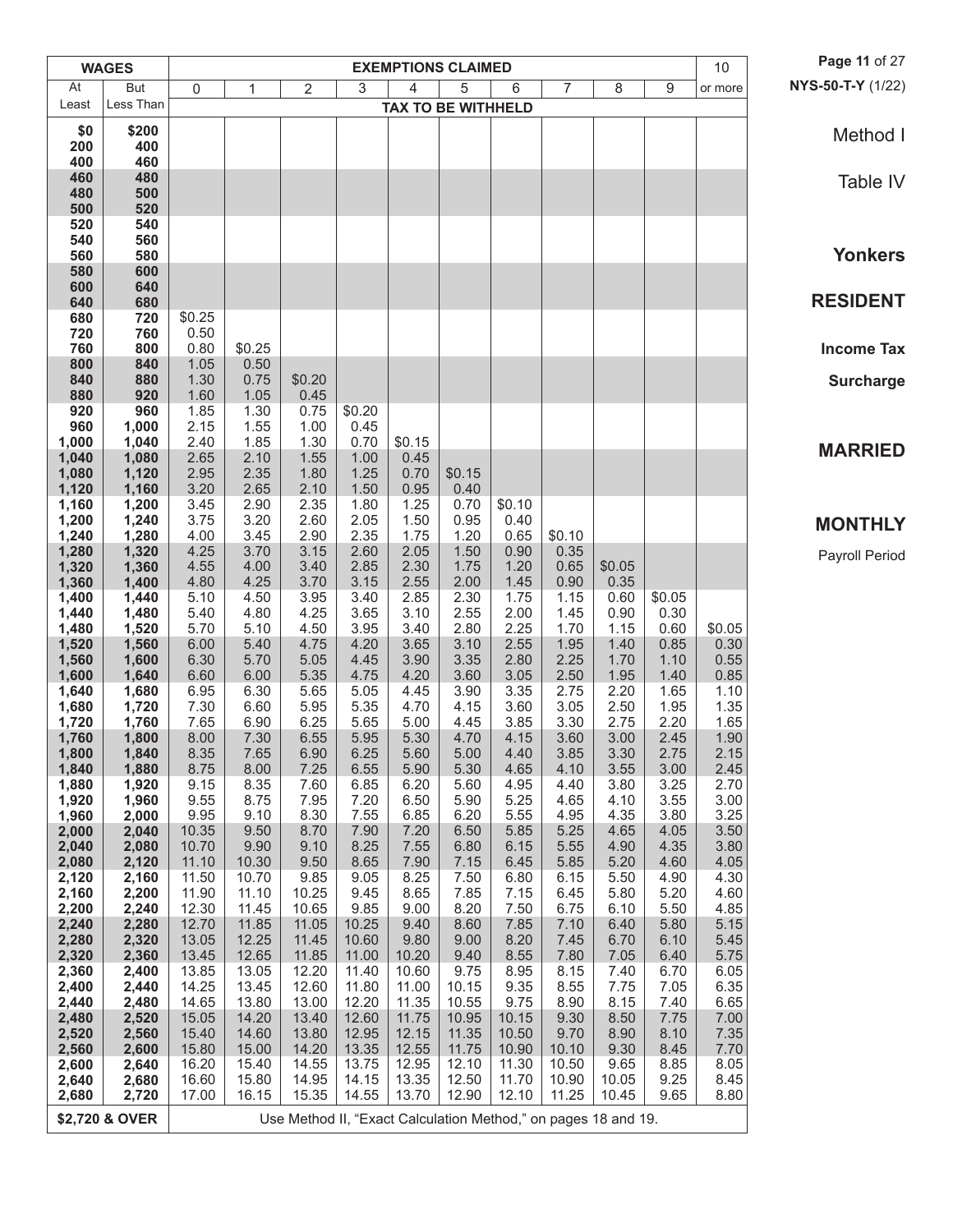Method I

Table IV

**Yonkers**

**RESIDENT**

**Income Tax**

**Surcharge**

**MARRIED**

**MONTHLY**

Payroll Period

| WAGES | | EXEMPTIONS CLAIMED | | | | | | | | | | 10 |
|---|---|---|---|---|---|---|---|---|---|---|---|---|
| At Least | But Less Than | 0 | 1 | 2 | 3 | 4 | 5 | 6 | 7 | 8 | 9 | or more |
| | | TAX TO BE WITHHELD | | | | | | | | | | |
| $0 | $200 | | | | | | | | | | | |
| 200 | 400 | | | | | | | | | | | |
| 400 | 460 | | | | | | | | | | | |
| 460 | 480 | | | | | | | | | | | |
| 480 | 500 | | | | | | | | | | | |
| 500 | 520 | | | | | | | | | | | |
| 520 | 540 | | | | | | | | | | | |
| 540 | 560 | | | | | | | | | | | |
| 560 | 580 | | | | | | | | | | | |
| 580 | 600 | | | | | | | | | | | |
| 600 | 640 | | | | | | | | | | | |
| 640 | 680 | | | | | | | | | | | |
| 680 | 720 | $0.25 | | | | | | | | | | |
| 720 | 760 | 0.50 | | | | | | | | | | |
| 760 | 800 | 0.80 | $0.25 | | | | | | | | | |
| 800 | 840 | 1.05 | 0.50 | | | | | | | | | |
| 840 | 880 | 1.30 | 0.75 | $0.20 | | | | | | | | |
| 880 | 920 | 1.60 | 1.05 | 0.45 | | | | | | | | |
| 920 | 960 | 1.85 | 1.30 | 0.75 | $0.20 | | | | | | | |
| 960 | 1,000 | 2.15 | 1.55 | 1.00 | 0.45 | | | | | | | |
| 1,000 | 1,040 | 2.40 | 1.85 | 1.30 | 0.70 | $0.15 | | | | | | |
| 1,040 | 1,080 | 2.65 | 2.10 | 1.55 | 1.00 | 0.45 | | | | | | |
| 1,080 | 1,120 | 2.95 | 2.35 | 1.80 | 1.25 | 0.70 | $0.15 | | | | | |
| 1,120 | 1,160 | 3.20 | 2.65 | 2.10 | 1.50 | 0.95 | 0.40 | | | | | |
| 1,160 | 1,200 | 3.45 | 2.90 | 2.35 | 1.80 | 1.25 | 0.70 | $0.10 | | | | |
| 1,200 | 1,240 | 3.75 | 3.20 | 2.60 | 2.05 | 1.50 | 0.95 | 0.40 | | | | |
| 1,240 | 1,280 | 4.00 | 3.45 | 2.90 | 2.35 | 1.75 | 1.20 | 0.65 | $0.10 | | | |
| 1,280 | 1,320 | 4.25 | 3.70 | 3.15 | 2.60 | 2.05 | 1.50 | 0.90 | 0.35 | | | |
| 1,320 | 1,360 | 4.55 | 4.00 | 3.40 | 2.85 | 2.30 | 1.75 | 1.20 | 0.65 | $0.05 | | |
| 1,360 | 1,400 | 4.80 | 4.25 | 3.70 | 3.15 | 2.55 | 2.00 | 1.45 | 0.90 | 0.35 | | |
| 1,400 | 1,440 | 5.10 | 4.50 | 3.95 | 3.40 | 2.85 | 2.30 | 1.75 | 1.15 | 0.60 | $0.05 | |
| 1,440 | 1,480 | 5.40 | 4.80 | 4.25 | 3.65 | 3.10 | 2.55 | 2.00 | 1.45 | 0.90 | 0.30 | |
| 1,480 | 1,520 | 5.70 | 5.10 | 4.50 | 3.95 | 3.40 | 2.80 | 2.25 | 1.70 | 1.15 | 0.60 | $0.05 |
| 1,520 | 1,560 | 6.00 | 5.40 | 4.75 | 4.20 | 3.65 | 3.10 | 2.55 | 1.95 | 1.40 | 0.85 | 0.30 |
| 1,560 | 1,600 | 6.30 | 5.70 | 5.05 | 4.45 | 3.90 | 3.35 | 2.80 | 2.25 | 1.70 | 1.10 | 0.55 |
| 1,600 | 1,640 | 6.60 | 6.00 | 5.35 | 4.75 | 4.20 | 3.60 | 3.05 | 2.50 | 1.95 | 1.40 | 0.85 |
| 1,640 | 1,680 | 6.95 | 6.30 | 5.65 | 5.05 | 4.45 | 3.90 | 3.35 | 2.75 | 2.20 | 1.65 | 1.10 |
| 1,680 | 1,720 | 7.30 | 6.60 | 5.95 | 5.35 | 4.70 | 4.15 | 3.60 | 3.05 | 2.50 | 1.95 | 1.35 |
| 1,720 | 1,760 | 7.65 | 6.90 | 6.25 | 5.65 | 5.00 | 4.45 | 3.85 | 3.30 | 2.75 | 2.20 | 1.65 |
| 1,760 | 1,800 | 8.00 | 7.30 | 6.55 | 5.95 | 5.30 | 4.70 | 4.15 | 3.60 | 3.00 | 2.45 | 1.90 |
| 1,800 | 1,840 | 8.35 | 7.65 | 6.90 | 6.25 | 5.60 | 5.00 | 4.40 | 3.85 | 3.30 | 2.75 | 2.15 |
| 1,840 | 1,880 | 8.75 | 8.00 | 7.25 | 6.55 | 5.90 | 5.30 | 4.65 | 4.10 | 3.55 | 3.00 | 2.45 |
| 1,880 | 1,920 | 9.15 | 8.35 | 7.60 | 6.85 | 6.20 | 5.60 | 4.95 | 4.40 | 3.80 | 3.25 | 2.70 |
| 1,920 | 1,960 | 9.55 | 8.75 | 7.95 | 7.20 | 6.50 | 5.90 | 5.25 | 4.65 | 4.10 | 3.55 | 3.00 |
| 1,960 | 2,000 | 9.95 | 9.10 | 8.30 | 7.55 | 6.85 | 6.20 | 5.55 | 4.95 | 4.35 | 3.80 | 3.25 |
| 2,000 | 2,040 | 10.35 | 9.50 | 8.70 | 7.90 | 7.20 | 6.50 | 5.85 | 5.25 | 4.65 | 4.05 | 3.50 |
| 2,040 | 2,080 | 10.70 | 9.90 | 9.10 | 8.25 | 7.55 | 6.80 | 6.15 | 5.55 | 4.90 | 4.35 | 3.80 |
| 2,080 | 2,120 | 11.10 | 10.30 | 9.50 | 8.65 | 7.90 | 7.15 | 6.45 | 5.85 | 5.20 | 4.60 | 4.05 |
| 2,120 | 2,160 | 11.50 | 10.70 | 9.85 | 9.05 | 8.25 | 7.50 | 6.80 | 6.15 | 5.50 | 4.90 | 4.30 |
| 2,160 | 2,200 | 11.90 | 11.10 | 10.25 | 9.45 | 8.65 | 7.85 | 7.15 | 6.45 | 5.80 | 5.20 | 4.60 |
| 2,200 | 2,240 | 12.30 | 11.45 | 10.65 | 9.85 | 9.00 | 8.20 | 7.50 | 6.75 | 6.10 | 5.50 | 4.85 |
| 2,240 | 2,280 | 12.70 | 11.85 | 11.05 | 10.25 | 9.40 | 8.60 | 7.85 | 7.10 | 6.40 | 5.80 | 5.15 |
| 2,280 | 2,320 | 13.05 | 12.25 | 11.45 | 10.60 | 9.80 | 9.00 | 8.20 | 7.45 | 6.70 | 6.10 | 5.45 |
| 2,320 | 2,360 | 13.45 | 12.65 | 11.85 | 11.00 | 10.20 | 9.40 | 8.55 | 7.80 | 7.05 | 6.40 | 5.75 |
| 2,360 | 2,400 | 13.85 | 13.05 | 12.20 | 11.40 | 10.60 | 9.75 | 8.95 | 8.15 | 7.40 | 6.70 | 6.05 |
| 2,400 | 2,440 | 14.25 | 13.45 | 12.60 | 11.80 | 11.00 | 10.15 | 9.35 | 8.55 | 7.75 | 7.05 | 6.35 |
| 2,440 | 2,480 | 14.65 | 13.80 | 13.00 | 12.20 | 11.35 | 10.55 | 9.75 | 8.90 | 8.15 | 7.40 | 6.65 |
| 2,480 | 2,520 | 15.05 | 14.20 | 13.40 | 12.60 | 11.75 | 10.95 | 10.15 | 9.30 | 8.50 | 7.75 | 7.00 |
| 2,520 | 2,560 | 15.40 | 14.60 | 13.80 | 12.95 | 12.15 | 11.35 | 10.50 | 9.70 | 8.90 | 8.10 | 7.35 |
| 2,560 | 2,600 | 15.80 | 15.00 | 14.20 | 13.35 | 12.55 | 11.75 | 10.90 | 10.10 | 9.30 | 8.45 | 7.70 |
| 2,600 | 2,640 | 16.20 | 15.40 | 14.55 | 13.75 | 12.95 | 12.10 | 11.30 | 10.50 | 9.65 | 8.85 | 8.05 |
| 2,640 | 2,680 | 16.60 | 15.80 | 14.95 | 14.15 | 13.35 | 12.50 | 11.70 | 10.90 | 10.05 | 9.25 | 8.45 |
| 2,680 | 2,720 | 17.00 | 16.15 | 15.35 | 14.55 | 13.70 | 12.90 | 12.10 | 11.25 | 10.45 | 9.65 | 8.80 |
| $2,720 & OVER | | Use Method II, "Exact Calculation Method," on pages 18 and 19. | | | | | | | | | | |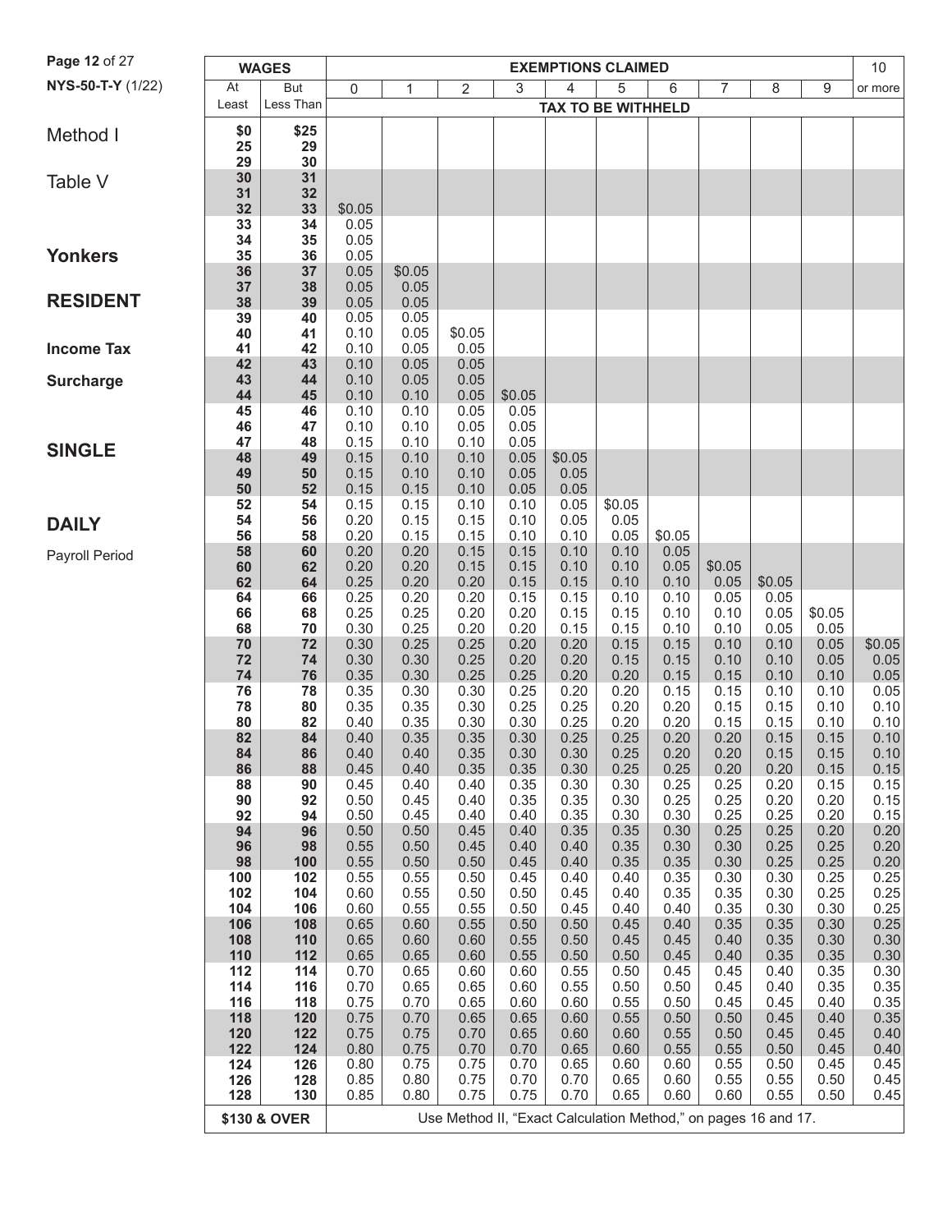NYS-50-T-Y (1/22)

Method I

Table V

**Yonkers**

**RESIDENT**

**Income Tax**

**Surcharge**

**SINGLE**

**DAILY**

Payroll Period

| WAGES | | EXEMPTIONS CLAIMED | | | | | | | | | | 10 |
|---|---|---|---|---|---|---|---|---|---|---|---|---|
| At Least | But Less Than | 0 | 1 | 2 | 3 | 4 | 5 | 6 | 7 | 8 | 9 | or more |
| | | TAX TO BE WITHHELD | | | | | | | | | | |
| $0 | $25 | | | | | | | | | | | |
| 25 | 29 | | | | | | | | | | | |
| 29 | 30 | | | | | | | | | | | |
| 30 | 31 | | | | | | | | | | | |
| 31 | 32 | | | | | | | | | | | |
| 32 | 33 | $0.05 | | | | | | | | | | |
| 33 | 34 | 0.05 | | | | | | | | | | |
| 34 | 35 | 0.05 | | | | | | | | | | |
| 35 | 36 | 0.05 | | | | | | | | | | |
| 36 | 37 | 0.05 | $0.05 | | | | | | | | | |
| 37 | 38 | 0.05 | 0.05 | | | | | | | | | |
| 38 | 39 | 0.05 | 0.05 | | | | | | | | | |
| 39 | 40 | 0.05 | 0.05 | | | | | | | | | |
| 40 | 41 | 0.10 | 0.05 | $0.05 | | | | | | | | |
| 41 | 42 | 0.10 | 0.05 | 0.05 | | | | | | | | |
| 42 | 43 | 0.10 | 0.05 | 0.05 | | | | | | | | |
| 43 | 44 | 0.10 | 0.05 | 0.05 | | | | | | | | |
| 44 | 45 | 0.10 | 0.10 | 0.05 | $0.05 | | | | | | | |
| 45 | 46 | 0.10 | 0.10 | 0.05 | 0.05 | | | | | | | |
| 46 | 47 | 0.10 | 0.10 | 0.05 | 0.05 | | | | | | | |
| 47 | 48 | 0.15 | 0.10 | 0.10 | 0.05 | | | | | | | |
| 48 | 49 | 0.15 | 0.10 | 0.10 | 0.05 | $0.05 | | | | | | |
| 49 | 50 | 0.15 | 0.10 | 0.10 | 0.05 | 0.05 | | | | | | |
| 50 | 52 | 0.15 | 0.15 | 0.10 | 0.05 | 0.05 | | | | | | |
| 52 | 54 | 0.15 | 0.15 | 0.10 | 0.10 | 0.05 | $0.05 | | | | | |
| 54 | 56 | 0.20 | 0.15 | 0.15 | 0.10 | 0.05 | 0.05 | | | | | |
| 56 | 58 | 0.20 | 0.15 | 0.15 | 0.10 | 0.10 | 0.05 | $0.05 | | | | |
| 58 | 60 | 0.20 | 0.20 | 0.15 | 0.15 | 0.10 | 0.10 | 0.05 | | | | |
| 60 | 62 | 0.20 | 0.20 | 0.15 | 0.15 | 0.10 | 0.10 | 0.05 | $0.05 | | | |
| 62 | 64 | 0.25 | 0.20 | 0.20 | 0.15 | 0.15 | 0.10 | 0.10 | 0.05 | $0.05 | | |
| 64 | 66 | 0.25 | 0.20 | 0.20 | 0.15 | 0.15 | 0.10 | 0.10 | 0.05 | 0.05 | | |
| 66 | 68 | 0.25 | 0.25 | 0.20 | 0.20 | 0.15 | 0.15 | 0.10 | 0.10 | 0.05 | $0.05 | |
| 68 | 70 | 0.30 | 0.25 | 0.20 | 0.20 | 0.15 | 0.15 | 0.10 | 0.10 | 0.05 | 0.05 | |
| 70 | 72 | 0.30 | 0.25 | 0.25 | 0.20 | 0.20 | 0.15 | 0.15 | 0.10 | 0.10 | 0.05 | $0.05 |
| 72 | 74 | 0.30 | 0.30 | 0.25 | 0.20 | 0.20 | 0.15 | 0.15 | 0.10 | 0.10 | 0.05 | 0.05 |
| 74 | 76 | 0.35 | 0.30 | 0.25 | 0.25 | 0.20 | 0.20 | 0.15 | 0.15 | 0.10 | 0.10 | 0.05 |
| 76 | 78 | 0.35 | 0.30 | 0.30 | 0.25 | 0.20 | 0.20 | 0.15 | 0.15 | 0.10 | 0.10 | 0.05 |
| 78 | 80 | 0.35 | 0.35 | 0.30 | 0.25 | 0.25 | 0.20 | 0.20 | 0.15 | 0.15 | 0.10 | 0.10 |
| 80 | 82 | 0.40 | 0.35 | 0.30 | 0.30 | 0.25 | 0.20 | 0.20 | 0.15 | 0.15 | 0.10 | 0.10 |
| 82 | 84 | 0.40 | 0.35 | 0.35 | 0.30 | 0.25 | 0.25 | 0.20 | 0.20 | 0.15 | 0.15 | 0.10 |
| 84 | 86 | 0.40 | 0.40 | 0.35 | 0.30 | 0.30 | 0.25 | 0.20 | 0.20 | 0.15 | 0.15 | 0.10 |
| 86 | 88 | 0.45 | 0.40 | 0.35 | 0.35 | 0.30 | 0.25 | 0.25 | 0.20 | 0.20 | 0.15 | 0.15 |
| 88 | 90 | 0.45 | 0.40 | 0.40 | 0.35 | 0.30 | 0.30 | 0.25 | 0.25 | 0.20 | 0.15 | 0.15 |
| 90 | 92 | 0.50 | 0.45 | 0.40 | 0.35 | 0.35 | 0.30 | 0.25 | 0.25 | 0.20 | 0.20 | 0.15 |
| 92 | 94 | 0.50 | 0.45 | 0.40 | 0.40 | 0.35 | 0.30 | 0.30 | 0.25 | 0.25 | 0.20 | 0.15 |
| 94 | 96 | 0.50 | 0.50 | 0.45 | 0.40 | 0.35 | 0.35 | 0.30 | 0.25 | 0.25 | 0.20 | 0.20 |
| 96 | 98 | 0.55 | 0.50 | 0.45 | 0.40 | 0.40 | 0.35 | 0.30 | 0.30 | 0.25 | 0.25 | 0.20 |
| 98 | 100 | 0.55 | 0.50 | 0.50 | 0.45 | 0.40 | 0.35 | 0.35 | 0.30 | 0.25 | 0.25 | 0.20 |
| 100 | 102 | 0.55 | 0.55 | 0.50 | 0.45 | 0.40 | 0.40 | 0.35 | 0.30 | 0.30 | 0.25 | 0.25 |
| 102 | 104 | 0.60 | 0.55 | 0.50 | 0.50 | 0.45 | 0.40 | 0.35 | 0.35 | 0.30 | 0.25 | 0.25 |
| 104 | 106 | 0.60 | 0.55 | 0.55 | 0.50 | 0.45 | 0.40 | 0.40 | 0.35 | 0.30 | 0.30 | 0.25 |
| 106 | 108 | 0.65 | 0.60 | 0.55 | 0.50 | 0.50 | 0.45 | 0.40 | 0.35 | 0.35 | 0.30 | 0.25 |
| 108 | 110 | 0.65 | 0.60 | 0.60 | 0.55 | 0.50 | 0.45 | 0.45 | 0.40 | 0.35 | 0.30 | 0.30 |
| 110 | 112 | 0.65 | 0.65 | 0.60 | 0.55 | 0.50 | 0.50 | 0.45 | 0.40 | 0.35 | 0.35 | 0.30 |
| 112 | 114 | 0.70 | 0.65 | 0.60 | 0.60 | 0.55 | 0.50 | 0.45 | 0.45 | 0.40 | 0.35 | 0.30 |
| 114 | 116 | 0.70 | 0.65 | 0.65 | 0.60 | 0.55 | 0.50 | 0.50 | 0.45 | 0.40 | 0.35 | 0.35 |
| 116 | 118 | 0.75 | 0.70 | 0.65 | 0.60 | 0.60 | 0.55 | 0.50 | 0.45 | 0.45 | 0.40 | 0.35 |
| 118 | 120 | 0.75 | 0.70 | 0.65 | 0.65 | 0.60 | 0.55 | 0.50 | 0.50 | 0.45 | 0.40 | 0.35 |
| 120 | 122 | 0.75 | 0.75 | 0.70 | 0.65 | 0.60 | 0.60 | 0.55 | 0.50 | 0.45 | 0.45 | 0.40 |
| 122 | 124 | 0.80 | 0.75 | 0.70 | 0.70 | 0.65 | 0.60 | 0.55 | 0.55 | 0.50 | 0.45 | 0.40 |
| 124 | 126 | 0.80 | 0.75 | 0.75 | 0.70 | 0.65 | 0.60 | 0.60 | 0.55 | 0.50 | 0.45 | 0.45 |
| 126 | 128 | 0.85 | 0.80 | 0.75 | 0.70 | 0.70 | 0.65 | 0.60 | 0.55 | 0.55 | 0.50 | 0.45 |
| 128 | 130 | 0.85 | 0.80 | 0.75 | 0.75 | 0.70 | 0.65 | 0.60 | 0.60 | 0.55 | 0.50 | 0.45 |
| $130 & OVER | | Use Method II, "Exact Calculation Method," on pages 16 and 17. | | | | | | | | | | |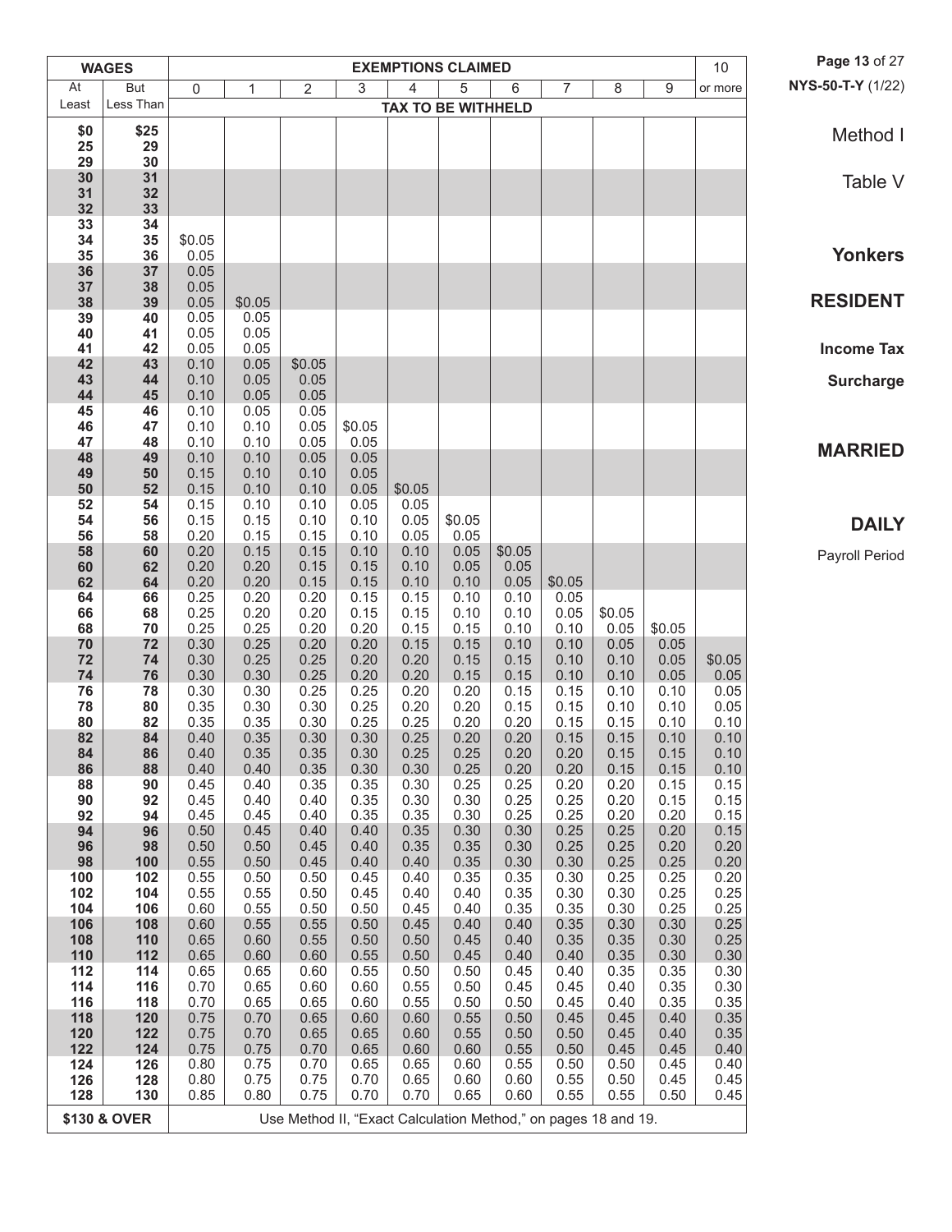Method I

Table V

**Yonkers**

**RESIDENT**

**Income Tax**

**Surcharge**

**MARRIED**

**DAILY**

Payroll Period

| WAGES | | EXEMPTIONS CLAIMED | | | | | | | | | | 10 |
|---|---|---|---|---|---|---|---|---|---|---|---|---|
| At Least | But Less Than | 0 | 1 | 2 | 3 | 4 | 5 | 6 | 7 | 8 | 9 | or more |
| | | TAX TO BE WITHHELD | | | | | | | | | | |
| $0 | $25 | | | | | | | | | | | |
| 25 | 29 | | | | | | | | | | | |
| 29 | 30 | | | | | | | | | | | |
| 30 | 31 | | | | | | | | | | | |
| 31 | 32 | | | | | | | | | | | |
| 32 | 33 | | | | | | | | | | | |
| 33 | 34 | | | | | | | | | | | |
| 34 | 35 | $0.05 | | | | | | | | | | |
| 35 | 36 | 0.05 | | | | | | | | | | |
| 36 | 37 | 0.05 | | | | | | | | | | |
| 37 | 38 | 0.05 | | | | | | | | | | |
| 38 | 39 | 0.05 | $0.05 | | | | | | | | | |
| 39 | 40 | 0.05 | 0.05 | | | | | | | | | |
| 40 | 41 | 0.05 | 0.05 | | | | | | | | | |
| 41 | 42 | 0.05 | 0.05 | | | | | | | | | |
| 42 | 43 | 0.10 | 0.05 | $0.05 | | | | | | | | |
| 43 | 44 | 0.10 | 0.05 | 0.05 | | | | | | | | |
| 44 | 45 | 0.10 | 0.05 | 0.05 | | | | | | | | |
| 45 | 46 | 0.10 | 0.05 | 0.05 | | | | | | | | |
| 46 | 47 | 0.10 | 0.10 | 0.05 | $0.05 | | | | | | | |
| 47 | 48 | 0.10 | 0.10 | 0.05 | 0.05 | | | | | | | |
| 48 | 49 | 0.10 | 0.10 | 0.05 | 0.05 | | | | | | | |
| 49 | 50 | 0.15 | 0.10 | 0.10 | 0.05 | | | | | | | |
| 50 | 52 | 0.15 | 0.10 | 0.10 | 0.05 | $0.05 | | | | | | |
| 52 | 54 | 0.15 | 0.10 | 0.10 | 0.05 | 0.05 | | | | | | |
| 54 | 56 | 0.15 | 0.15 | 0.10 | 0.10 | 0.05 | $0.05 | | | | | |
| 56 | 58 | 0.20 | 0.15 | 0.15 | 0.10 | 0.05 | 0.05 | | | | | |
| 58 | 60 | 0.20 | 0.15 | 0.15 | 0.10 | 0.10 | 0.05 | $0.05 | | | | |
| 60 | 62 | 0.20 | 0.20 | 0.15 | 0.15 | 0.10 | 0.05 | 0.05 | | | | |
| 62 | 64 | 0.20 | 0.20 | 0.15 | 0.15 | 0.10 | 0.10 | 0.05 | $0.05 | | | |
| 64 | 66 | 0.25 | 0.20 | 0.20 | 0.15 | 0.15 | 0.10 | 0.10 | 0.05 | | | |
| 66 | 68 | 0.25 | 0.20 | 0.20 | 0.15 | 0.15 | 0.10 | 0.10 | 0.05 | $0.05 | | |
| 68 | 70 | 0.25 | 0.25 | 0.20 | 0.20 | 0.15 | 0.15 | 0.10 | 0.10 | 0.05 | $0.05 | |
| 70 | 72 | 0.30 | 0.25 | 0.20 | 0.20 | 0.15 | 0.15 | 0.10 | 0.10 | 0.05 | 0.05 | |
| 72 | 74 | 0.30 | 0.25 | 0.25 | 0.20 | 0.20 | 0.15 | 0.15 | 0.10 | 0.10 | 0.05 | $0.05 |
| 74 | 76 | 0.30 | 0.30 | 0.25 | 0.20 | 0.20 | 0.15 | 0.15 | 0.10 | 0.10 | 0.05 | 0.05 |
| 76 | 78 | 0.30 | 0.30 | 0.25 | 0.25 | 0.20 | 0.20 | 0.15 | 0.15 | 0.10 | 0.10 | 0.05 |
| 78 | 80 | 0.35 | 0.30 | 0.30 | 0.25 | 0.20 | 0.20 | 0.15 | 0.15 | 0.10 | 0.10 | 0.05 |
| 80 | 82 | 0.35 | 0.35 | 0.30 | 0.25 | 0.25 | 0.20 | 0.20 | 0.15 | 0.15 | 0.10 | 0.10 |
| 82 | 84 | 0.40 | 0.35 | 0.30 | 0.30 | 0.25 | 0.20 | 0.20 | 0.15 | 0.15 | 0.10 | 0.10 |
| 84 | 86 | 0.40 | 0.35 | 0.35 | 0.30 | 0.25 | 0.25 | 0.20 | 0.20 | 0.15 | 0.15 | 0.10 |
| 86 | 88 | 0.40 | 0.40 | 0.35 | 0.30 | 0.30 | 0.25 | 0.20 | 0.20 | 0.15 | 0.15 | 0.10 |
| 88 | 90 | 0.45 | 0.40 | 0.35 | 0.35 | 0.30 | 0.25 | 0.25 | 0.20 | 0.20 | 0.15 | 0.15 |
| 90 | 92 | 0.45 | 0.40 | 0.40 | 0.35 | 0.30 | 0.30 | 0.25 | 0.25 | 0.20 | 0.15 | 0.15 |
| 92 | 94 | 0.45 | 0.45 | 0.40 | 0.35 | 0.35 | 0.30 | 0.25 | 0.25 | 0.20 | 0.20 | 0.15 |
| 94 | 96 | 0.50 | 0.45 | 0.40 | 0.40 | 0.35 | 0.30 | 0.30 | 0.25 | 0.25 | 0.20 | 0.15 |
| 96 | 98 | 0.50 | 0.50 | 0.45 | 0.40 | 0.35 | 0.35 | 0.30 | 0.25 | 0.25 | 0.20 | 0.20 |
| 98 | 100 | 0.55 | 0.50 | 0.45 | 0.40 | 0.40 | 0.35 | 0.30 | 0.30 | 0.25 | 0.25 | 0.20 |
| 100 | 102 | 0.55 | 0.50 | 0.50 | 0.45 | 0.40 | 0.35 | 0.35 | 0.30 | 0.25 | 0.25 | 0.20 |
| 102 | 104 | 0.55 | 0.55 | 0.50 | 0.45 | 0.40 | 0.40 | 0.35 | 0.30 | 0.30 | 0.25 | 0.25 |
| 104 | 106 | 0.60 | 0.55 | 0.50 | 0.50 | 0.45 | 0.40 | 0.35 | 0.35 | 0.30 | 0.25 | 0.25 |
| 106 | 108 | 0.60 | 0.55 | 0.55 | 0.50 | 0.45 | 0.40 | 0.40 | 0.35 | 0.30 | 0.30 | 0.25 |
| 108 | 110 | 0.65 | 0.60 | 0.55 | 0.50 | 0.50 | 0.45 | 0.40 | 0.35 | 0.35 | 0.30 | 0.25 |
| 110 | 112 | 0.65 | 0.60 | 0.60 | 0.55 | 0.50 | 0.45 | 0.40 | 0.40 | 0.35 | 0.30 | 0.30 |
| 112 | 114 | 0.65 | 0.65 | 0.60 | 0.55 | 0.50 | 0.50 | 0.45 | 0.40 | 0.35 | 0.35 | 0.30 |
| 114 | 116 | 0.70 | 0.65 | 0.60 | 0.60 | 0.55 | 0.50 | 0.45 | 0.45 | 0.40 | 0.35 | 0.30 |
| 116 | 118 | 0.70 | 0.65 | 0.65 | 0.60 | 0.55 | 0.50 | 0.50 | 0.45 | 0.40 | 0.35 | 0.35 |
| 118 | 120 | 0.75 | 0.70 | 0.65 | 0.60 | 0.60 | 0.55 | 0.50 | 0.45 | 0.45 | 0.40 | 0.35 |
| 120 | 122 | 0.75 | 0.70 | 0.65 | 0.65 | 0.60 | 0.55 | 0.50 | 0.50 | 0.45 | 0.40 | 0.35 |
| 122 | 124 | 0.75 | 0.75 | 0.70 | 0.65 | 0.60 | 0.60 | 0.55 | 0.50 | 0.45 | 0.45 | 0.40 |
| 124 | 126 | 0.80 | 0.75 | 0.70 | 0.65 | 0.65 | 0.60 | 0.55 | 0.50 | 0.50 | 0.45 | 0.40 |
| 126 | 128 | 0.80 | 0.75 | 0.75 | 0.70 | 0.65 | 0.60 | 0.60 | 0.55 | 0.50 | 0.45 | 0.45 |
| 128 | 130 | 0.85 | 0.80 | 0.75 | 0.70 | 0.70 | 0.65 | 0.60 | 0.55 | 0.55 | 0.50 | 0.45 |
| $130 & OVER | | Use Method II, "Exact Calculation Method," on pages 18 and 19. | | | | | | | | | | |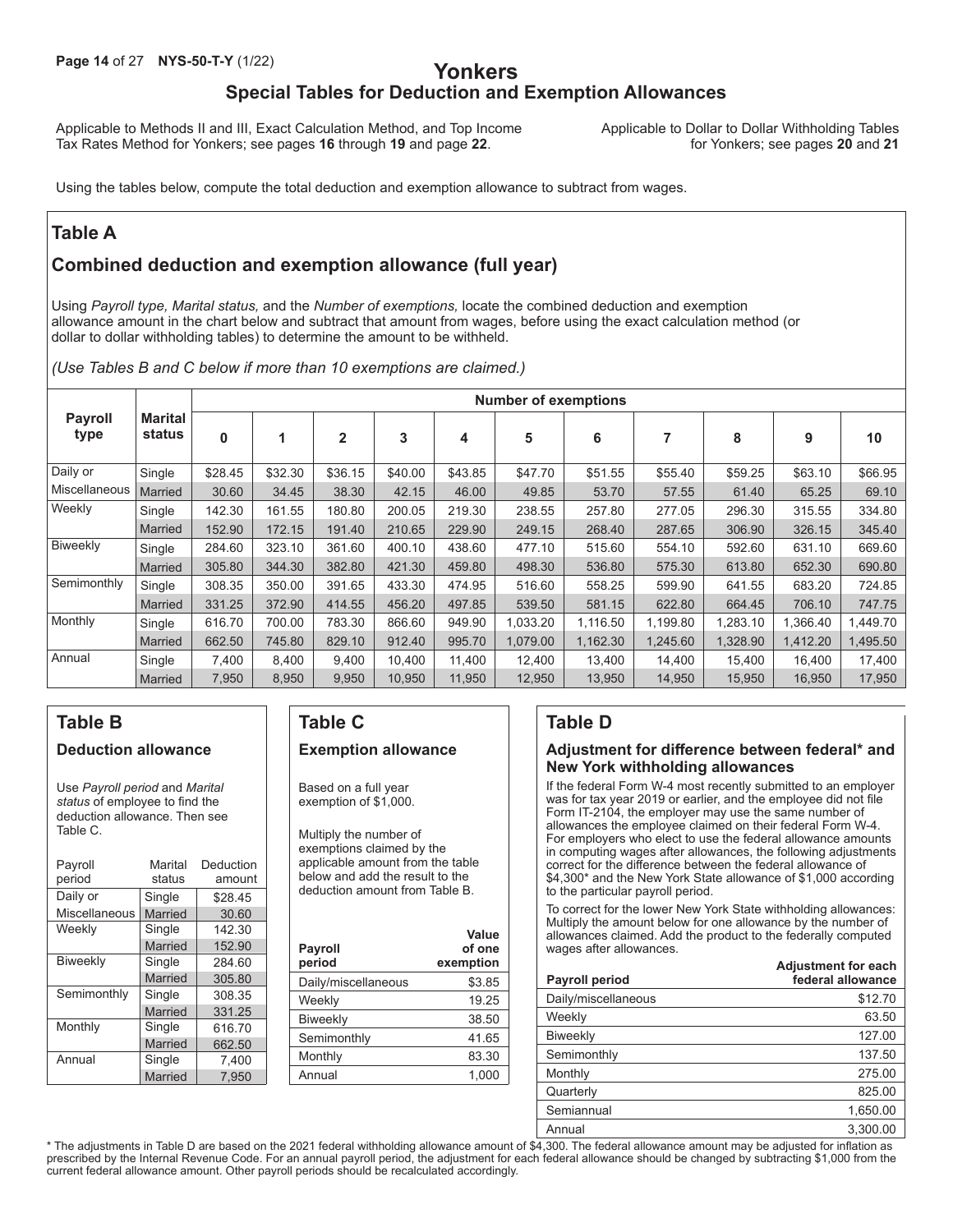# Yonkers
## Special Tables for Deduction and Exemption Allowances

Applicable to Methods II and III, Exact Calculation Method, and Top Income Tax Rates Method for Yonkers; see pages **16** through **19** and page **22**.

Applicable to Dollar to Dollar Withholding Tables for Yonkers; see pages **20** and **21**

Using the tables below, compute the total deduction and exemption allowance to subtract from wages.

## Table A

### Combined deduction and exemption allowance (full year)

Using *Payroll type, Marital status,* and the *Number of exemptions,* locate the combined deduction and exemption allowance amount in the chart below and subtract that amount from wages, before using the exact calculation method (or dollar to dollar withholding tables) to determine the amount to be withheld.

*(Use Tables B and C below if more than 10 exemptions are claimed.)*

| Payroll type | Marital status | Number of exemptions | | | | | | | | | | |
|---|---|---|---|---|---|---|---|---|---|---|---|---|
| | | 0 | 1 | 2 | 3 | 4 | 5 | 6 | 7 | 8 | 9 | 10 |
| Daily or Miscellaneous | Single | $28.45 | $32.30 | $36.15 | $40.00 | $43.85 | $47.70 | $51.55 | $55.40 | $59.25 | $63.10 | $66.95 |
| | Married | 30.60 | 34.45 | 38.30 | 42.15 | 46.00 | 49.85 | 53.70 | 57.55 | 61.40 | 65.25 | 69.10 |
| Weekly | Single | 142.30 | 161.55 | 180.80 | 200.05 | 219.30 | 238.55 | 257.80 | 277.05 | 296.30 | 315.55 | 334.80 |
| | Married | 152.90 | 172.15 | 191.40 | 210.65 | 229.90 | 249.15 | 268.40 | 287.65 | 306.90 | 326.15 | 345.40 |
| Biweekly | Single | 284.60 | 323.10 | 361.60 | 400.10 | 438.60 | 477.10 | 515.60 | 554.10 | 592.60 | 631.10 | 669.60 |
| | Married | 305.80 | 344.30 | 382.80 | 421.30 | 459.80 | 498.30 | 536.80 | 575.30 | 613.80 | 652.30 | 690.80 |
| Semimonthly | Single | 308.35 | 350.00 | 391.65 | 433.30 | 474.95 | 516.60 | 558.25 | 599.90 | 641.55 | 683.20 | 724.85 |
| | Married | 331.25 | 372.90 | 414.55 | 456.20 | 497.85 | 539.50 | 581.15 | 622.80 | 664.45 | 706.10 | 747.75 |
| Monthly | Single | 616.70 | 700.00 | 783.30 | 866.60 | 949.90 | 1,033.20 | 1,116.50 | 1,199.80 | 1,283.10 | 1,366.40 | 1,449.70 |
| | Married | 662.50 | 745.80 | 829.10 | 912.40 | 995.70 | 1,079.00 | 1,162.30 | 1,245.60 | 1,328.90 | 1,412.20 | 1,495.50 |
| Annual | Single | 7,400 | 8,400 | 9,400 | 10,400 | 11,400 | 12,400 | 13,400 | 14,400 | 15,400 | 16,400 | 17,400 |
| | Married | 7,950 | 8,950 | 9,950 | 10,950 | 11,950 | 12,950 | 13,950 | 14,950 | 15,950 | 16,950 | 17,950 |

## Table B

### Deduction allowance

Use *Payroll period* and *Marital status* of employee to find the deduction allowance. Then see Table C.

| Payroll period | Marital status | Deduction amount |
|---|---|---|
| Daily or Miscellaneous | Single | $28.45 |
| | Married | 30.60 |
| Weekly | Single | 142.30 |
| | Married | 152.90 |
| Biweekly | Single | 284.60 |
| | Married | 305.80 |
| Semimonthly | Single | 308.35 |
| | Married | 331.25 |
| Monthly | Single | 616.70 |
| | Married | 662.50 |
| Annual | Single | 7,400 |
| | Married | 7,950 |

## Table C

### Exemption allowance

Based on a full year exemption of $1,000.

Multiply the number of exemptions claimed by the applicable amount from the table below and add the result to the deduction amount from Table B.

| Payroll period | Value of one exemption |
|---|---|
| Daily/miscellaneous | $3.85 |
| Weekly | 19.25 |
| Biweekly | 38.50 |
| Semimonthly | 41.65 |
| Monthly | 83.30 |
| Annual | 1,000 |

## Table D

### Adjustment for difference between federal* and New York withholding allowances

If the federal Form W-4 most recently submitted to an employer was for tax year 2019 or earlier, and the employee did not file Form IT-2104, the employer may use the same number of allowances the employee claimed on their federal Form W-4. For employers who elect to use the federal allowance amounts in computing wages after allowances, the following adjustments correct for the difference between the federal allowance of $4,300* and the New York State allowance of $1,000 according to the particular payroll period.

To correct for the lower New York State withholding allowances: Multiply the amount below for one allowance by the number of allowances claimed. Add the product to the federally computed wages after allowances.

| Payroll period | Adjustment for each federal allowance |
|---|---|
| Daily/miscellaneous | $12.70 |
| Weekly | 63.50 |
| Biweekly | 127.00 |
| Semimonthly | 137.50 |
| Monthly | 275.00 |
| Quarterly | 825.00 |
| Semiannual | 1,650.00 |
| Annual | 3,300.00 |

\* The adjustments in Table D are based on the 2021 federal withholding allowance amount of $4,300. The federal allowance amount may be adjusted for inflation as prescribed by the Internal Revenue Code. For an annual payroll period, the adjustment for each federal allowance should be changed by subtracting $1,000 from the current federal allowance amount. Other payroll periods should be recalculated accordingly.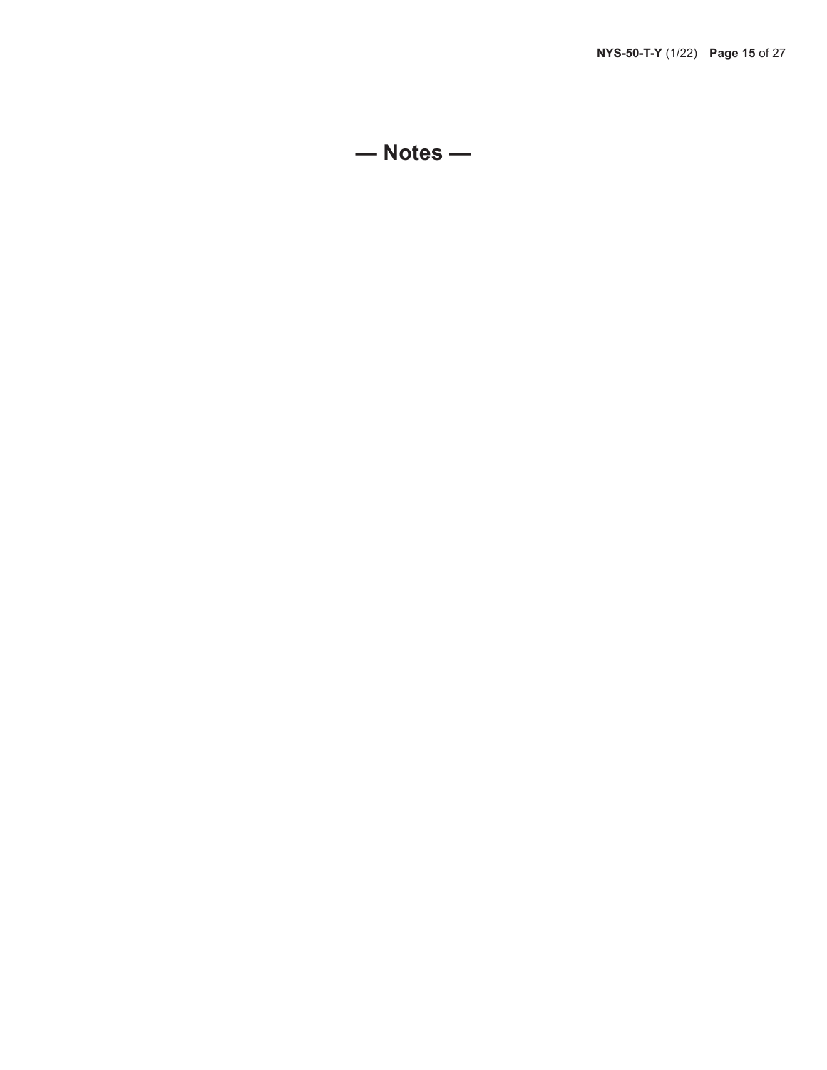# — Notes —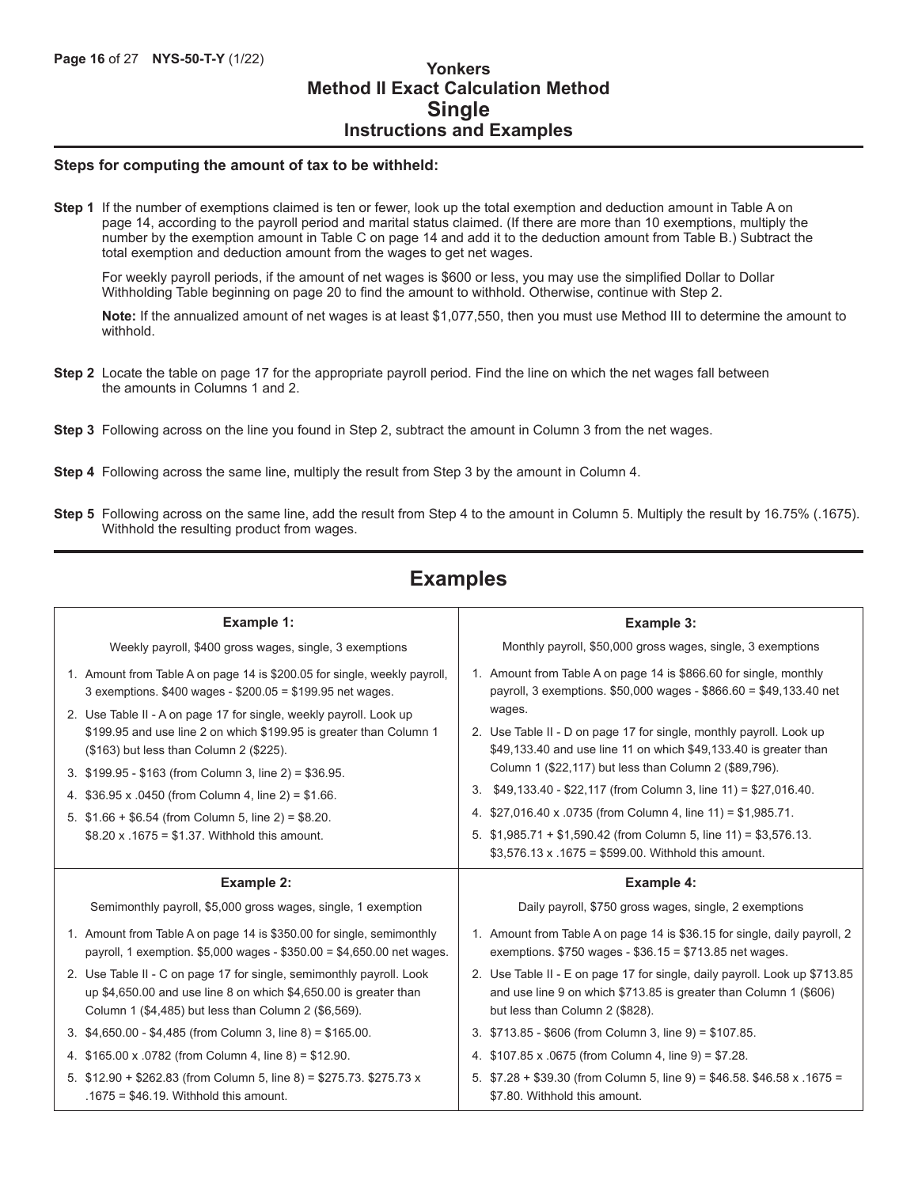# Yonkers
## Method II Exact Calculation Method
## Single
### Instructions and Examples

**Steps for computing the amount of tax to be withheld:**

**Step 1** If the number of exemptions claimed is ten or fewer, look up the total exemption and deduction amount in Table A on page 14, according to the payroll period and marital status claimed. (If there are more than 10 exemptions, multiply the number by the exemption amount in Table C on page 14 and add it to the deduction amount from Table B.) Subtract the total exemption and deduction amount from the wages to get net wages.

For weekly payroll periods, if the amount of net wages is $600 or less, you may use the simplified Dollar to Dollar Withholding Table beginning on page 20 to find the amount to withhold. Otherwise, continue with Step 2.

**Note:** If the annualized amount of net wages is at least $1,077,550, then you must use Method III to determine the amount to withhold.

**Step 2** Locate the table on page 17 for the appropriate payroll period. Find the line on which the net wages fall between the amounts in Columns 1 and 2.

**Step 3** Following across on the line you found in Step 2, subtract the amount in Column 3 from the net wages.

**Step 4** Following across the same line, multiply the result from Step 3 by the amount in Column 4.

**Step 5** Following across on the same line, add the result from Step 4 to the amount in Column 5. Multiply the result by 16.75% (.1675). Withhold the resulting product from wages.

## Examples

**Example 1:**

Weekly payroll, $400 gross wages, single, 3 exemptions

1. Amount from Table A on page 14 is $200.05 for single, weekly payroll, 3 exemptions. $400 wages - $200.05 = $199.95 net wages.
2. Use Table II - A on page 17 for single, weekly payroll. Look up $199.95 and use line 2 on which $199.95 is greater than Column 1 ($163) but less than Column 2 ($225).
3. $199.95 - $163 (from Column 3, line 2) = $36.95.
4. $36.95 x .0450 (from Column 4, line 2) = $1.66.
5. $1.66 + $6.54 (from Column 5, line 2) = $8.20. $8.20 x .1675 = $1.37. Withhold this amount.

**Example 2:**

Semimonthly payroll, $5,000 gross wages, single, 1 exemption

1. Amount from Table A on page 14 is $350.00 for single, semimonthly payroll, 1 exemption. $5,000 wages - $350.00 = $4,650.00 net wages.
2. Use Table II - C on page 17 for single, semimonthly payroll. Look up $4,650.00 and use line 8 on which $4,650.00 is greater than Column 1 ($4,485) but less than Column 2 ($6,569).
3. $4,650.00 - $4,485 (from Column 3, line 8) = $165.00.
4. $165.00 x .0782 (from Column 4, line 8) = $12.90.
5. $12.90 + $262.83 (from Column 5, line 8) = $275.73. $275.73 x .1675 = $46.19. Withhold this amount.

**Example 3:**

Monthly payroll, $50,000 gross wages, single, 3 exemptions

1. Amount from Table A on page 14 is $866.60 for single, monthly payroll, 3 exemptions. $50,000 wages - $866.60 = $49,133.40 net wages.
2. Use Table II - D on page 17 for single, monthly payroll. Look up $49,133.40 and use line 11 on which $49,133.40 is greater than Column 1 ($22,117) but less than Column 2 ($89,796).
3. $49,133.40 - $22,117 (from Column 3, line 11) = $27,016.40.
4. $27,016.40 x .0735 (from Column 4, line 11) = $1,985.71.
5. $1,985.71 + $1,590.42 (from Column 5, line 11) = $3,576.13. $3,576.13 x .1675 = $599.00. Withhold this amount.

**Example 4:**

Daily payroll, $750 gross wages, single, 2 exemptions

1. Amount from Table A on page 14 is $36.15 for single, daily payroll, 2 exemptions. $750 wages - $36.15 = $713.85 net wages.
2. Use Table II - E on page 17 for single, daily payroll. Look up $713.85 and use line 9 on which $713.85 is greater than Column 1 ($606) but less than Column 2 ($828).
3. $713.85 - $606 (from Column 3, line 9) = $107.85.
4. $107.85 x .0675 (from Column 4, line 9) = $7.28.
5. $7.28 + $39.30 (from Column 5, line 9) = $46.58. $46.58 x .1675 = $7.80. Withhold this amount.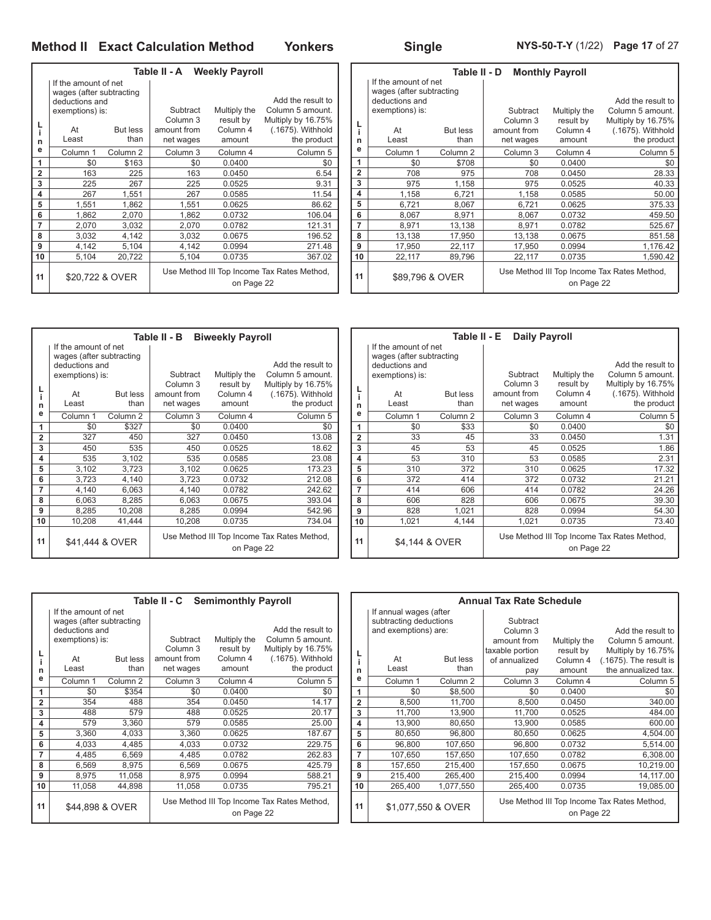## Method II Exact Calculation Method — Yonkers — Single

### Table II - A Weekly Payroll

| Line | If the amount of net wages (after subtracting deductions and exemptions) is: At Least | But less than | Subtract Column 3 amount from net wages | Multiply the result by Column 4 amount | Add the result to Column 5 amount. Multiply by 16.75% (.1675). Withhold the product |
|---|---|---|---|---|---|
| | Column 1 | Column 2 | Column 3 | Column 4 | Column 5 |
| 1 | $0 | $163 | $0 | 0.0400 | $0 |
| 2 | 163 | 225 | 163 | 0.0450 | 6.54 |
| 3 | 225 | 267 | 225 | 0.0525 | 9.31 |
| 4 | 267 | 1,551 | 267 | 0.0585 | 11.54 |
| 5 | 1,551 | 1,862 | 1,551 | 0.0625 | 86.62 |
| 6 | 1,862 | 2,070 | 1,862 | 0.0732 | 106.04 |
| 7 | 2,070 | 3,032 | 2,070 | 0.0782 | 121.31 |
| 8 | 3,032 | 4,142 | 3,032 | 0.0675 | 196.52 |
| 9 | 4,142 | 5,104 | 4,142 | 0.0994 | 271.48 |
| 10 | 5,104 | 20,722 | 5,104 | 0.0735 | 367.02 |
| 11 | $20,722 & OVER | | Use Method III Top Income Tax Rates Method, on Page 22 | | |

### Table II - B Biweekly Payroll

| Line | If the amount of net wages (after subtracting deductions and exemptions) is: At Least | But less than | Subtract Column 3 amount from net wages | Multiply the result by Column 4 amount | Add the result to Column 5 amount. Multiply by 16.75% (.1675). Withhold the product |
|---|---|---|---|---|---|
| | Column 1 | Column 2 | Column 3 | Column 4 | Column 5 |
| 1 | $0 | $327 | $0 | 0.0400 | $0 |
| 2 | 327 | 450 | 327 | 0.0450 | 13.08 |
| 3 | 450 | 535 | 450 | 0.0525 | 18.62 |
| 4 | 535 | 3,102 | 535 | 0.0585 | 23.08 |
| 5 | 3,102 | 3,723 | 3,102 | 0.0625 | 173.23 |
| 6 | 3,723 | 4,140 | 3,723 | 0.0732 | 212.08 |
| 7 | 4,140 | 6,063 | 4,140 | 0.0782 | 242.62 |
| 8 | 6,063 | 8,285 | 6,063 | 0.0675 | 393.04 |
| 9 | 8,285 | 10,208 | 8,285 | 0.0994 | 542.96 |
| 10 | 10,208 | 41,444 | 10,208 | 0.0735 | 734.04 |
| 11 | $41,444 & OVER | | Use Method III Top Income Tax Rates Method, on Page 22 | | |

### Table II - C Semimonthly Payroll

| Line | If the amount of net wages (after subtracting deductions and exemptions) is: At Least | But less than | Subtract Column 3 amount from net wages | Multiply the result by Column 4 amount | Add the result to Column 5 amount. Multiply by 16.75% (.1675). Withhold the product |
|---|---|---|---|---|---|
| | Column 1 | Column 2 | Column 3 | Column 4 | Column 5 |
| 1 | $0 | $354 | $0 | 0.0400 | $0 |
| 2 | 354 | 488 | 354 | 0.0450 | 14.17 |
| 3 | 488 | 579 | 488 | 0.0525 | 20.17 |
| 4 | 579 | 3,360 | 579 | 0.0585 | 25.00 |
| 5 | 3,360 | 4,033 | 3,360 | 0.0625 | 187.67 |
| 6 | 4,033 | 4,485 | 4,033 | 0.0732 | 229.75 |
| 7 | 4,485 | 6,569 | 4,485 | 0.0782 | 262.83 |
| 8 | 6,569 | 8,975 | 6,569 | 0.0675 | 425.79 |
| 9 | 8,975 | 11,058 | 8,975 | 0.0994 | 588.21 |
| 10 | 11,058 | 44,898 | 11,058 | 0.0735 | 795.21 |
| 11 | $44,898 & OVER | | Use Method III Top Income Tax Rates Method, on Page 22 | | |

### Table II - D Monthly Payroll

| Line | If the amount of net wages (after subtracting deductions and exemptions) is: At Least | But less than | Subtract Column 3 amount from net wages | Multiply the result by Column 4 amount | Add the result to Column 5 amount. Multiply by 16.75% (.1675). Withhold the product |
|---|---|---|---|---|---|
| | Column 1 | Column 2 | Column 3 | Column 4 | Column 5 |
| 1 | $0 | $708 | $0 | 0.0400 | $0 |
| 2 | 708 | 975 | 708 | 0.0450 | 28.33 |
| 3 | 975 | 1,158 | 975 | 0.0525 | 40.33 |
| 4 | 1,158 | 6,721 | 1,158 | 0.0585 | 50.00 |
| 5 | 6,721 | 8,067 | 6,721 | 0.0625 | 375.33 |
| 6 | 8,067 | 8,971 | 8,067 | 0.0732 | 459.50 |
| 7 | 8,971 | 13,138 | 8,971 | 0.0782 | 525.67 |
| 8 | 13,138 | 17,950 | 13,138 | 0.0675 | 851.58 |
| 9 | 17,950 | 22,117 | 17,950 | 0.0994 | 1,176.42 |
| 10 | 22,117 | 89,796 | 22,117 | 0.0735 | 1,590.42 |
| 11 | $89,796 & OVER | | Use Method III Top Income Tax Rates Method, on Page 22 | | |

### Table II - E Daily Payroll

| Line | If the amount of net wages (after subtracting deductions and exemptions) is: At Least | But less than | Subtract Column 3 amount from net wages | Multiply the result by Column 4 amount | Add the result to Column 5 amount. Multiply by 16.75% (.1675). Withhold the product |
|---|---|---|---|---|---|
| | Column 1 | Column 2 | Column 3 | Column 4 | Column 5 |
| 1 | $0 | $33 | $0 | 0.0400 | $0 |
| 2 | 33 | 45 | 33 | 0.0450 | 1.31 |
| 3 | 45 | 53 | 45 | 0.0525 | 1.86 |
| 4 | 53 | 310 | 53 | 0.0585 | 2.31 |
| 5 | 310 | 372 | 310 | 0.0625 | 17.32 |
| 6 | 372 | 414 | 372 | 0.0732 | 21.21 |
| 7 | 414 | 606 | 414 | 0.0782 | 24.26 |
| 8 | 606 | 828 | 606 | 0.0675 | 39.30 |
| 9 | 828 | 1,021 | 828 | 0.0994 | 54.30 |
| 10 | 1,021 | 4,144 | 1,021 | 0.0735 | 73.40 |
| 11 | $4,144 & OVER | | Use Method III Top Income Tax Rates Method, on Page 22 | | |

### Annual Tax Rate Schedule

| Line | If annual wages (after subtracting deductions and exemptions) are: At Least | But less than | Subtract Column 3 amount from taxable portion of annualized pay | Multiply the result by Column 4 amount | Add the result to Column 5 amount. Multiply by 16.75% (.1675). The result is the annualized tax. |
|---|---|---|---|---|---|
| | Column 1 | Column 2 | Column 3 | Column 4 | Column 5 |
| 1 | $0 | $8,500 | $0 | 0.0400 | $0 |
| 2 | 8,500 | 11,700 | 8,500 | 0.0450 | 340.00 |
| 3 | 11,700 | 13,900 | 11,700 | 0.0525 | 484.00 |
| 4 | 13,900 | 80,650 | 13,900 | 0.0585 | 600.00 |
| 5 | 80,650 | 96,800 | 80,650 | 0.0625 | 4,504.00 |
| 6 | 96,800 | 107,650 | 96,800 | 0.0732 | 5,514.00 |
| 7 | 107,650 | 157,650 | 107,650 | 0.0782 | 6,308.00 |
| 8 | 157,650 | 215,400 | 157,650 | 0.0675 | 10,219.00 |
| 9 | 215,400 | 265,400 | 215,400 | 0.0994 | 14,117.00 |
| 10 | 265,400 | 1,077,550 | 265,400 | 0.0735 | 19,085.00 |
| 11 | $1,077,550 & OVER | | Use Method III Top Income Tax Rates Method, on Page 22 | | |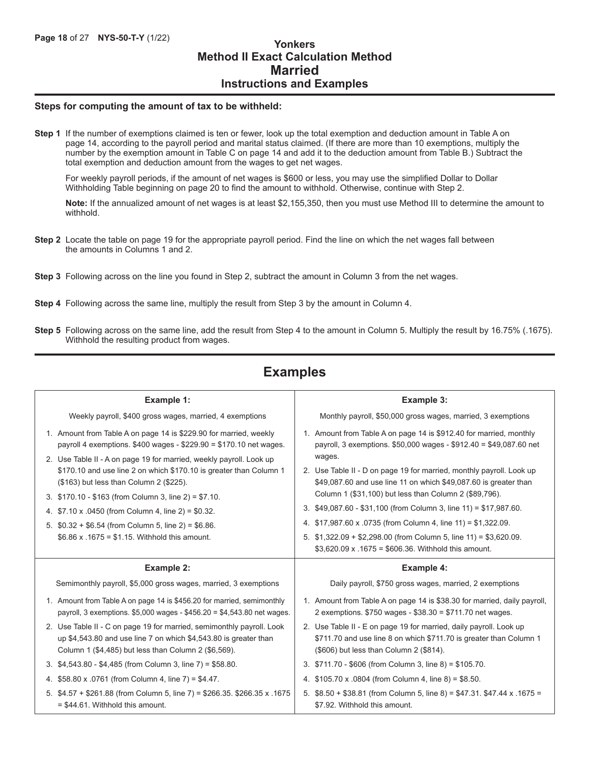# Yonkers
## Method II Exact Calculation Method
## Married
### Instructions and Examples

**Steps for computing the amount of tax to be withheld:**

**Step 1** If the number of exemptions claimed is ten or fewer, look up the total exemption and deduction amount in Table A on page 14, according to the payroll period and marital status claimed. (If there are more than 10 exemptions, multiply the number by the exemption amount in Table C on page 14 and add it to the deduction amount from Table B.) Subtract the total exemption and deduction amount from the wages to get net wages.

For weekly payroll periods, if the amount of net wages is $600 or less, you may use the simplified Dollar to Dollar Withholding Table beginning on page 20 to find the amount to withhold. Otherwise, continue with Step 2.

**Note:** If the annualized amount of net wages is at least $2,155,350, then you must use Method III to determine the amount to withhold.

**Step 2** Locate the table on page 19 for the appropriate payroll period. Find the line on which the net wages fall between the amounts in Columns 1 and 2.

**Step 3** Following across on the line you found in Step 2, subtract the amount in Column 3 from the net wages.

**Step 4** Following across the same line, multiply the result from Step 3 by the amount in Column 4.

**Step 5** Following across on the same line, add the result from Step 4 to the amount in Column 5. Multiply the result by 16.75% (.1675). Withhold the resulting product from wages.

## Examples

**Example 1:**

Weekly payroll, $400 gross wages, married, 4 exemptions

1. Amount from Table A on page 14 is $229.90 for married, weekly payroll 4 exemptions. $400 wages - $229.90 = $170.10 net wages.
2. Use Table II - A on page 19 for married, weekly payroll. Look up $170.10 and use line 2 on which $170.10 is greater than Column 1 ($163) but less than Column 2 ($225).
3. $170.10 - $163 (from Column 3, line 2) = $7.10.
4. $7.10 x .0450 (from Column 4, line 2) = $0.32.
5. $0.32 + $6.54 (from Column 5, line 2) = $6.86. $6.86 x .1675 = $1.15. Withhold this amount.

**Example 2:**

Semimonthly payroll, $5,000 gross wages, married, 3 exemptions

1. Amount from Table A on page 14 is $456.20 for married, semimonthly payroll, 3 exemptions. $5,000 wages - $456.20 = $4,543.80 net wages.
2. Use Table II - C on page 19 for married, semimonthly payroll. Look up $4,543.80 and use line 7 on which $4,543.80 is greater than Column 1 ($4,485) but less than Column 2 ($6,569).
3. $4,543.80 - $4,485 (from Column 3, line 7) = $58.80.
4. $58.80 x .0761 (from Column 4, line 7) = $4.47.
5. $4.57 + $261.88 (from Column 5, line 7) = $266.35. $266.35 x .1675 = $44.61. Withhold this amount.

**Example 3:**

Monthly payroll, $50,000 gross wages, married, 3 exemptions

1. Amount from Table A on page 14 is $912.40 for married, monthly payroll, 3 exemptions. $50,000 wages - $912.40 = $49,087.60 net wages.
2. Use Table II - D on page 19 for married, monthly payroll. Look up $49,087.60 and use line 11 on which $49,087.60 is greater than Column 1 ($31,100) but less than Column 2 ($89,796).
3. $49,087.60 - $31,100 (from Column 3, line 11) = $17,987.60.
4. $17,987.60 x .0735 (from Column 4, line 11) = $1,322.09.
5. $1,322.09 + $2,298.00 (from Column 5, line 11) = $3,620.09. $3,620.09 x .1675 = $606.36. Withhold this amount.

**Example 4:**

Daily payroll, $750 gross wages, married, 2 exemptions

1. Amount from Table A on page 14 is $38.30 for married, daily payroll, 2 exemptions. $750 wages - $38.30 = $711.70 net wages.
2. Use Table II - E on page 19 for married, daily payroll. Look up $711.70 and use line 8 on which $711.70 is greater than Column 1 ($606) but less than Column 2 ($814).
3. $711.70 - $606 (from Column 3, line 8) = $105.70.
4. $105.70 x .0804 (from Column 4, line 8) = $8.50.
5. $8.50 + $38.81 (from Column 5, line 8) = $47.31. $47.44 x .1675 = $7.92. Withhold this amount.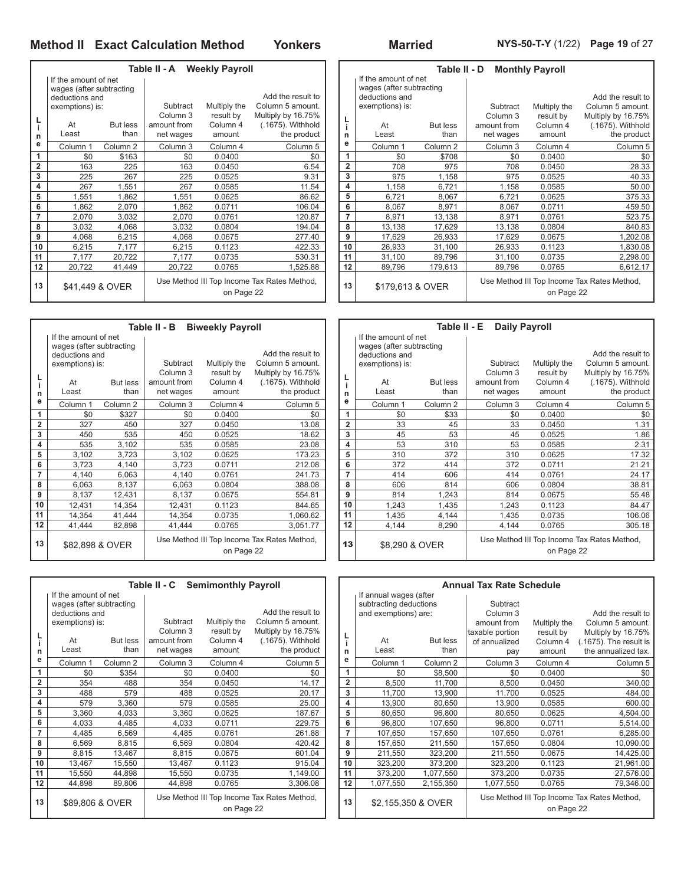## Method II Exact Calculation Method — Yonkers — Married

### Table II - A Weekly Payroll

| Line | If the amount of net wages (after subtracting deductions and exemptions) is: At Least | But less than | Subtract Column 3 amount from net wages | Multiply the result by Column 4 amount | Add the result to Column 5 amount. Multiply by 16.75% (.1675). Withhold the product |
|---|---|---|---|---|---|
| | Column 1 | Column 2 | Column 3 | Column 4 | Column 5 |
| 1 | $0 | $163 | $0 | 0.0400 | $0 |
| 2 | 163 | 225 | 163 | 0.0450 | 6.54 |
| 3 | 225 | 267 | 225 | 0.0525 | 9.31 |
| 4 | 267 | 1,551 | 267 | 0.0585 | 11.54 |
| 5 | 1,551 | 1,862 | 1,551 | 0.0625 | 86.62 |
| 6 | 1,862 | 2,070 | 1,862 | 0.0711 | 106.04 |
| 7 | 2,070 | 3,032 | 2,070 | 0.0761 | 120.87 |
| 8 | 3,032 | 4,068 | 3,032 | 0.0804 | 194.04 |
| 9 | 4,068 | 6,215 | 4,068 | 0.0675 | 277.40 |
| 10 | 6,215 | 7,177 | 6,215 | 0.1123 | 422.33 |
| 11 | 7,177 | 20,722 | 7,177 | 0.0735 | 530.31 |
| 12 | 20,722 | 41,449 | 20,722 | 0.0765 | 1,525.88 |
| 13 | $41,449 & OVER | | Use Method III Top Income Tax Rates Method, on Page 22 | | |

### Table II - B Biweekly Payroll

| Line | If the amount of net wages (after subtracting deductions and exemptions) is: At Least | But less than | Subtract Column 3 amount from net wages | Multiply the result by Column 4 amount | Add the result to Column 5 amount. Multiply by 16.75% (.1675). Withhold the product |
|---|---|---|---|---|---|
| | Column 1 | Column 2 | Column 3 | Column 4 | Column 5 |
| 1 | $0 | $327 | $0 | 0.0400 | $0 |
| 2 | 327 | 450 | 327 | 0.0450 | 13.08 |
| 3 | 450 | 535 | 450 | 0.0525 | 18.62 |
| 4 | 535 | 3,102 | 535 | 0.0585 | 23.08 |
| 5 | 3,102 | 3,723 | 3,102 | 0.0625 | 173.23 |
| 6 | 3,723 | 4,140 | 3,723 | 0.0711 | 212.08 |
| 7 | 4,140 | 6,063 | 4,140 | 0.0761 | 241.73 |
| 8 | 6,063 | 8,137 | 6,063 | 0.0804 | 388.08 |
| 9 | 8,137 | 12,431 | 8,137 | 0.0675 | 554.81 |
| 10 | 12,431 | 14,354 | 12,431 | 0.1123 | 844.65 |
| 11 | 14,354 | 41,444 | 14,354 | 0.0735 | 1,060.62 |
| 12 | 41,444 | 82,898 | 41,444 | 0.0765 | 3,051.77 |
| 13 | $82,898 & OVER | | Use Method III Top Income Tax Rates Method, on Page 22 | | |

### Table II - C Semimonthly Payroll

| Line | If the amount of net wages (after subtracting deductions and exemptions) is: At Least | But less than | Subtract Column 3 amount from net wages | Multiply the result by Column 4 amount | Add the result to Column 5 amount. Multiply by 16.75% (.1675). Withhold the product |
|---|---|---|---|---|---|
| | Column 1 | Column 2 | Column 3 | Column 4 | Column 5 |
| 1 | $0 | $354 | $0 | 0.0400 | $0 |
| 2 | 354 | 488 | 354 | 0.0450 | 14.17 |
| 3 | 488 | 579 | 488 | 0.0525 | 20.17 |
| 4 | 579 | 3,360 | 579 | 0.0585 | 25.00 |
| 5 | 3,360 | 4,033 | 3,360 | 0.0625 | 187.67 |
| 6 | 4,033 | 4,485 | 4,033 | 0.0711 | 229.75 |
| 7 | 4,485 | 6,569 | 4,485 | 0.0761 | 261.88 |
| 8 | 6,569 | 8,815 | 6,569 | 0.0804 | 420.42 |
| 9 | 8,815 | 13,467 | 8,815 | 0.0675 | 601.04 |
| 10 | 13,467 | 15,550 | 13,467 | 0.1123 | 915.04 |
| 11 | 15,550 | 44,898 | 15,550 | 0.0735 | 1,149.00 |
| 12 | 44,898 | 89,806 | 44,898 | 0.0765 | 3,306.08 |
| 13 | $89,806 & OVER | | Use Method III Top Income Tax Rates Method, on Page 22 | | |

### Table II - D Monthly Payroll

| Line | If the amount of net wages (after subtracting deductions and exemptions) is: At Least | But less than | Subtract Column 3 amount from net wages | Multiply the result by Column 4 amount | Add the result to Column 5 amount. Multiply by 16.75% (.1675). Withhold the product |
|---|---|---|---|---|---|
| | Column 1 | Column 2 | Column 3 | Column 4 | Column 5 |
| 1 | $0 | $708 | $0 | 0.0400 | $0 |
| 2 | 708 | 975 | 708 | 0.0450 | 28.33 |
| 3 | 975 | 1,158 | 975 | 0.0525 | 40.33 |
| 4 | 1,158 | 6,721 | 1,158 | 0.0585 | 50.00 |
| 5 | 6,721 | 8,067 | 6,721 | 0.0625 | 375.33 |
| 6 | 8,067 | 8,971 | 8,067 | 0.0711 | 459.50 |
| 7 | 8,971 | 13,138 | 8,971 | 0.0761 | 523.75 |
| 8 | 13,138 | 17,629 | 13,138 | 0.0804 | 840.83 |
| 9 | 17,629 | 26,933 | 17,629 | 0.0675 | 1,202.08 |
| 10 | 26,933 | 31,100 | 26,933 | 0.1123 | 1,830.08 |
| 11 | 31,100 | 89,796 | 31,100 | 0.0735 | 2,298.00 |
| 12 | 89,796 | 179,613 | 89,796 | 0.0765 | 6,612.17 |
| 13 | $179,613 & OVER | | Use Method III Top Income Tax Rates Method, on Page 22 | | |

### Table II - E Daily Payroll

| Line | If the amount of net wages (after subtracting deductions and exemptions) is: At Least | But less than | Subtract Column 3 amount from net wages | Multiply the result by Column 4 amount | Add the result to Column 5 amount. Multiply by 16.75% (.1675). Withhold the product |
|---|---|---|---|---|---|
| | Column 1 | Column 2 | Column 3 | Column 4 | Column 5 |
| 1 | $0 | $33 | $0 | 0.0400 | $0 |
| 2 | 33 | 45 | 33 | 0.0450 | 1.31 |
| 3 | 45 | 53 | 45 | 0.0525 | 1.86 |
| 4 | 53 | 310 | 53 | 0.0585 | 2.31 |
| 5 | 310 | 372 | 310 | 0.0625 | 17.32 |
| 6 | 372 | 414 | 372 | 0.0711 | 21.21 |
| 7 | 414 | 606 | 414 | 0.0761 | 24.17 |
| 8 | 606 | 814 | 606 | 0.0804 | 38.81 |
| 9 | 814 | 1,243 | 814 | 0.0675 | 55.48 |
| 10 | 1,243 | 1,435 | 1,243 | 0.1123 | 84.47 |
| 11 | 1,435 | 4,144 | 1,435 | 0.0735 | 106.06 |
| 12 | 4,144 | 8,290 | 4,144 | 0.0765 | 305.18 |
| 13 | $8,290 & OVER | | Use Method III Top Income Tax Rates Method, on Page 22 | | |

### Annual Tax Rate Schedule

| Line | If annual wages (after subtracting deductions and exemptions) are: At Least | But less than | Subtract Column 3 amount from taxable portion of annualized pay | Multiply the result by Column 4 amount | Add the result to Column 5 amount. Multiply by 16.75% (.1675). The result is the annualized tax. |
|---|---|---|---|---|---|
| | Column 1 | Column 2 | Column 3 | Column 4 | Column 5 |
| 1 | $0 | $8,500 | $0 | 0.0400 | $0 |
| 2 | 8,500 | 11,700 | 8,500 | 0.0450 | 340.00 |
| 3 | 11,700 | 13,900 | 11,700 | 0.0525 | 484.00 |
| 4 | 13,900 | 80,650 | 13,900 | 0.0585 | 600.00 |
| 5 | 80,650 | 96,800 | 80,650 | 0.0625 | 4,504.00 |
| 6 | 96,800 | 107,650 | 96,800 | 0.0711 | 5,514.00 |
| 7 | 107,650 | 157,650 | 107,650 | 0.0761 | 6,285.00 |
| 8 | 157,650 | 211,550 | 157,650 | 0.0804 | 10,090.00 |
| 9 | 211,550 | 323,200 | 211,550 | 0.0675 | 14,425.00 |
| 10 | 323,200 | 373,200 | 323,200 | 0.1123 | 21,961.00 |
| 11 | 373,200 | 1,077,550 | 373,200 | 0.0735 | 27,576.00 |
| 12 | 1,077,550 | 2,155,350 | 1,077,550 | 0.0765 | 79,346.00 |
| 13 | $2,155,350 & OVER | | Use Method III Top Income Tax Rates Method, on Page 22 | | |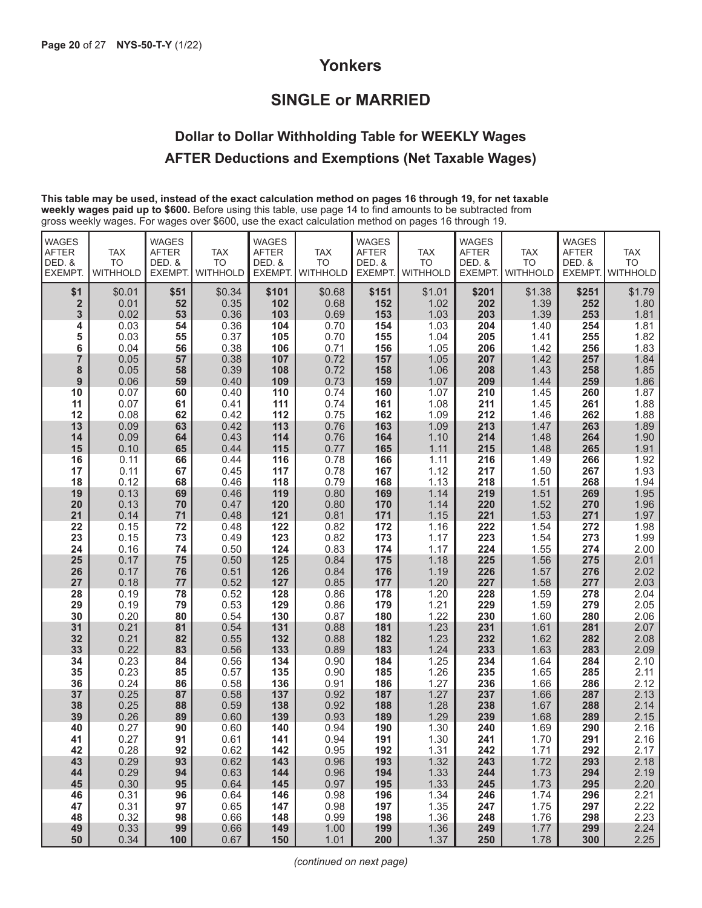## Yonkers

## SINGLE or MARRIED

### Dollar to Dollar Withholding Table for WEEKLY Wages AFTER Deductions and Exemptions (Net Taxable Wages)

**This table may be used, instead of the exact calculation method on pages 16 through 19, for net taxable weekly wages paid up to $600.** Before using this table, use page 14 to find amounts to be subtracted from gross weekly wages. For wages over $600, use the exact calculation method on pages 16 through 19.

| WAGES AFTER DED. & EXEMPT. | TAX TO WITHHOLD | WAGES AFTER DED. & EXEMPT. | TAX TO WITHHOLD | WAGES AFTER DED. & EXEMPT. | TAX TO WITHHOLD | WAGES AFTER DED. & EXEMPT. | TAX TO WITHHOLD | WAGES AFTER DED. & EXEMPT. | TAX TO WITHHOLD | WAGES AFTER DED. & EXEMPT. | TAX TO WITHHOLD |
|---|---|---|---|---|---|---|---|---|---|---|---|
| **$1** | $0.01 | **$51** | $0.34 | **$101** | $0.68 | **$151** | $1.01 | **$201** | $1.38 | **$251** | $1.79 |
| **2** | 0.01 | **52** | 0.35 | **102** | 0.68 | **152** | 1.02 | **202** | 1.39 | **252** | 1.80 |
| **3** | 0.02 | **53** | 0.36 | **103** | 0.69 | **153** | 1.03 | **203** | 1.39 | **253** | 1.81 |
| **4** | 0.03 | **54** | 0.36 | **104** | 0.70 | **154** | 1.03 | **204** | 1.40 | **254** | 1.81 |
| **5** | 0.03 | **55** | 0.37 | **105** | 0.70 | **155** | 1.04 | **205** | 1.41 | **255** | 1.82 |
| **6** | 0.04 | **56** | 0.38 | **106** | 0.71 | **156** | 1.05 | **206** | 1.42 | **256** | 1.83 |
| **7** | 0.05 | **57** | 0.38 | **107** | 0.72 | **157** | 1.05 | **207** | 1.42 | **257** | 1.84 |
| **8** | 0.05 | **58** | 0.39 | **108** | 0.72 | **158** | 1.06 | **208** | 1.43 | **258** | 1.85 |
| **9** | 0.06 | **59** | 0.40 | **109** | 0.73 | **159** | 1.07 | **209** | 1.44 | **259** | 1.86 |
| **10** | 0.07 | **60** | 0.40 | **110** | 0.74 | **160** | 1.07 | **210** | 1.45 | **260** | 1.87 |
| **11** | 0.07 | **61** | 0.41 | **111** | 0.74 | **161** | 1.08 | **211** | 1.45 | **261** | 1.88 |
| **12** | 0.08 | **62** | 0.42 | **112** | 0.75 | **162** | 1.09 | **212** | 1.46 | **262** | 1.88 |
| **13** | 0.09 | **63** | 0.42 | **113** | 0.76 | **163** | 1.09 | **213** | 1.47 | **263** | 1.89 |
| **14** | 0.09 | **64** | 0.43 | **114** | 0.76 | **164** | 1.10 | **214** | 1.48 | **264** | 1.90 |
| **15** | 0.10 | **65** | 0.44 | **115** | 0.77 | **165** | 1.11 | **215** | 1.48 | **265** | 1.91 |
| **16** | 0.11 | **66** | 0.44 | **116** | 0.78 | **166** | 1.11 | **216** | 1.49 | **266** | 1.92 |
| **17** | 0.11 | **67** | 0.45 | **117** | 0.78 | **167** | 1.12 | **217** | 1.50 | **267** | 1.93 |
| **18** | 0.12 | **68** | 0.46 | **118** | 0.79 | **168** | 1.13 | **218** | 1.51 | **268** | 1.94 |
| **19** | 0.13 | **69** | 0.46 | **119** | 0.80 | **169** | 1.14 | **219** | 1.51 | **269** | 1.95 |
| **20** | 0.13 | **70** | 0.47 | **120** | 0.80 | **170** | 1.14 | **220** | 1.52 | **270** | 1.96 |
| **21** | 0.14 | **71** | 0.48 | **121** | 0.81 | **171** | 1.15 | **221** | 1.53 | **271** | 1.97 |
| **22** | 0.15 | **72** | 0.48 | **122** | 0.82 | **172** | 1.16 | **222** | 1.54 | **272** | 1.98 |
| **23** | 0.15 | **73** | 0.49 | **123** | 0.82 | **173** | 1.17 | **223** | 1.54 | **273** | 1.99 |
| **24** | 0.16 | **74** | 0.50 | **124** | 0.83 | **174** | 1.17 | **224** | 1.55 | **274** | 2.00 |
| **25** | 0.17 | **75** | 0.50 | **125** | 0.84 | **175** | 1.18 | **225** | 1.56 | **275** | 2.01 |
| **26** | 0.17 | **76** | 0.51 | **126** | 0.84 | **176** | 1.19 | **226** | 1.57 | **276** | 2.02 |
| **27** | 0.18 | **77** | 0.52 | **127** | 0.85 | **177** | 1.20 | **227** | 1.58 | **277** | 2.03 |
| **28** | 0.19 | **78** | 0.52 | **128** | 0.86 | **178** | 1.20 | **228** | 1.59 | **278** | 2.04 |
| **29** | 0.19 | **79** | 0.53 | **129** | 0.86 | **179** | 1.21 | **229** | 1.59 | **279** | 2.05 |
| **30** | 0.20 | **80** | 0.54 | **130** | 0.87 | **180** | 1.22 | **230** | 1.60 | **280** | 2.06 |
| **31** | 0.21 | **81** | 0.54 | **131** | 0.88 | **181** | 1.23 | **231** | 1.61 | **281** | 2.07 |
| **32** | 0.21 | **82** | 0.55 | **132** | 0.88 | **182** | 1.23 | **232** | 1.62 | **282** | 2.08 |
| **33** | 0.22 | **83** | 0.56 | **133** | 0.89 | **183** | 1.24 | **233** | 1.63 | **283** | 2.09 |
| **34** | 0.23 | **84** | 0.56 | **134** | 0.90 | **184** | 1.25 | **234** | 1.64 | **284** | 2.10 |
| **35** | 0.23 | **85** | 0.57 | **135** | 0.90 | **185** | 1.26 | **235** | 1.65 | **285** | 2.11 |
| **36** | 0.24 | **86** | 0.58 | **136** | 0.91 | **186** | 1.27 | **236** | 1.66 | **286** | 2.12 |
| **37** | 0.25 | **87** | 0.58 | **137** | 0.92 | **187** | 1.27 | **237** | 1.66 | **287** | 2.13 |
| **38** | 0.25 | **88** | 0.59 | **138** | 0.92 | **188** | 1.28 | **238** | 1.67 | **288** | 2.14 |
| **39** | 0.26 | **89** | 0.60 | **139** | 0.93 | **189** | 1.29 | **239** | 1.68 | **289** | 2.15 |
| **40** | 0.27 | **90** | 0.60 | **140** | 0.94 | **190** | 1.30 | **240** | 1.69 | **290** | 2.16 |
| **41** | 0.27 | **91** | 0.61 | **141** | 0.94 | **191** | 1.30 | **241** | 1.70 | **291** | 2.16 |
| **42** | 0.28 | **92** | 0.62 | **142** | 0.95 | **192** | 1.31 | **242** | 1.71 | **292** | 2.17 |
| **43** | 0.29 | **93** | 0.62 | **143** | 0.96 | **193** | 1.32 | **243** | 1.72 | **293** | 2.18 |
| **44** | 0.29 | **94** | 0.63 | **144** | 0.96 | **194** | 1.33 | **244** | 1.73 | **294** | 2.19 |
| **45** | 0.30 | **95** | 0.64 | **145** | 0.97 | **195** | 1.33 | **245** | 1.73 | **295** | 2.20 |
| **46** | 0.31 | **96** | 0.64 | **146** | 0.98 | **196** | 1.34 | **246** | 1.74 | **296** | 2.21 |
| **47** | 0.31 | **97** | 0.65 | **147** | 0.98 | **197** | 1.35 | **247** | 1.75 | **297** | 2.22 |
| **48** | 0.32 | **98** | 0.66 | **148** | 0.99 | **198** | 1.36 | **248** | 1.76 | **298** | 2.23 |
| **49** | 0.33 | **99** | 0.66 | **149** | 1.00 | **199** | 1.36 | **249** | 1.77 | **299** | 2.24 |
| **50** | 0.34 | **100** | 0.67 | **150** | 1.01 | **200** | 1.37 | **250** | 1.78 | **300** | 2.25 |

*(continued on next page)*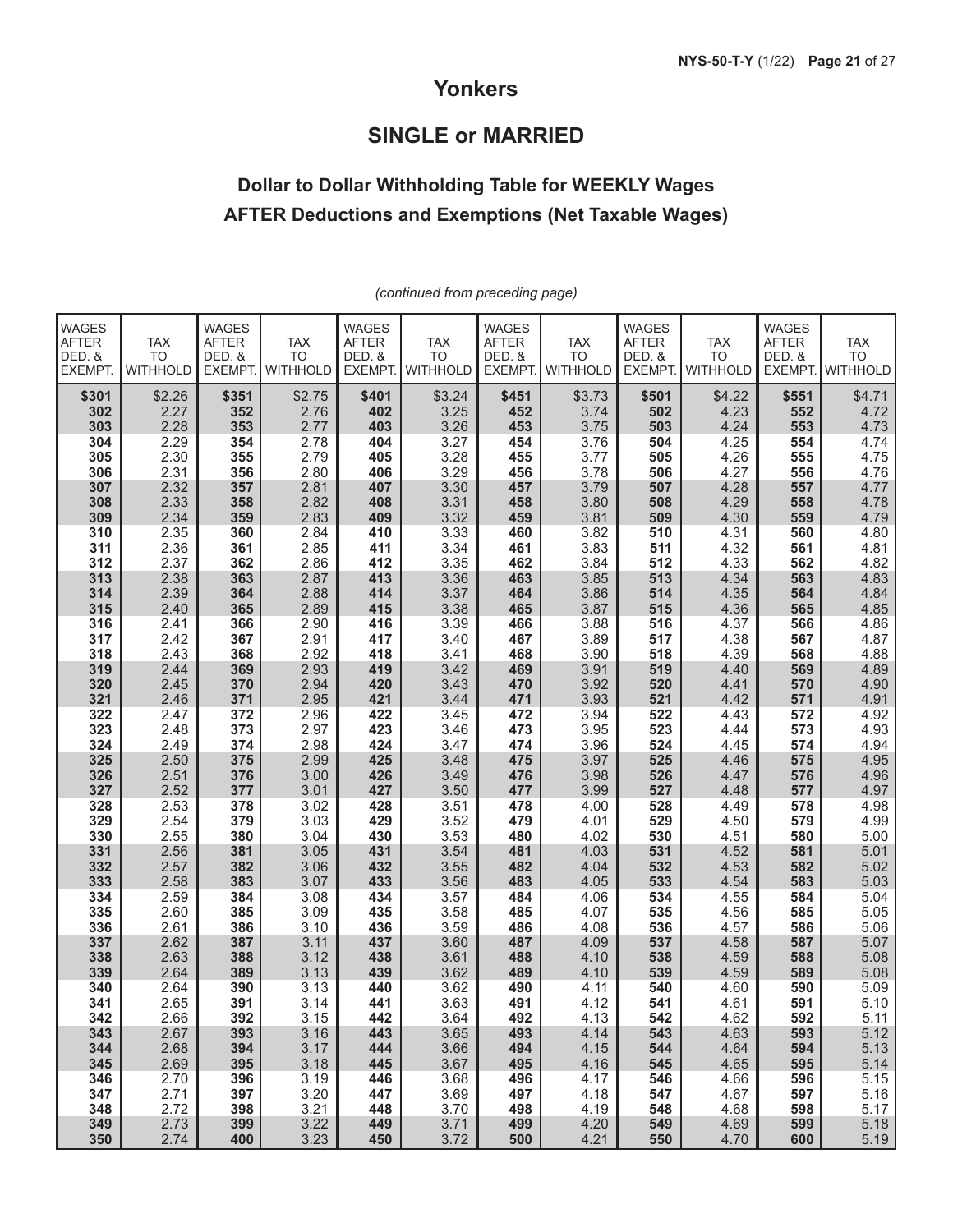# Yonkers

## SINGLE or MARRIED

### Dollar to Dollar Withholding Table for WEEKLY Wages AFTER Deductions and Exemptions (Net Taxable Wages)

*(continued from preceding page)*

| WAGES AFTER DED. & EXEMPT. | TAX TO WITHHOLD | WAGES AFTER DED. & EXEMPT. | TAX TO WITHHOLD | WAGES AFTER DED. & EXEMPT. | TAX TO WITHHOLD | WAGES AFTER DED. & EXEMPT. | TAX TO WITHHOLD | WAGES AFTER DED. & EXEMPT. | TAX TO WITHHOLD | WAGES AFTER DED. & EXEMPT. | TAX TO WITHHOLD |
|---|---|---|---|---|---|---|---|---|---|---|---|
| **$301** | $2.26 | **$351** | $2.75 | **$401** | $3.24 | **$451** | $3.73 | **$501** | $4.22 | **$551** | $4.71 |
| **302** | 2.27 | **352** | 2.76 | **402** | 3.25 | **452** | 3.74 | **502** | 4.23 | **552** | 4.72 |
| **303** | 2.28 | **353** | 2.77 | **403** | 3.26 | **453** | 3.75 | **503** | 4.24 | **553** | 4.73 |
| **304** | 2.29 | **354** | 2.78 | **404** | 3.27 | **454** | 3.76 | **504** | 4.25 | **554** | 4.74 |
| **305** | 2.30 | **355** | 2.79 | **405** | 3.28 | **455** | 3.77 | **505** | 4.26 | **555** | 4.75 |
| **306** | 2.31 | **356** | 2.80 | **406** | 3.29 | **456** | 3.78 | **506** | 4.27 | **556** | 4.76 |
| **307** | 2.32 | **357** | 2.81 | **407** | 3.30 | **457** | 3.79 | **507** | 4.28 | **557** | 4.77 |
| **308** | 2.33 | **358** | 2.82 | **408** | 3.31 | **458** | 3.80 | **508** | 4.29 | **558** | 4.78 |
| **309** | 2.34 | **359** | 2.83 | **409** | 3.32 | **459** | 3.81 | **509** | 4.30 | **559** | 4.79 |
| **310** | 2.35 | **360** | 2.84 | **410** | 3.33 | **460** | 3.82 | **510** | 4.31 | **560** | 4.80 |
| **311** | 2.36 | **361** | 2.85 | **411** | 3.34 | **461** | 3.83 | **511** | 4.32 | **561** | 4.81 |
| **312** | 2.37 | **362** | 2.86 | **412** | 3.35 | **462** | 3.84 | **512** | 4.33 | **562** | 4.82 |
| **313** | 2.38 | **363** | 2.87 | **413** | 3.36 | **463** | 3.85 | **513** | 4.34 | **563** | 4.83 |
| **314** | 2.39 | **364** | 2.88 | **414** | 3.37 | **464** | 3.86 | **514** | 4.35 | **564** | 4.84 |
| **315** | 2.40 | **365** | 2.89 | **415** | 3.38 | **465** | 3.87 | **515** | 4.36 | **565** | 4.85 |
| **316** | 2.41 | **366** | 2.90 | **416** | 3.39 | **466** | 3.88 | **516** | 4.37 | **566** | 4.86 |
| **317** | 2.42 | **367** | 2.91 | **417** | 3.40 | **467** | 3.89 | **517** | 4.38 | **567** | 4.87 |
| **318** | 2.43 | **368** | 2.92 | **418** | 3.41 | **468** | 3.90 | **518** | 4.39 | **568** | 4.88 |
| **319** | 2.44 | **369** | 2.93 | **419** | 3.42 | **469** | 3.91 | **519** | 4.40 | **569** | 4.89 |
| **320** | 2.45 | **370** | 2.94 | **420** | 3.43 | **470** | 3.92 | **520** | 4.41 | **570** | 4.90 |
| **321** | 2.46 | **371** | 2.95 | **421** | 3.44 | **471** | 3.93 | **521** | 4.42 | **571** | 4.91 |
| **322** | 2.47 | **372** | 2.96 | **422** | 3.45 | **472** | 3.94 | **522** | 4.43 | **572** | 4.92 |
| **323** | 2.48 | **373** | 2.97 | **423** | 3.46 | **473** | 3.95 | **523** | 4.44 | **573** | 4.93 |
| **324** | 2.49 | **374** | 2.98 | **424** | 3.47 | **474** | 3.96 | **524** | 4.45 | **574** | 4.94 |
| **325** | 2.50 | **375** | 2.99 | **425** | 3.48 | **475** | 3.97 | **525** | 4.46 | **575** | 4.95 |
| **326** | 2.51 | **376** | 3.00 | **426** | 3.49 | **476** | 3.98 | **526** | 4.47 | **576** | 4.96 |
| **327** | 2.52 | **377** | 3.01 | **427** | 3.50 | **477** | 3.99 | **527** | 4.48 | **577** | 4.97 |
| **328** | 2.53 | **378** | 3.02 | **428** | 3.51 | **478** | 4.00 | **528** | 4.49 | **578** | 4.98 |
| **329** | 2.54 | **379** | 3.03 | **429** | 3.52 | **479** | 4.01 | **529** | 4.50 | **579** | 4.99 |
| **330** | 2.55 | **380** | 3.04 | **430** | 3.53 | **480** | 4.02 | **530** | 4.51 | **580** | 5.00 |
| **331** | 2.56 | **381** | 3.05 | **431** | 3.54 | **481** | 4.03 | **531** | 4.52 | **581** | 5.01 |
| **332** | 2.57 | **382** | 3.06 | **432** | 3.55 | **482** | 4.04 | **532** | 4.53 | **582** | 5.02 |
| **333** | 2.58 | **383** | 3.07 | **433** | 3.56 | **483** | 4.05 | **533** | 4.54 | **583** | 5.03 |
| **334** | 2.59 | **384** | 3.08 | **434** | 3.57 | **484** | 4.06 | **534** | 4.55 | **584** | 5.04 |
| **335** | 2.60 | **385** | 3.09 | **435** | 3.58 | **485** | 4.07 | **535** | 4.56 | **585** | 5.05 |
| **336** | 2.61 | **386** | 3.10 | **436** | 3.59 | **486** | 4.08 | **536** | 4.57 | **586** | 5.06 |
| **337** | 2.62 | **387** | 3.11 | **437** | 3.60 | **487** | 4.09 | **537** | 4.58 | **587** | 5.07 |
| **338** | 2.63 | **388** | 3.12 | **438** | 3.61 | **488** | 4.10 | **538** | 4.59 | **588** | 5.08 |
| **339** | 2.64 | **389** | 3.13 | **439** | 3.62 | **489** | 4.10 | **539** | 4.59 | **589** | 5.08 |
| **340** | 2.64 | **390** | 3.13 | **440** | 3.62 | **490** | 4.11 | **540** | 4.60 | **590** | 5.09 |
| **341** | 2.65 | **391** | 3.14 | **441** | 3.63 | **491** | 4.12 | **541** | 4.61 | **591** | 5.10 |
| **342** | 2.66 | **392** | 3.15 | **442** | 3.64 | **492** | 4.13 | **542** | 4.62 | **592** | 5.11 |
| **343** | 2.67 | **393** | 3.16 | **443** | 3.65 | **493** | 4.14 | **543** | 4.63 | **593** | 5.12 |
| **344** | 2.68 | **394** | 3.17 | **444** | 3.66 | **494** | 4.15 | **544** | 4.64 | **594** | 5.13 |
| **345** | 2.69 | **395** | 3.18 | **445** | 3.67 | **495** | 4.16 | **545** | 4.65 | **595** | 5.14 |
| **346** | 2.70 | **396** | 3.19 | **446** | 3.68 | **496** | 4.17 | **546** | 4.66 | **596** | 5.15 |
| **347** | 2.71 | **397** | 3.20 | **447** | 3.69 | **497** | 4.18 | **547** | 4.67 | **597** | 5.16 |
| **348** | 2.72 | **398** | 3.21 | **448** | 3.70 | **498** | 4.19 | **548** | 4.68 | **598** | 5.17 |
| **349** | 2.73 | **399** | 3.22 | **449** | 3.71 | **499** | 4.20 | **549** | 4.69 | **599** | 5.18 |
| **350** | 2.74 | **400** | 3.23 | **450** | 3.72 | **500** | 4.21 | **550** | 4.70 | **600** | 5.19 |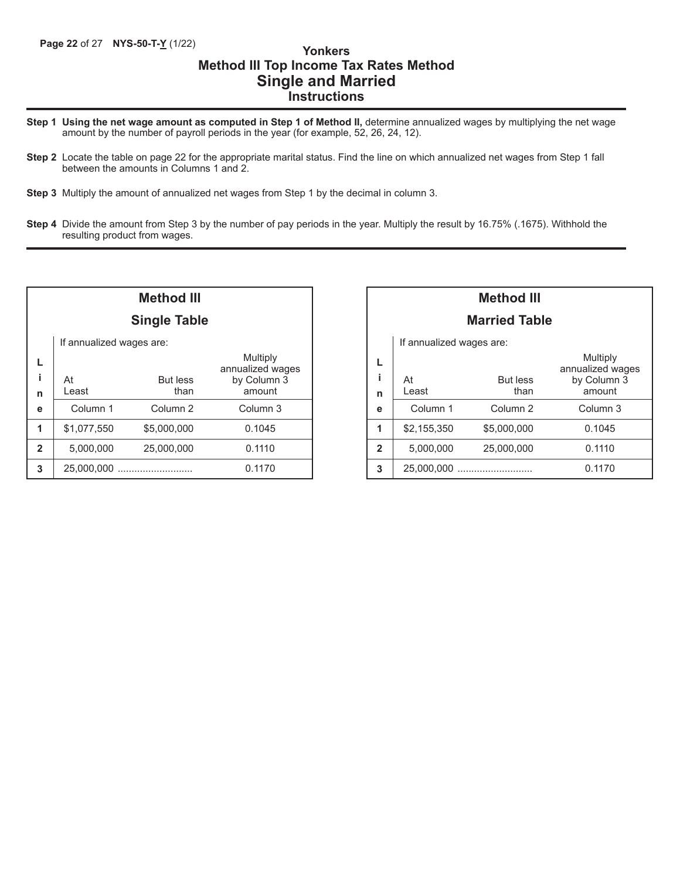# Yonkers
## Method III Top Income Tax Rates Method
## Single and Married
### Instructions

**Step 1** **Using the net wage amount as computed in Step 1 of Method II,** determine annualized wages by multiplying the net wage amount by the number of payroll periods in the year (for example, 52, 26, 24, 12).

**Step 2** Locate the table on page 22 for the appropriate marital status. Find the line on which annualized net wages from Step 1 fall between the amounts in Columns 1 and 2.

**Step 3** Multiply the amount of annualized net wages from Step 1 by the decimal in column 3.

**Step 4** Divide the amount from Step 3 by the number of pay periods in the year. Multiply the result by 16.75% (.1675). Withhold the resulting product from wages.

**Method III**

**Single Table**

| Line | If annualized wages are: At Least | But less than | Multiply annualized wages by Column 3 amount |
|---|---|---|---|
| | Column 1 | Column 2 | Column 3 |
| 1 | $1,077,550 | $5,000,000 | 0.1045 |
| 2 | 5,000,000 | 25,000,000 | 0.1110 |
| 3 | 25,000,000 | .......................... | 0.1170 |

**Method III**

**Married Table**

| Line | If annualized wages are: At Least | But less than | Multiply annualized wages by Column 3 amount |
|---|---|---|---|
| | Column 1 | Column 2 | Column 3 |
| 1 | $2,155,350 | $5,000,000 | 0.1045 |
| 2 | 5,000,000 | 25,000,000 | 0.1110 |
| 3 | 25,000,000 | .......................... | 0.1170 |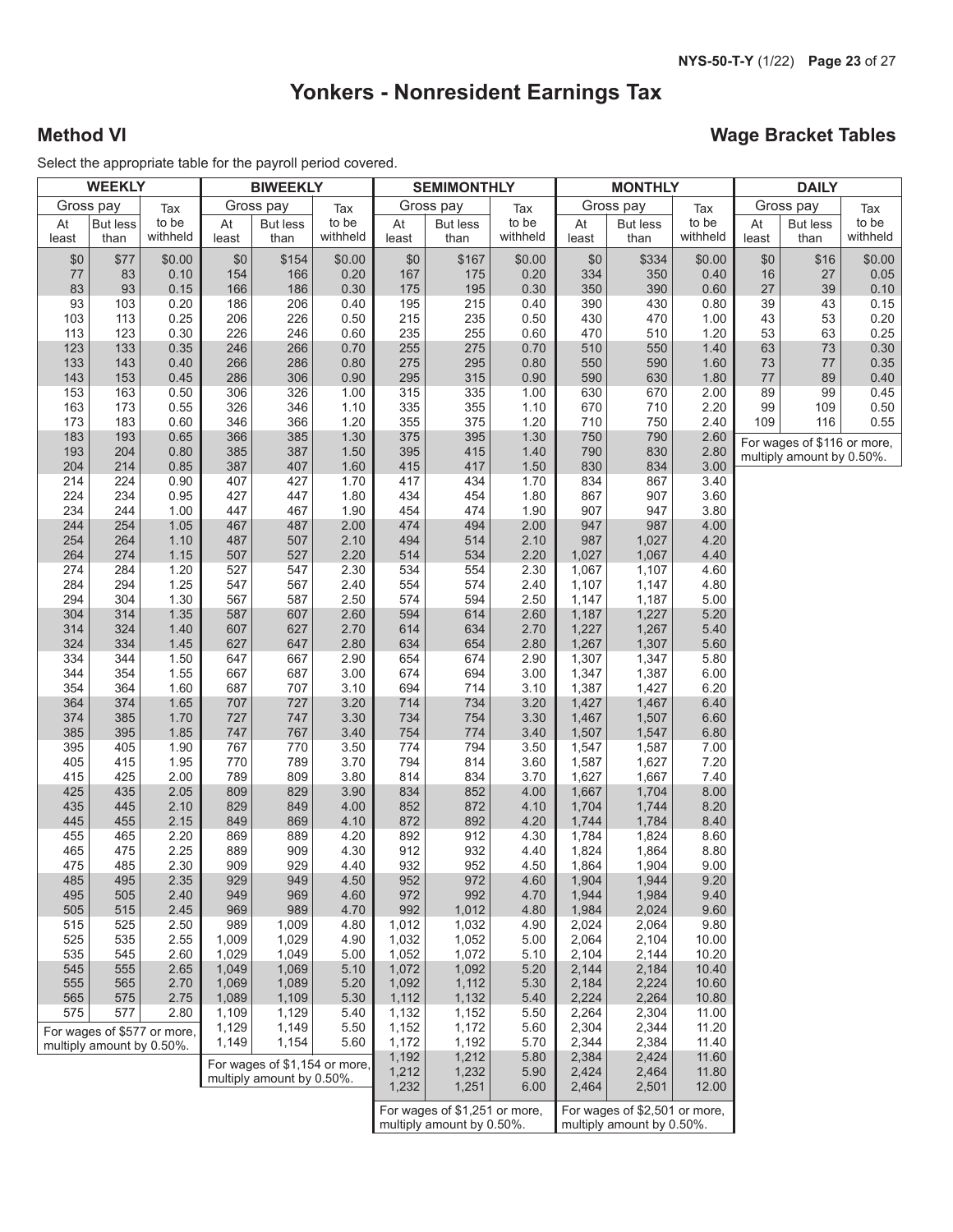# Yonkers - Nonresident Earnings Tax

## Method VI

## Wage Bracket Tables

Select the appropriate table for the payroll period covered.

### WEEKLY

| Gross pay | | Tax |
|---|---|---|
| At least | But less than | to be withheld |
| $0 | $77 | $0.00 |
| 77 | 83 | 0.10 |
| 83 | 93 | 0.15 |
| 93 | 103 | 0.20 |
| 103 | 113 | 0.25 |
| 113 | 123 | 0.30 |
| 123 | 133 | 0.35 |
| 133 | 143 | 0.40 |
| 143 | 153 | 0.45 |
| 153 | 163 | 0.50 |
| 163 | 173 | 0.55 |
| 173 | 183 | 0.60 |
| 183 | 193 | 0.65 |
| 193 | 204 | 0.80 |
| 204 | 214 | 0.85 |
| 214 | 224 | 0.90 |
| 224 | 234 | 0.95 |
| 234 | 244 | 1.00 |
| 244 | 254 | 1.05 |
| 254 | 264 | 1.10 |
| 264 | 274 | 1.15 |
| 274 | 284 | 1.20 |
| 284 | 294 | 1.25 |
| 294 | 304 | 1.30 |
| 304 | 314 | 1.35 |
| 314 | 324 | 1.40 |
| 324 | 334 | 1.45 |
| 334 | 344 | 1.50 |
| 344 | 354 | 1.55 |
| 354 | 364 | 1.60 |
| 364 | 374 | 1.65 |
| 374 | 385 | 1.70 |
| 385 | 395 | 1.85 |
| 395 | 405 | 1.90 |
| 405 | 415 | 1.95 |
| 415 | 425 | 2.00 |
| 425 | 435 | 2.05 |
| 435 | 445 | 2.10 |
| 445 | 455 | 2.15 |
| 455 | 465 | 2.20 |
| 465 | 475 | 2.25 |
| 475 | 485 | 2.30 |
| 485 | 495 | 2.35 |
| 495 | 505 | 2.40 |
| 505 | 515 | 2.45 |
| 515 | 525 | 2.50 |
| 525 | 535 | 2.55 |
| 535 | 545 | 2.60 |
| 545 | 555 | 2.65 |
| 555 | 565 | 2.70 |
| 565 | 575 | 2.75 |
| 575 | 577 | 2.80 |

For wages of $577 or more, multiply amount by 0.50%.

### BIWEEKLY

| Gross pay | | Tax |
|---|---|---|
| At least | But less than | to be withheld |
| $0 | $154 | $0.00 |
| 154 | 166 | 0.20 |
| 166 | 186 | 0.30 |
| 186 | 206 | 0.40 |
| 206 | 226 | 0.50 |
| 226 | 246 | 0.60 |
| 246 | 266 | 0.70 |
| 266 | 286 | 0.80 |
| 286 | 306 | 0.90 |
| 306 | 326 | 1.00 |
| 326 | 346 | 1.10 |
| 346 | 366 | 1.20 |
| 366 | 385 | 1.30 |
| 385 | 387 | 1.50 |
| 387 | 407 | 1.60 |
| 407 | 427 | 1.70 |
| 427 | 447 | 1.80 |
| 447 | 467 | 1.90 |
| 467 | 487 | 2.00 |
| 487 | 507 | 2.10 |
| 507 | 527 | 2.20 |
| 527 | 547 | 2.30 |
| 547 | 567 | 2.40 |
| 567 | 587 | 2.50 |
| 587 | 607 | 2.60 |
| 607 | 627 | 2.70 |
| 627 | 647 | 2.80 |
| 647 | 667 | 2.90 |
| 667 | 687 | 3.00 |
| 687 | 707 | 3.10 |
| 707 | 727 | 3.20 |
| 727 | 747 | 3.30 |
| 747 | 767 | 3.40 |
| 767 | 770 | 3.50 |
| 770 | 789 | 3.70 |
| 789 | 809 | 3.80 |
| 809 | 829 | 3.90 |
| 829 | 849 | 4.00 |
| 849 | 869 | 4.10 |
| 869 | 889 | 4.20 |
| 889 | 909 | 4.30 |
| 909 | 929 | 4.40 |
| 929 | 949 | 4.50 |
| 949 | 969 | 4.60 |
| 969 | 989 | 4.70 |
| 989 | 1,009 | 4.80 |
| 1,009 | 1,029 | 4.90 |
| 1,029 | 1,049 | 5.00 |
| 1,049 | 1,069 | 5.10 |
| 1,069 | 1,089 | 5.20 |
| 1,089 | 1,109 | 5.30 |
| 1,109 | 1,129 | 5.40 |
| 1,129 | 1,149 | 5.50 |
| 1,149 | 1,154 | 5.60 |

For wages of $1,154 or more, multiply amount by 0.50%.

### SEMIMONTHLY

| Gross pay | | Tax |
|---|---|---|
| At least | But less than | to be withheld |
| $0 | $167 | $0.00 |
| 167 | 175 | 0.20 |
| 175 | 195 | 0.30 |
| 195 | 215 | 0.40 |
| 215 | 235 | 0.50 |
| 235 | 255 | 0.60 |
| 255 | 275 | 0.70 |
| 275 | 295 | 0.80 |
| 295 | 315 | 0.90 |
| 315 | 335 | 1.00 |
| 335 | 355 | 1.10 |
| 355 | 375 | 1.20 |
| 375 | 395 | 1.30 |
| 395 | 415 | 1.40 |
| 415 | 417 | 1.50 |
| 417 | 434 | 1.70 |
| 434 | 454 | 1.80 |
| 454 | 474 | 1.90 |
| 474 | 494 | 2.00 |
| 494 | 514 | 2.10 |
| 514 | 534 | 2.20 |
| 534 | 554 | 2.30 |
| 554 | 574 | 2.40 |
| 574 | 594 | 2.50 |
| 594 | 614 | 2.60 |
| 614 | 634 | 2.70 |
| 634 | 654 | 2.80 |
| 654 | 674 | 2.90 |
| 674 | 694 | 3.00 |
| 694 | 714 | 3.10 |
| 714 | 734 | 3.20 |
| 734 | 754 | 3.30 |
| 754 | 774 | 3.40 |
| 774 | 794 | 3.50 |
| 794 | 814 | 3.60 |
| 814 | 834 | 3.70 |
| 834 | 852 | 4.00 |
| 852 | 872 | 4.10 |
| 872 | 892 | 4.20 |
| 892 | 912 | 4.30 |
| 912 | 932 | 4.40 |
| 932 | 952 | 4.50 |
| 952 | 972 | 4.60 |
| 972 | 992 | 4.70 |
| 992 | 1,012 | 4.80 |
| 1,012 | 1,032 | 4.90 |
| 1,032 | 1,052 | 5.00 |
| 1,052 | 1,072 | 5.10 |
| 1,072 | 1,092 | 5.20 |
| 1,092 | 1,112 | 5.30 |
| 1,112 | 1,132 | 5.40 |
| 1,132 | 1,152 | 5.50 |
| 1,152 | 1,172 | 5.60 |
| 1,172 | 1,192 | 5.70 |
| 1,192 | 1,212 | 5.80 |
| 1,212 | 1,232 | 5.90 |
| 1,232 | 1,251 | 6.00 |

For wages of $1,251 or more, multiply amount by 0.50%.

### MONTHLY

| Gross pay | | Tax |
|---|---|---|
| At least | But less than | to be withheld |
| $0 | $334 | $0.00 |
| 334 | 350 | 0.40 |
| 350 | 390 | 0.60 |
| 390 | 430 | 0.80 |
| 430 | 470 | 1.00 |
| 470 | 510 | 1.20 |
| 510 | 550 | 1.40 |
| 550 | 590 | 1.60 |
| 590 | 630 | 1.80 |
| 630 | 670 | 2.00 |
| 670 | 710 | 2.20 |
| 710 | 750 | 2.40 |
| 750 | 790 | 2.60 |
| 790 | 830 | 2.80 |
| 830 | 834 | 3.00 |
| 834 | 867 | 3.40 |
| 867 | 907 | 3.60 |
| 907 | 947 | 3.80 |
| 947 | 987 | 4.00 |
| 987 | 1,027 | 4.20 |
| 1,027 | 1,067 | 4.40 |
| 1,067 | 1,107 | 4.60 |
| 1,107 | 1,147 | 4.80 |
| 1,147 | 1,187 | 5.00 |
| 1,187 | 1,227 | 5.20 |
| 1,227 | 1,267 | 5.40 |
| 1,267 | 1,307 | 5.60 |
| 1,307 | 1,347 | 5.80 |
| 1,347 | 1,387 | 6.00 |
| 1,387 | 1,427 | 6.20 |
| 1,427 | 1,467 | 6.40 |
| 1,467 | 1,507 | 6.60 |
| 1,507 | 1,547 | 6.80 |
| 1,547 | 1,587 | 7.00 |
| 1,587 | 1,627 | 7.20 |
| 1,627 | 1,667 | 7.40 |
| 1,667 | 1,704 | 8.00 |
| 1,704 | 1,744 | 8.20 |
| 1,744 | 1,784 | 8.40 |
| 1,784 | 1,824 | 8.60 |
| 1,824 | 1,864 | 8.80 |
| 1,864 | 1,904 | 9.00 |
| 1,904 | 1,944 | 9.20 |
| 1,944 | 1,984 | 9.40 |
| 1,984 | 2,024 | 9.60 |
| 2,024 | 2,064 | 9.80 |
| 2,064 | 2,104 | 10.00 |
| 2,104 | 2,144 | 10.20 |
| 2,144 | 2,184 | 10.40 |
| 2,184 | 2,224 | 10.60 |
| 2,224 | 2,264 | 10.80 |
| 2,264 | 2,304 | 11.00 |
| 2,304 | 2,344 | 11.20 |
| 2,344 | 2,384 | 11.40 |
| 2,384 | 2,424 | 11.60 |
| 2,424 | 2,464 | 11.80 |
| 2,464 | 2,501 | 12.00 |

For wages of $2,501 or more, multiply amount by 0.50%.

### DAILY

| Gross pay | | Tax |
|---|---|---|
| At least | But less than | to be withheld |
| $0 | $16 | $0.00 |
| 16 | 27 | 0.05 |
| 27 | 39 | 0.10 |
| 39 | 43 | 0.15 |
| 43 | 53 | 0.20 |
| 53 | 63 | 0.25 |
| 63 | 73 | 0.30 |
| 73 | 77 | 0.35 |
| 77 | 89 | 0.40 |
| 89 | 99 | 0.45 |
| 99 | 109 | 0.50 |
| 109 | 116 | 0.55 |

For wages of $116 or more, multiply amount by 0.50%.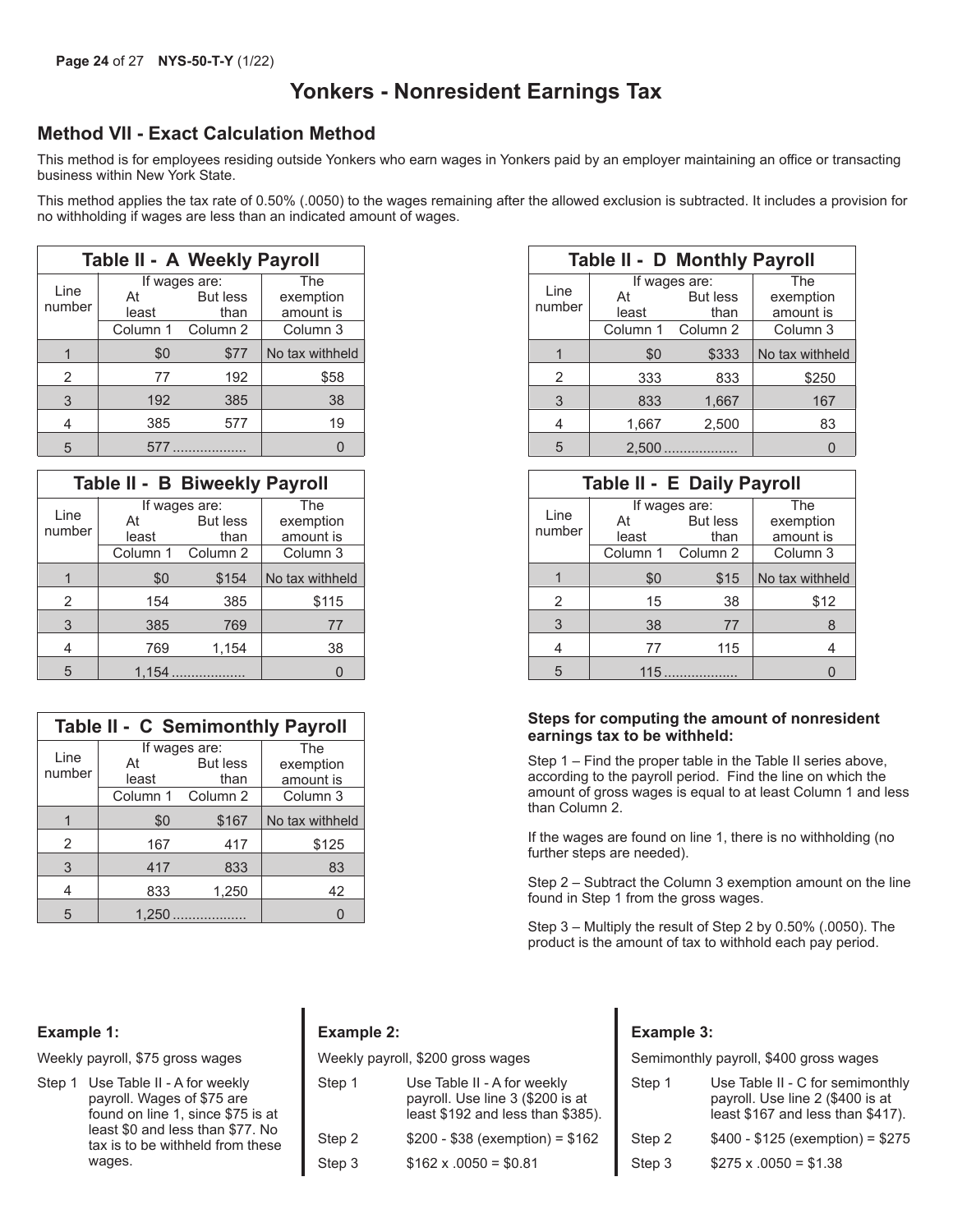# Yonkers - Nonresident Earnings Tax

## Method VII - Exact Calculation Method

This method is for employees residing outside Yonkers who earn wages in Yonkers paid by an employer maintaining an office or transacting business within New York State.

This method applies the tax rate of 0.50% (.0050) to the wages remaining after the allowed exclusion is subtracted. It includes a provision for no withholding if wages are less than an indicated amount of wages.

**Table II - A Weekly Payroll**

| Line number | If wages are: At least | But less than | The exemption amount is |
|---|---|---|---|
| | Column 1 | Column 2 | Column 3 |
| 1 | $0 | $77 | No tax withheld |
| 2 | 77 | 192 | $58 |
| 3 | 192 | 385 | 38 |
| 4 | 385 | 577 | 19 |
| 5 | 577 .................. | | 0 |

**Table II - B Biweekly Payroll**

| Line number | If wages are: At least | But less than | The exemption amount is |
|---|---|---|---|
| | Column 1 | Column 2 | Column 3 |
| 1 | $0 | $154 | No tax withheld |
| 2 | 154 | 385 | $115 |
| 3 | 385 | 769 | 77 |
| 4 | 769 | 1,154 | 38 |
| 5 | 1,154 .................. | | 0 |

**Table II - C Semimonthly Payroll**

| Line number | If wages are: At least | But less than | The exemption amount is |
|---|---|---|---|
| | Column 1 | Column 2 | Column 3 |
| 1 | $0 | $167 | No tax withheld |
| 2 | 167 | 417 | $125 |
| 3 | 417 | 833 | 83 |
| 4 | 833 | 1,250 | 42 |
| 5 | 1,250 .................. | | 0 |

**Table II - D Monthly Payroll**

| Line number | If wages are: At least | But less than | The exemption amount is |
|---|---|---|---|
| | Column 1 | Column 2 | Column 3 |
| 1 | $0 | $333 | No tax withheld |
| 2 | 333 | 833 | $250 |
| 3 | 833 | 1,667 | 167 |
| 4 | 1,667 | 2,500 | 83 |
| 5 | 2,500 .................. | | 0 |

**Table II - E Daily Payroll**

| Line number | If wages are: At least | But less than | The exemption amount is |
|---|---|---|---|
| | Column 1 | Column 2 | Column 3 |
| 1 | $0 | $15 | No tax withheld |
| 2 | 15 | 38 | $12 |
| 3 | 38 | 77 | 8 |
| 4 | 77 | 115 | 4 |
| 5 | 115 .................. | | 0 |

**Steps for computing the amount of nonresident earnings tax to be withheld:**

Step 1 – Find the proper table in the Table II series above, according to the payroll period. Find the line on which the amount of gross wages is equal to at least Column 1 and less than Column 2.

If the wages are found on line 1, there is no withholding (no further steps are needed).

Step 2 – Subtract the Column 3 exemption amount on the line found in Step 1 from the gross wages.

Step 3 – Multiply the result of Step 2 by 0.50% (.0050). The product is the amount of tax to withhold each pay period.

**Example 1:**

Weekly payroll, $75 gross wages

Step 1 Use Table II - A for weekly payroll. Wages of $75 are found on line 1, since $75 is at least $0 and less than $77. No tax is to be withheld from these wages.

**Example 2:**

Weekly payroll, $200 gross wages

Step 1 Use Table II - A for weekly payroll. Use line 3 ($200 is at least $192 and less than $385).

Step 2 $200 - $38 (exemption) = $162

Step 3 $162 x .0050 = $0.81

**Example 3:**

Semimonthly payroll, $400 gross wages

Step 1 Use Table II - C for semimonthly payroll. Use line 2 ($400 is at least $167 and less than $417).

Step 2 $400 - $125 (exemption) = $275

Step 3 $275 x .0050 = $1.38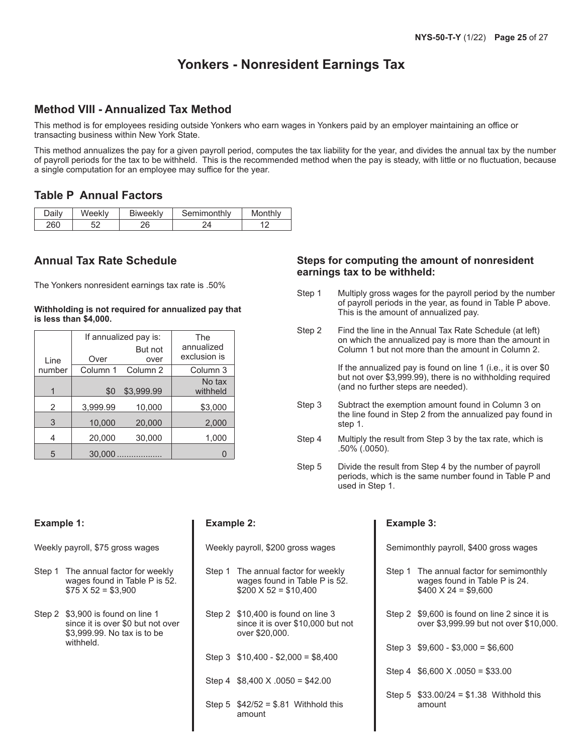# Yonkers - Nonresident Earnings Tax

## Method VIII - Annualized Tax Method

This method is for employees residing outside Yonkers who earn wages in Yonkers paid by an employer maintaining an office or transacting business within New York State.

This method annualizes the pay for a given payroll period, computes the tax liability for the year, and divides the annual tax by the number of payroll periods for the tax to be withheld. This is the recommended method when the pay is steady, with little or no fluctuation, because a single computation for an employee may suffice for the year.

## Table P Annual Factors

| Daily | Weekly | Biweekly | Semimonthly | Monthly |
|---|---|---|---|---|
| 260 | 52 | 26 | 24 | 12 |

## Annual Tax Rate Schedule

The Yonkers nonresident earnings tax rate is .50%

**Withholding is not required for annualized pay that is less than $4,000.**

| | If annualized pay is: | | The annualized exclusion is |
|---|---|---|---|
| Line | Over | But not over | |
| number | Column 1 | Column 2 | Column 3 |
| 1 | $0 | $3,999.99 | No tax withheld |
| 2 | 3,999.99 | 10,000 | $3,000 |
| 3 | 10,000 | 20,000 | 2,000 |
| 4 | 20,000 | 30,000 | 1,000 |
| 5 | 30,000 .................. | | 0 |

### Steps for computing the amount of nonresident earnings tax to be withheld:

Step 1 Multiply gross wages for the payroll period by the number of payroll periods in the year, as found in Table P above. This is the amount of annualized pay.

Step 2 Find the line in the Annual Tax Rate Schedule (at left) on which the annualized pay is more than the amount in Column 1 but not more than the amount in Column 2.

If the annualized pay is found on line 1 (i.e., it is over $0 but not over $3,999.99), there is no withholding required (and no further steps are needed).

Step 3 Subtract the exemption amount found in Column 3 on the line found in Step 2 from the annualized pay found in step 1.

Step 4 Multiply the result from Step 3 by the tax rate, which is .50% (.0050).

Step 5 Divide the result from Step 4 by the number of payroll periods, which is the same number found in Table P and used in Step 1.

**Example 1:**

Weekly payroll, $75 gross wages

Step 1 The annual factor for weekly wages found in Table P is 52. $75 X 52 = $3,900

Step 2 $3,900 is found on line 1 since it is over $0 but not over $3,999.99. No tax is to be withheld.

**Example 2:**

Weekly payroll, $200 gross wages

Step 1 The annual factor for weekly wages found in Table P is 52. $200 X 52 = $10,400

Step 2 $10,400 is found on line 3 since it is over $10,000 but not over $20,000.

Step 3 $10,400 - $2,000 = $8,400

Step 4 $8,400 X .0050 = $42.00

Step 5 $42/52 = $.81 Withhold this amount

**Example 3:**

Semimonthly payroll, $400 gross wages

Step 1 The annual factor for semimonthly wages found in Table P is 24. $400 X 24 = $9,600

Step 2 $9,600 is found on line 2 since it is over $3,999.99 but not over $10,000.

Step 3 $9,600 - $3,000 = $6,600

Step 4 $6,600 X .0050 = $33.00

Step 5 $33.00/24 = $1.38 Withhold this amount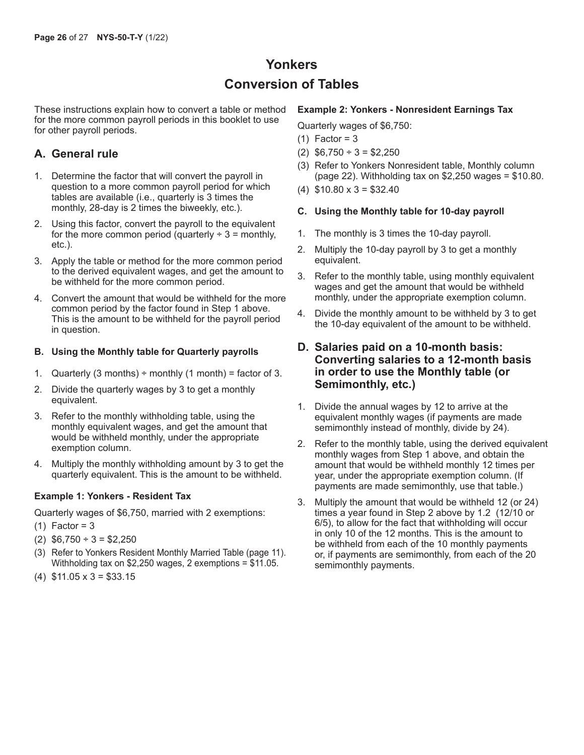# Yonkers

# Conversion of Tables

These instructions explain how to convert a table or method for the more common payroll periods in this booklet to use for other payroll periods.

## A. General rule

1. Determine the factor that will convert the payroll in question to a more common payroll period for which tables are available (i.e., quarterly is 3 times the monthly, 28-day is 2 times the biweekly, etc.).
2. Using this factor, convert the payroll to the equivalent for the more common period (quarterly ÷ 3 = monthly, etc.).
3. Apply the table or method for the more common period to the derived equivalent wages, and get the amount to be withheld for the more common period.
4. Convert the amount that would be withheld for the more common period by the factor found in Step 1 above. This is the amount to be withheld for the payroll period in question.

### B. Using the Monthly table for Quarterly payrolls

1. Quarterly (3 months) ÷ monthly (1 month) = factor of 3.
2. Divide the quarterly wages by 3 to get a monthly equivalent.
3. Refer to the monthly withholding table, using the monthly equivalent wages, and get the amount that would be withheld monthly, under the appropriate exemption column.
4. Multiply the monthly withholding amount by 3 to get the quarterly equivalent. This is the amount to be withheld.

**Example 1: Yonkers - Resident Tax**

Quarterly wages of $6,750, married with 2 exemptions:

(1) Factor = 3

(2) $6,750 ÷ 3 = $2,250

(3) Refer to Yonkers Resident Monthly Married Table (page 11). Withholding tax on $2,250 wages, 2 exemptions = $11.05.

(4) $11.05 x 3 = $33.15

**Example 2: Yonkers - Nonresident Earnings Tax**

Quarterly wages of $6,750:

(1) Factor = 3

(2) $6,750 ÷ 3 = $2,250

(3) Refer to Yonkers Nonresident table, Monthly column (page 22). Withholding tax on $2,250 wages = $10.80.

(4) $10.80 x 3 = $32.40

### C. Using the Monthly table for 10-day payroll

1. The monthly is 3 times the 10-day payroll.
2. Multiply the 10-day payroll by 3 to get a monthly equivalent.
3. Refer to the monthly table, using monthly equivalent wages and get the amount that would be withheld monthly, under the appropriate exemption column.
4. Divide the monthly amount to be withheld by 3 to get the 10-day equivalent of the amount to be withheld.

## D. Salaries paid on a 10-month basis: Converting salaries to a 12-month basis in order to use the Monthly table (or Semimonthly, etc.)

1. Divide the annual wages by 12 to arrive at the equivalent monthly wages (if payments are made semimonthly instead of monthly, divide by 24).
2. Refer to the monthly table, using the derived equivalent monthly wages from Step 1 above, and obtain the amount that would be withheld monthly 12 times per year, under the appropriate exemption column. (If payments are made semimonthly, use that table.)
3. Multiply the amount that would be withheld 12 (or 24) times a year found in Step 2 above by 1.2 (12/10 or 6/5), to allow for the fact that withholding will occur in only 10 of the 12 months. This is the amount to be withheld from each of the 10 monthly payments or, if payments are semimonthly, from each of the 20 semimonthly payments.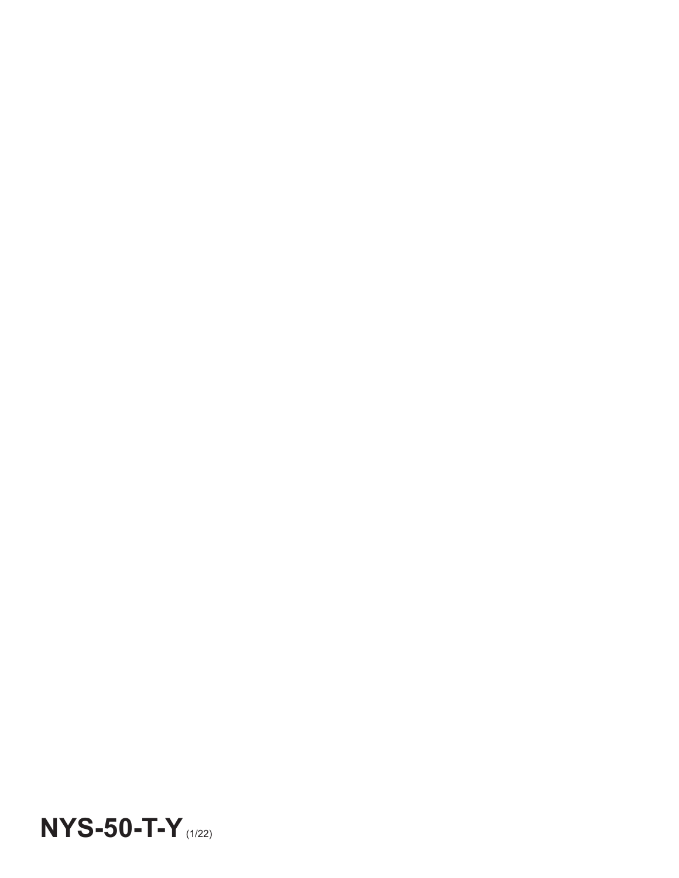**NYS-50-T-Y** (1/22)